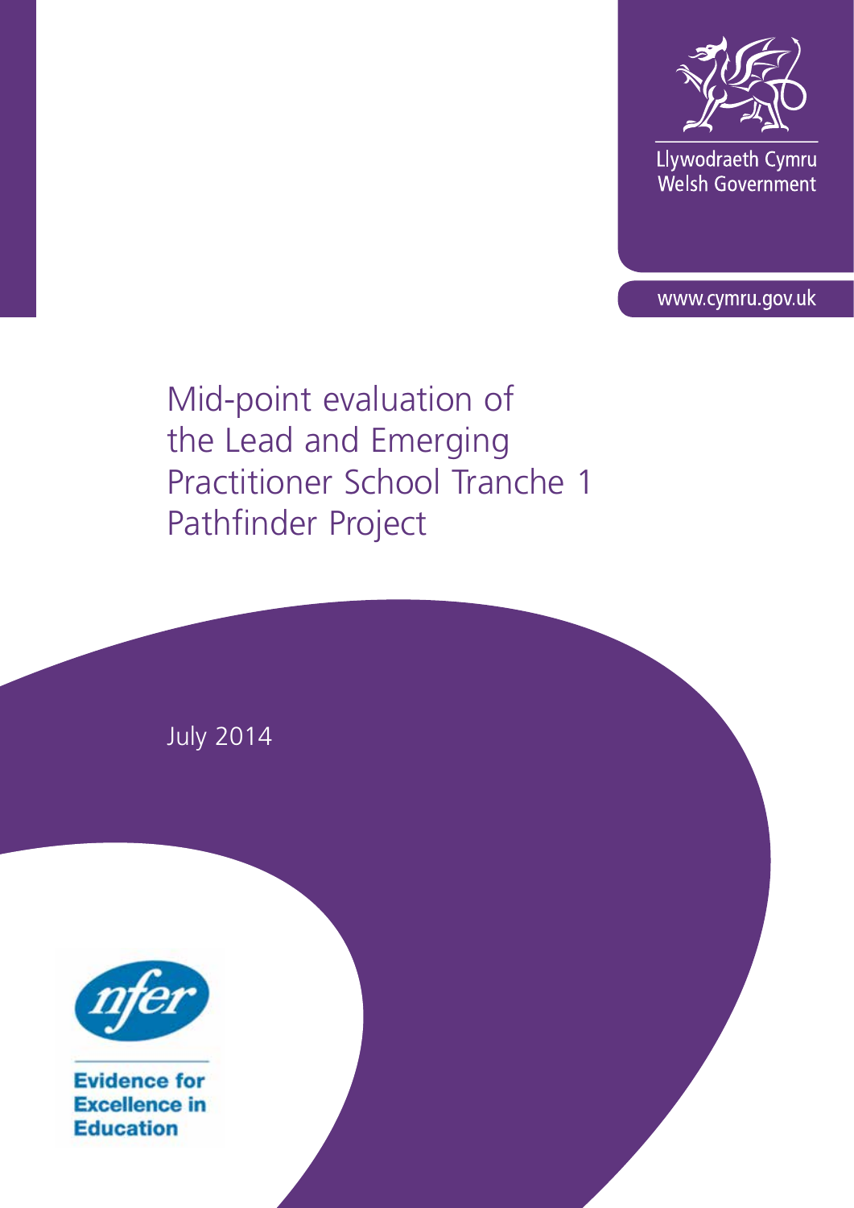Llywodraeth Cymru
Welsh Government

www.cymru.gov.uk

# Mid-point evaluation of the Lead and Emerging Practitioner School Tranche 1 Pathfinder Project

July 2014

nfer

Evidence for Excellence in Education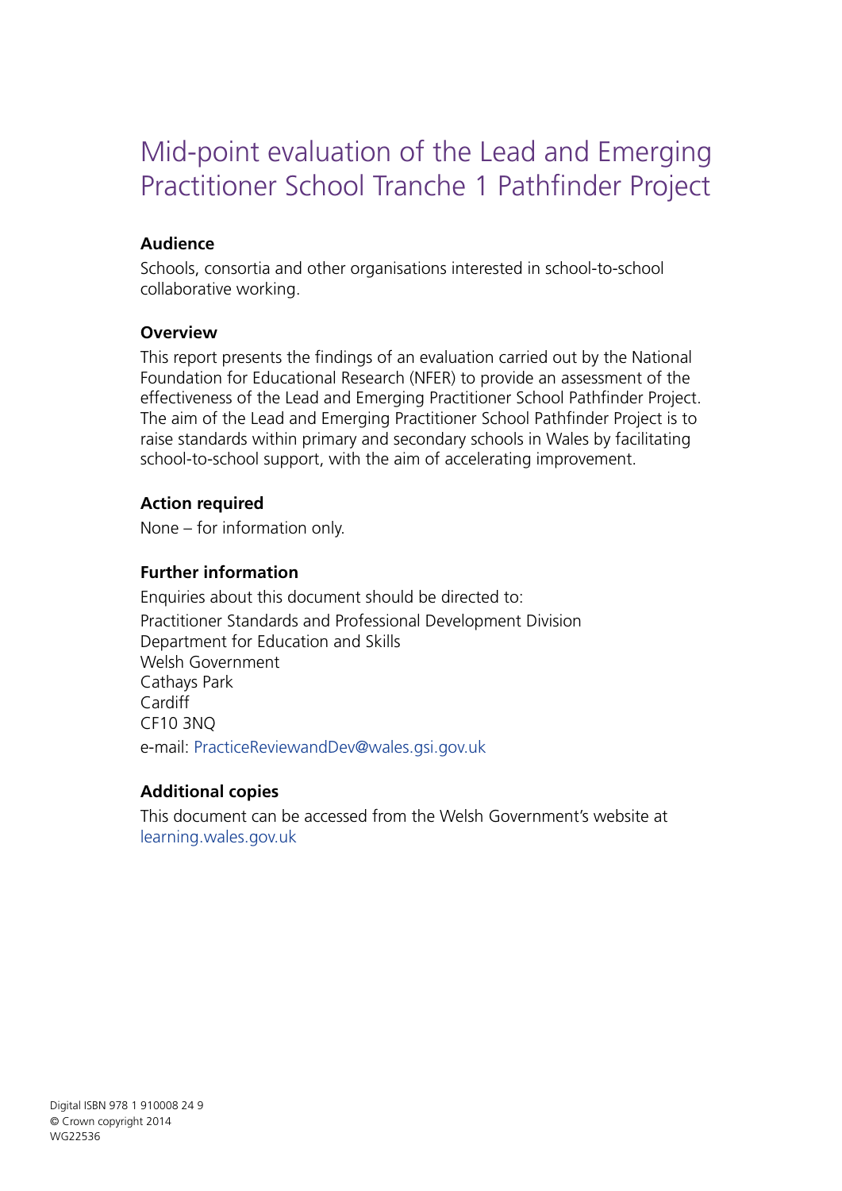# Mid-point evaluation of the Lead and Emerging Practitioner School Tranche 1 Pathfinder Project

**Audience**

Schools, consortia and other organisations interested in school-to-school collaborative working.

**Overview**

This report presents the findings of an evaluation carried out by the National Foundation for Educational Research (NFER) to provide an assessment of the effectiveness of the Lead and Emerging Practitioner School Pathfinder Project. The aim of the Lead and Emerging Practitioner School Pathfinder Project is to raise standards within primary and secondary schools in Wales by facilitating school-to-school support, with the aim of accelerating improvement.

**Action required**

None – for information only.

**Further information**

Enquiries about this document should be directed to:

Practitioner Standards and Professional Development Division
Department for Education and Skills
Welsh Government
Cathays Park
Cardiff
CF10 3NQ

e-mail: PracticeReviewandDev@wales.gsi.gov.uk

**Additional copies**

This document can be accessed from the Welsh Government's website at learning.wales.gov.uk

Digital ISBN 978 1 910008 24 9
© Crown copyright 2014
WG22536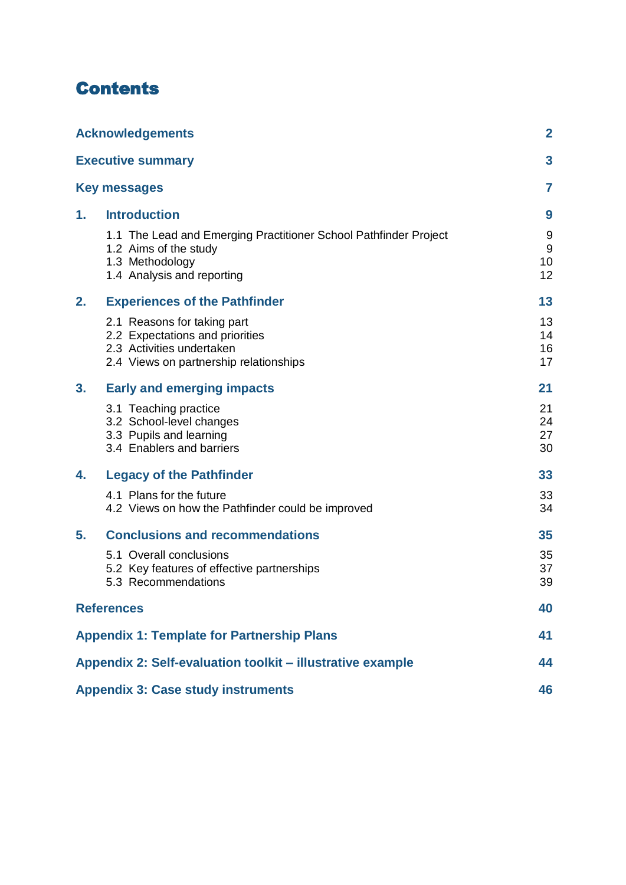# Contents

| | |
|---|---|
| **Acknowledgements** | **2** |
| **Executive summary** | **3** |
| **Key messages** | **7** |
| **1. Introduction** | **9** |
| 1.1 The Lead and Emerging Practitioner School Pathfinder Project | 9 |
| 1.2 Aims of the study | 9 |
| 1.3 Methodology | 10 |
| 1.4 Analysis and reporting | 12 |
| **2. Experiences of the Pathfinder** | **13** |
| 2.1 Reasons for taking part | 13 |
| 2.2 Expectations and priorities | 14 |
| 2.3 Activities undertaken | 16 |
| 2.4 Views on partnership relationships | 17 |
| **3. Early and emerging impacts** | **21** |
| 3.1 Teaching practice | 21 |
| 3.2 School-level changes | 24 |
| 3.3 Pupils and learning | 27 |
| 3.4 Enablers and barriers | 30 |
| **4. Legacy of the Pathfinder** | **33** |
| 4.1 Plans for the future | 33 |
| 4.2 Views on how the Pathfinder could be improved | 34 |
| **5. Conclusions and recommendations** | **35** |
| 5.1 Overall conclusions | 35 |
| 5.2 Key features of effective partnerships | 37 |
| 5.3 Recommendations | 39 |
| **References** | **40** |
| **Appendix 1: Template for Partnership Plans** | **41** |
| **Appendix 2: Self-evaluation toolkit – illustrative example** | **44** |
| **Appendix 3: Case study instruments** | **46** |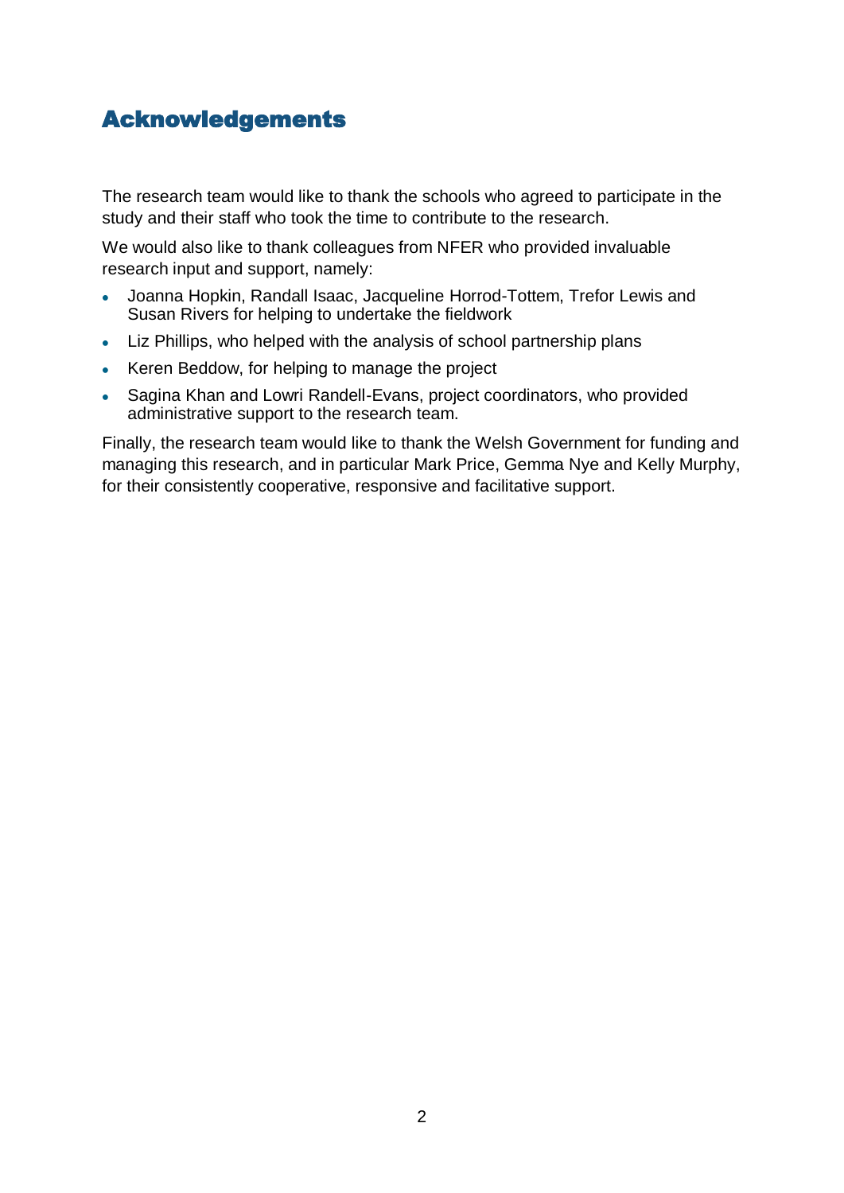# Acknowledgements

The research team would like to thank the schools who agreed to participate in the study and their staff who took the time to contribute to the research.

We would also like to thank colleagues from NFER who provided invaluable research input and support, namely:

- Joanna Hopkin, Randall Isaac, Jacqueline Horrod-Tottem, Trefor Lewis and Susan Rivers for helping to undertake the fieldwork
- Liz Phillips, who helped with the analysis of school partnership plans
- Keren Beddow, for helping to manage the project
- Sagina Khan and Lowri Randell-Evans, project coordinators, who provided administrative support to the research team.

Finally, the research team would like to thank the Welsh Government for funding and managing this research, and in particular Mark Price, Gemma Nye and Kelly Murphy, for their consistently cooperative, responsive and facilitative support.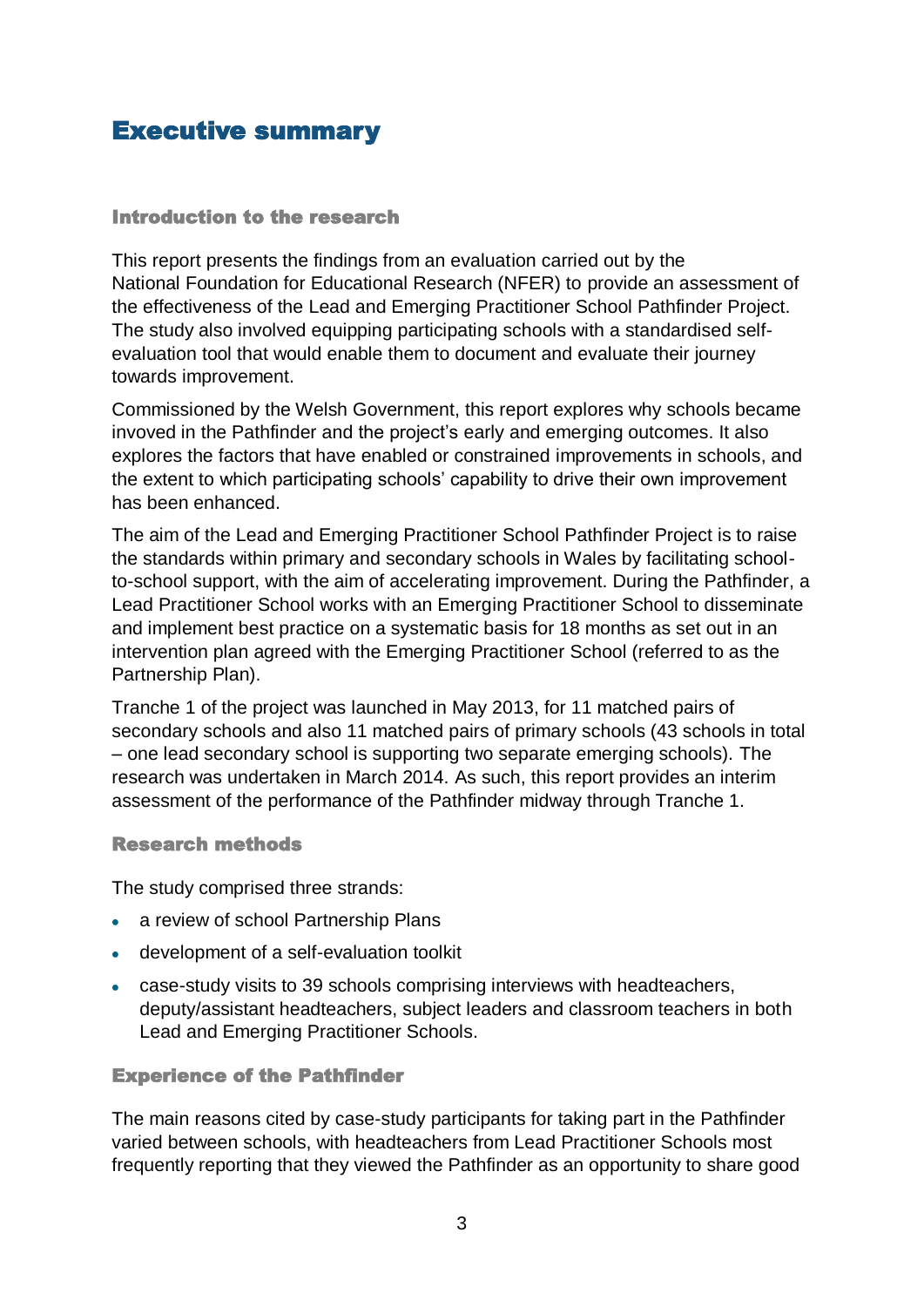# Executive summary

## Introduction to the research

This report presents the findings from an evaluation carried out by the National Foundation for Educational Research (NFER) to provide an assessment of the effectiveness of the Lead and Emerging Practitioner School Pathfinder Project. The study also involved equipping participating schools with a standardised self-evaluation tool that would enable them to document and evaluate their journey towards improvement.

Commissioned by the Welsh Government, this report explores why schools became invoved in the Pathfinder and the project's early and emerging outcomes. It also explores the factors that have enabled or constrained improvements in schools, and the extent to which participating schools' capability to drive their own improvement has been enhanced.

The aim of the Lead and Emerging Practitioner School Pathfinder Project is to raise the standards within primary and secondary schools in Wales by facilitating school-to-school support, with the aim of accelerating improvement. During the Pathfinder, a Lead Practitioner School works with an Emerging Practitioner School to disseminate and implement best practice on a systematic basis for 18 months as set out in an intervention plan agreed with the Emerging Practitioner School (referred to as the Partnership Plan).

Tranche 1 of the project was launched in May 2013, for 11 matched pairs of secondary schools and also 11 matched pairs of primary schools (43 schools in total – one lead secondary school is supporting two separate emerging schools). The research was undertaken in March 2014. As such, this report provides an interim assessment of the performance of the Pathfinder midway through Tranche 1.

## Research methods

The study comprised three strands:

- a review of school Partnership Plans
- development of a self-evaluation toolkit
- case-study visits to 39 schools comprising interviews with headteachers, deputy/assistant headteachers, subject leaders and classroom teachers in both Lead and Emerging Practitioner Schools.

## Experience of the Pathfinder

The main reasons cited by case-study participants for taking part in the Pathfinder varied between schools, with headteachers from Lead Practitioner Schools most frequently reporting that they viewed the Pathfinder as an opportunity to share good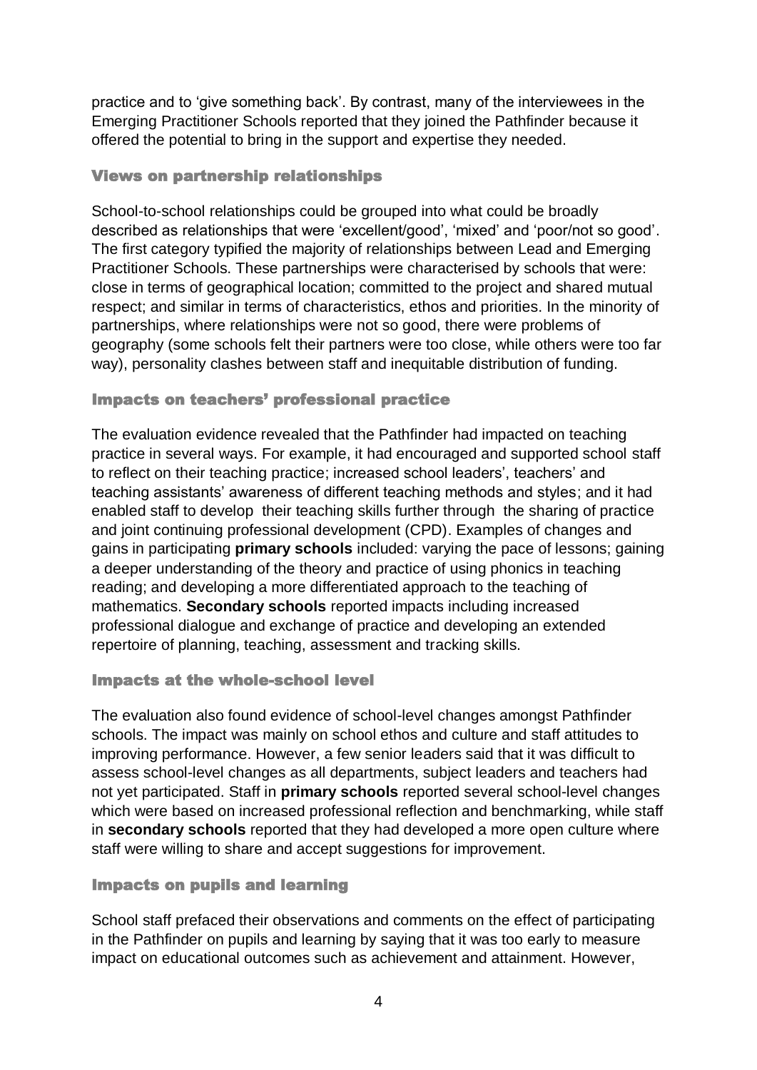practice and to 'give something back'. By contrast, many of the interviewees in the Emerging Practitioner Schools reported that they joined the Pathfinder because it offered the potential to bring in the support and expertise they needed.

### Views on partnership relationships

School-to-school relationships could be grouped into what could be broadly described as relationships that were 'excellent/good', 'mixed' and 'poor/not so good'. The first category typified the majority of relationships between Lead and Emerging Practitioner Schools. These partnerships were characterised by schools that were: close in terms of geographical location; committed to the project and shared mutual respect; and similar in terms of characteristics, ethos and priorities. In the minority of partnerships, where relationships were not so good, there were problems of geography (some schools felt their partners were too close, while others were too far way), personality clashes between staff and inequitable distribution of funding.

### Impacts on teachers' professional practice

The evaluation evidence revealed that the Pathfinder had impacted on teaching practice in several ways. For example, it had encouraged and supported school staff to reflect on their teaching practice; increased school leaders', teachers' and teaching assistants' awareness of different teaching methods and styles; and it had enabled staff to develop their teaching skills further through the sharing of practice and joint continuing professional development (CPD). Examples of changes and gains in participating **primary schools** included: varying the pace of lessons; gaining a deeper understanding of the theory and practice of using phonics in teaching reading; and developing a more differentiated approach to the teaching of mathematics. **Secondary schools** reported impacts including increased professional dialogue and exchange of practice and developing an extended repertoire of planning, teaching, assessment and tracking skills.

### Impacts at the whole-school level

The evaluation also found evidence of school-level changes amongst Pathfinder schools. The impact was mainly on school ethos and culture and staff attitudes to improving performance. However, a few senior leaders said that it was difficult to assess school-level changes as all departments, subject leaders and teachers had not yet participated. Staff in **primary schools** reported several school-level changes which were based on increased professional reflection and benchmarking, while staff in **secondary schools** reported that they had developed a more open culture where staff were willing to share and accept suggestions for improvement.

### Impacts on pupils and learning

School staff prefaced their observations and comments on the effect of participating in the Pathfinder on pupils and learning by saying that it was too early to measure impact on educational outcomes such as achievement and attainment. However,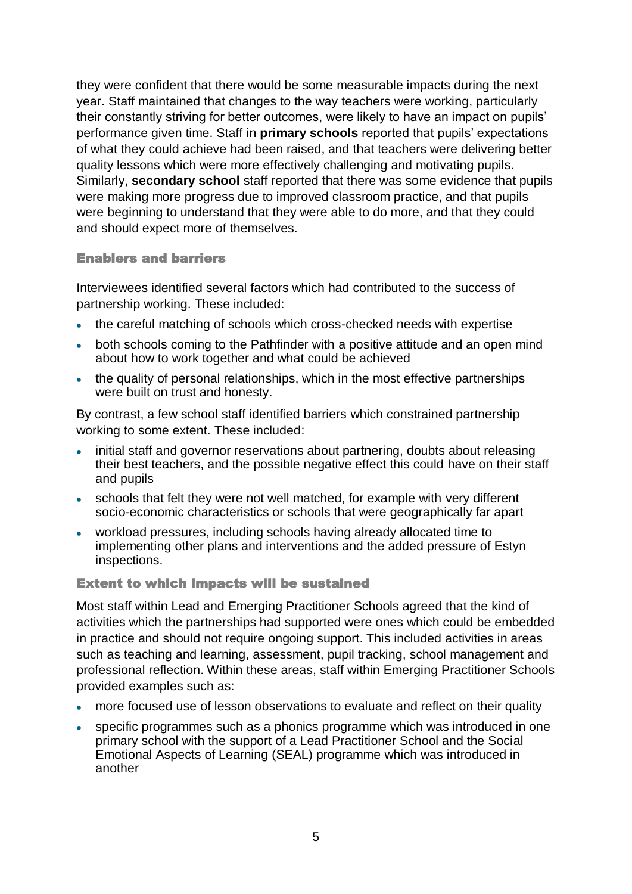they were confident that there would be some measurable impacts during the next year. Staff maintained that changes to the way teachers were working, particularly their constantly striving for better outcomes, were likely to have an impact on pupils' performance given time. Staff in **primary schools** reported that pupils' expectations of what they could achieve had been raised, and that teachers were delivering better quality lessons which were more effectively challenging and motivating pupils. Similarly, **secondary school** staff reported that there was some evidence that pupils were making more progress due to improved classroom practice, and that pupils were beginning to understand that they were able to do more, and that they could and should expect more of themselves.

### Enablers and barriers

Interviewees identified several factors which had contributed to the success of partnership working. These included:

- the careful matching of schools which cross-checked needs with expertise
- both schools coming to the Pathfinder with a positive attitude and an open mind about how to work together and what could be achieved
- the quality of personal relationships, which in the most effective partnerships were built on trust and honesty.

By contrast, a few school staff identified barriers which constrained partnership working to some extent. These included:

- initial staff and governor reservations about partnering, doubts about releasing their best teachers, and the possible negative effect this could have on their staff and pupils
- schools that felt they were not well matched, for example with very different socio-economic characteristics or schools that were geographically far apart
- workload pressures, including schools having already allocated time to implementing other plans and interventions and the added pressure of Estyn inspections.

### Extent to which impacts will be sustained

Most staff within Lead and Emerging Practitioner Schools agreed that the kind of activities which the partnerships had supported were ones which could be embedded in practice and should not require ongoing support. This included activities in areas such as teaching and learning, assessment, pupil tracking, school management and professional reflection. Within these areas, staff within Emerging Practitioner Schools provided examples such as:

- more focused use of lesson observations to evaluate and reflect on their quality
- specific programmes such as a phonics programme which was introduced in one primary school with the support of a Lead Practitioner School and the Social Emotional Aspects of Learning (SEAL) programme which was introduced in another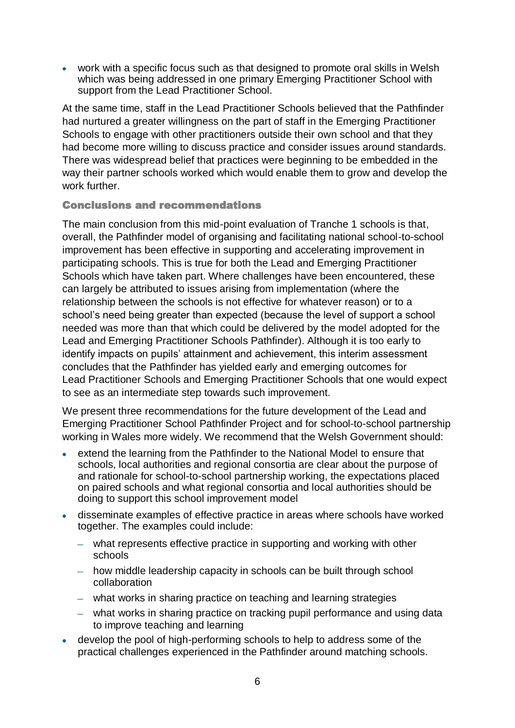- work with a specific focus such as that designed to promote oral skills in Welsh which was being addressed in one primary Emerging Practitioner School with support from the Lead Practitioner School.

At the same time, staff in the Lead Practitioner Schools believed that the Pathfinder had nurtured a greater willingness on the part of staff in the Emerging Practitioner Schools to engage with other practitioners outside their own school and that they had become more willing to discuss practice and consider issues around standards. There was widespread belief that practices were beginning to be embedded in the way their partner schools worked which would enable them to grow and develop the work further.

### Conclusions and recommendations

The main conclusion from this mid-point evaluation of Tranche 1 schools is that, overall, the Pathfinder model of organising and facilitating national school-to-school improvement has been effective in supporting and accelerating improvement in participating schools. This is true for both the Lead and Emerging Practitioner Schools which have taken part. Where challenges have been encountered, these can largely be attributed to issues arising from implementation (where the relationship between the schools is not effective for whatever reason) or to a school's need being greater than expected (because the level of support a school needed was more than that which could be delivered by the model adopted for the Lead and Emerging Practitioner Schools Pathfinder). Although it is too early to identify impacts on pupils' attainment and achievement, this interim assessment concludes that the Pathfinder has yielded early and emerging outcomes for Lead Practitioner Schools and Emerging Practitioner Schools that one would expect to see as an intermediate step towards such improvement.

We present three recommendations for the future development of the Lead and Emerging Practitioner School Pathfinder Project and for school-to-school partnership working in Wales more widely. We recommend that the Welsh Government should:

- extend the learning from the Pathfinder to the National Model to ensure that schools, local authorities and regional consortia are clear about the purpose of and rationale for school-to-school partnership working, the expectations placed on paired schools and what regional consortia and local authorities should be doing to support this school improvement model
- disseminate examples of effective practice in areas where schools have worked together. The examples could include:
  - what represents effective practice in supporting and working with other schools
  - how middle leadership capacity in schools can be built through school collaboration
  - what works in sharing practice on teaching and learning strategies
  - what works in sharing practice on tracking pupil performance and using data to improve teaching and learning
- develop the pool of high-performing schools to help to address some of the practical challenges experienced in the Pathfinder around matching schools.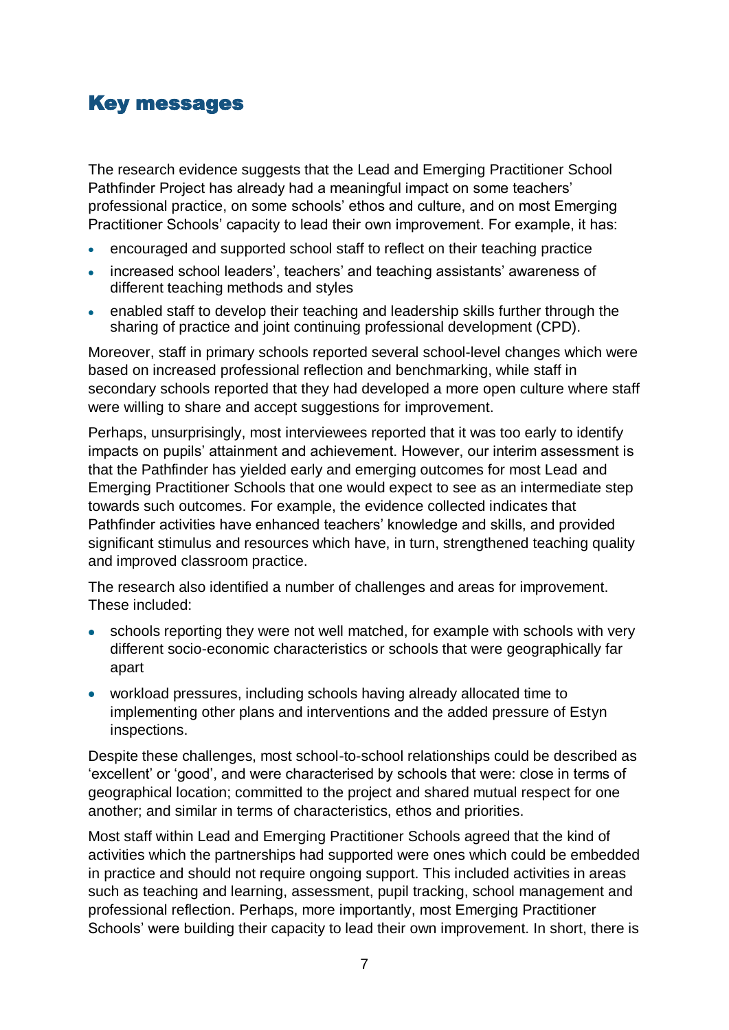## Key messages

The research evidence suggests that the Lead and Emerging Practitioner School Pathfinder Project has already had a meaningful impact on some teachers' professional practice, on some schools' ethos and culture, and on most Emerging Practitioner Schools' capacity to lead their own improvement. For example, it has:

- encouraged and supported school staff to reflect on their teaching practice
- increased school leaders', teachers' and teaching assistants' awareness of different teaching methods and styles
- enabled staff to develop their teaching and leadership skills further through the sharing of practice and joint continuing professional development (CPD).

Moreover, staff in primary schools reported several school-level changes which were based on increased professional reflection and benchmarking, while staff in secondary schools reported that they had developed a more open culture where staff were willing to share and accept suggestions for improvement.

Perhaps, unsurprisingly, most interviewees reported that it was too early to identify impacts on pupils' attainment and achievement. However, our interim assessment is that the Pathfinder has yielded early and emerging outcomes for most Lead and Emerging Practitioner Schools that one would expect to see as an intermediate step towards such outcomes. For example, the evidence collected indicates that Pathfinder activities have enhanced teachers' knowledge and skills, and provided significant stimulus and resources which have, in turn, strengthened teaching quality and improved classroom practice.

The research also identified a number of challenges and areas for improvement. These included:

- schools reporting they were not well matched, for example with schools with very different socio-economic characteristics or schools that were geographically far apart
- workload pressures, including schools having already allocated time to implementing other plans and interventions and the added pressure of Estyn inspections.

Despite these challenges, most school-to-school relationships could be described as 'excellent' or 'good', and were characterised by schools that were: close in terms of geographical location; committed to the project and shared mutual respect for one another; and similar in terms of characteristics, ethos and priorities.

Most staff within Lead and Emerging Practitioner Schools agreed that the kind of activities which the partnerships had supported were ones which could be embedded in practice and should not require ongoing support. This included activities in areas such as teaching and learning, assessment, pupil tracking, school management and professional reflection. Perhaps, more importantly, most Emerging Practitioner Schools' were building their capacity to lead their own improvement. In short, there is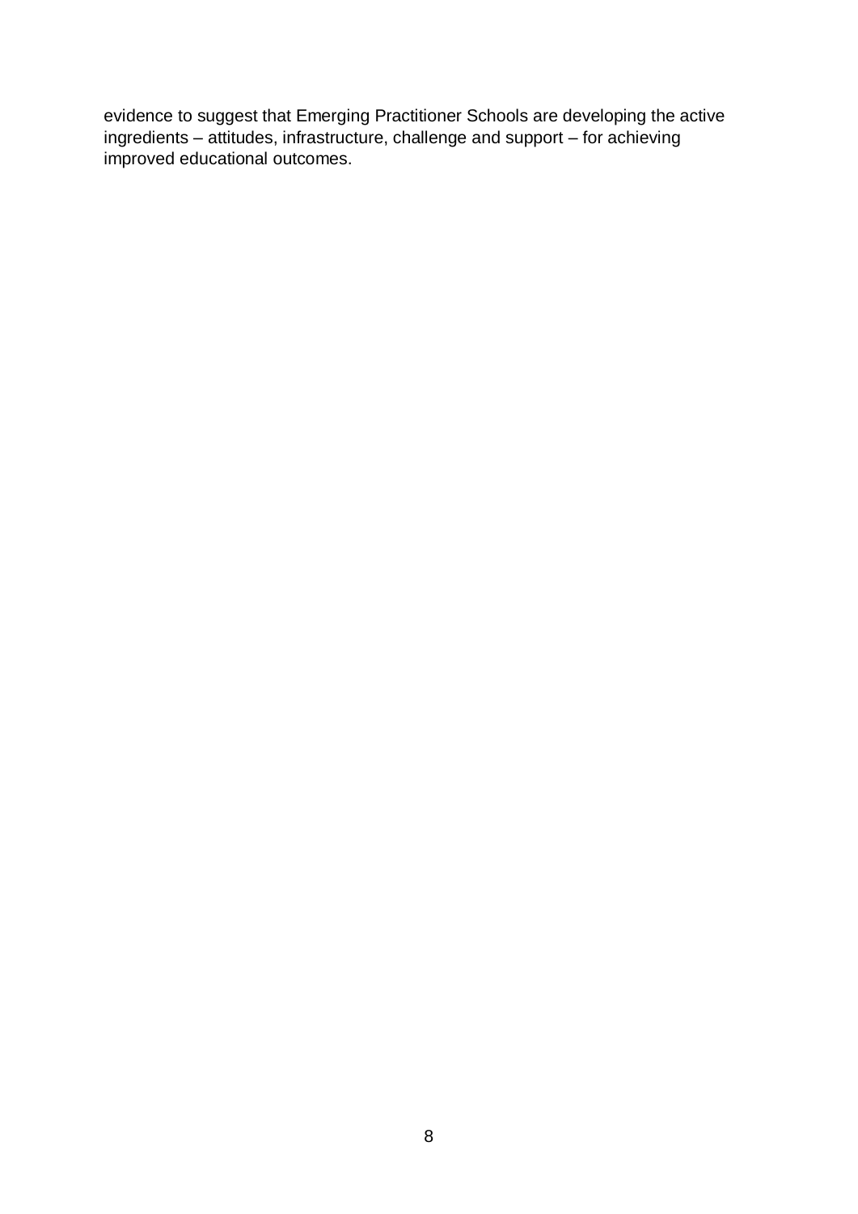evidence to suggest that Emerging Practitioner Schools are developing the active ingredients – attitudes, infrastructure, challenge and support – for achieving improved educational outcomes.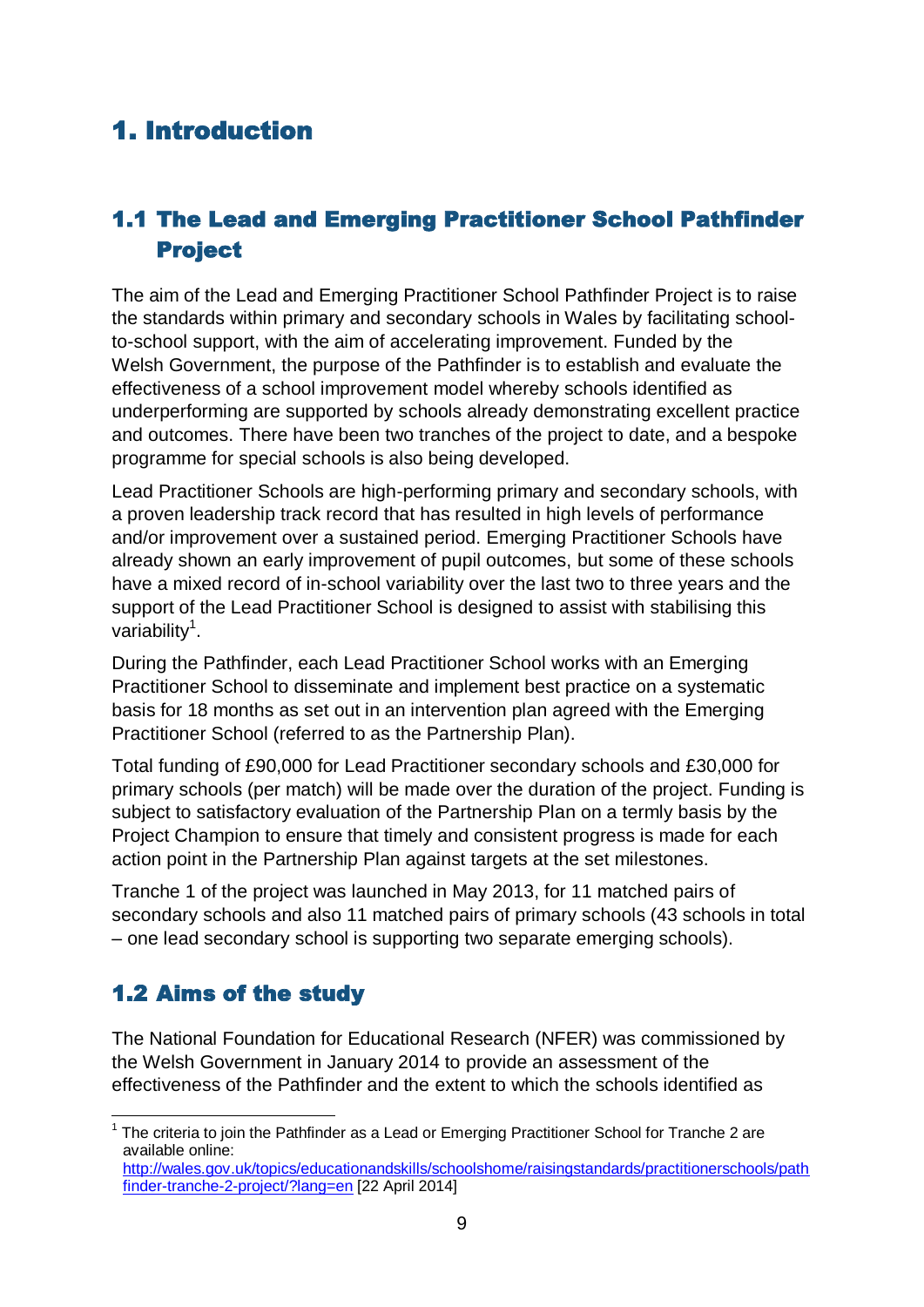# 1. Introduction

## 1.1 The Lead and Emerging Practitioner School Pathfinder Project

The aim of the Lead and Emerging Practitioner School Pathfinder Project is to raise the standards within primary and secondary schools in Wales by facilitating school-to-school support, with the aim of accelerating improvement. Funded by the Welsh Government, the purpose of the Pathfinder is to establish and evaluate the effectiveness of a school improvement model whereby schools identified as underperforming are supported by schools already demonstrating excellent practice and outcomes. There have been two tranches of the project to date, and a bespoke programme for special schools is also being developed.

Lead Practitioner Schools are high-performing primary and secondary schools, with a proven leadership track record that has resulted in high levels of performance and/or improvement over a sustained period. Emerging Practitioner Schools have already shown an early improvement of pupil outcomes, but some of these schools have a mixed record of in-school variability over the last two to three years and the support of the Lead Practitioner School is designed to assist with stabilising this variability[1].

During the Pathfinder, each Lead Practitioner School works with an Emerging Practitioner School to disseminate and implement best practice on a systematic basis for 18 months as set out in an intervention plan agreed with the Emerging Practitioner School (referred to as the Partnership Plan).

Total funding of £90,000 for Lead Practitioner secondary schools and £30,000 for primary schools (per match) will be made over the duration of the project. Funding is subject to satisfactory evaluation of the Partnership Plan on a termly basis by the Project Champion to ensure that timely and consistent progress is made for each action point in the Partnership Plan against targets at the set milestones.

Tranche 1 of the project was launched in May 2013, for 11 matched pairs of secondary schools and also 11 matched pairs of primary schools (43 schools in total – one lead secondary school is supporting two separate emerging schools).

## 1.2 Aims of the study

The National Foundation for Educational Research (NFER) was commissioned by the Welsh Government in January 2014 to provide an assessment of the effectiveness of the Pathfinder and the extent to which the schools identified as

---

[1] The criteria to join the Pathfinder as a Lead or Emerging Practitioner School for Tranche 2 are available online: http://wales.gov.uk/topics/educationandskills/schoolshome/raisingstandards/practitionerschools/pathfinder-tranche-2-project/?lang=en [22 April 2014]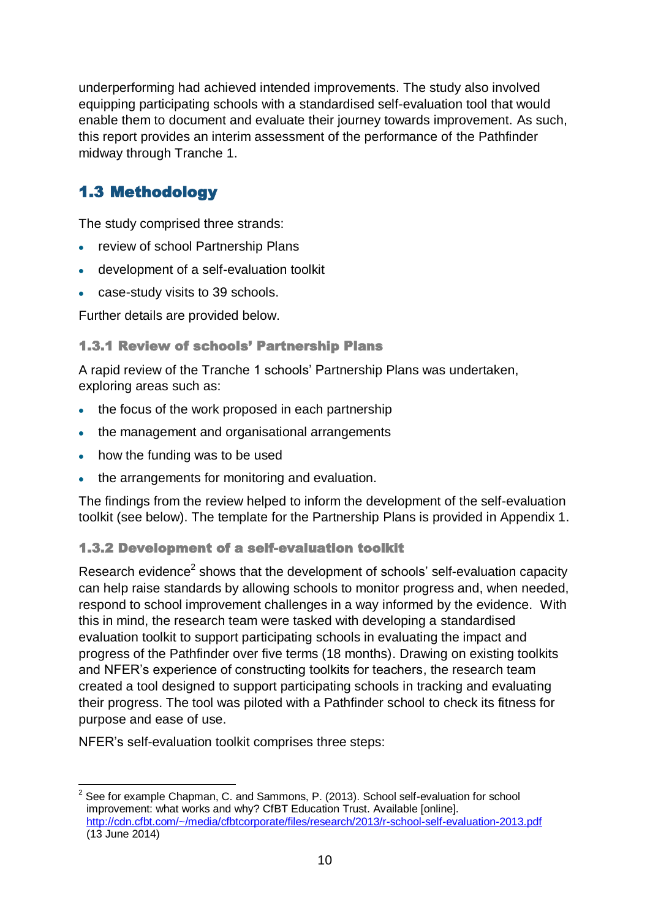underperforming had achieved intended improvements. The study also involved equipping participating schools with a standardised self-evaluation tool that would enable them to document and evaluate their journey towards improvement. As such, this report provides an interim assessment of the performance of the Pathfinder midway through Tranche 1.

## 1.3 Methodology

The study comprised three strands:

- review of school Partnership Plans
- development of a self-evaluation toolkit
- case-study visits to 39 schools.

Further details are provided below.

### 1.3.1 Review of schools' Partnership Plans

A rapid review of the Tranche 1 schools' Partnership Plans was undertaken, exploring areas such as:

- the focus of the work proposed in each partnership
- the management and organisational arrangements
- how the funding was to be used
- the arrangements for monitoring and evaluation.

The findings from the review helped to inform the development of the self-evaluation toolkit (see below). The template for the Partnership Plans is provided in Appendix 1.

### 1.3.2 Development of a self-evaluation toolkit

Research evidence[2] shows that the development of schools' self-evaluation capacity can help raise standards by allowing schools to monitor progress and, when needed, respond to school improvement challenges in a way informed by the evidence. With this in mind, the research team were tasked with developing a standardised evaluation toolkit to support participating schools in evaluating the impact and progress of the Pathfinder over five terms (18 months). Drawing on existing toolkits and NFER's experience of constructing toolkits for teachers, the research team created a tool designed to support participating schools in tracking and evaluating their progress. The tool was piloted with a Pathfinder school to check its fitness for purpose and ease of use.

NFER's self-evaluation toolkit comprises three steps:

---

[2] See for example Chapman, C. and Sammons, P. (2013). School self-evaluation for school improvement: what works and why? CfBT Education Trust. Available [online]. http://cdn.cfbt.com/~/media/cfbtcorporate/files/research/2013/r-school-self-evaluation-2013.pdf (13 June 2014)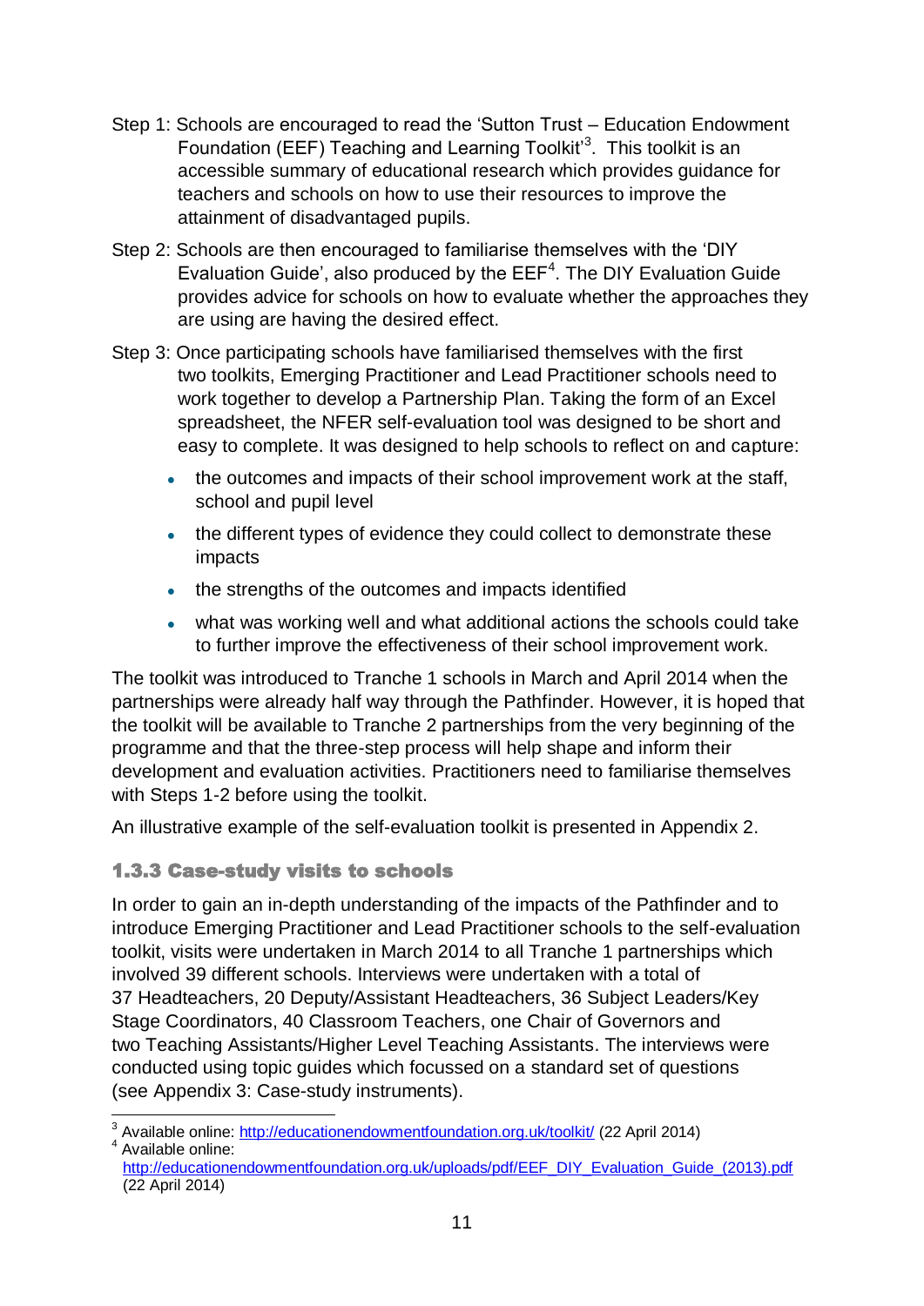Step 1: Schools are encouraged to read the 'Sutton Trust – Education Endowment Foundation (EEF) Teaching and Learning Toolkit'[3]. This toolkit is an accessible summary of educational research which provides guidance for teachers and schools on how to use their resources to improve the attainment of disadvantaged pupils.

Step 2: Schools are then encouraged to familiarise themselves with the 'DIY Evaluation Guide', also produced by the EEF[4]. The DIY Evaluation Guide provides advice for schools on how to evaluate whether the approaches they are using are having the desired effect.

Step 3: Once participating schools have familiarised themselves with the first two toolkits, Emerging Practitioner and Lead Practitioner schools need to work together to develop a Partnership Plan. Taking the form of an Excel spreadsheet, the NFER self-evaluation tool was designed to be short and easy to complete. It was designed to help schools to reflect on and capture:

- the outcomes and impacts of their school improvement work at the staff, school and pupil level
- the different types of evidence they could collect to demonstrate these impacts
- the strengths of the outcomes and impacts identified
- what was working well and what additional actions the schools could take to further improve the effectiveness of their school improvement work.

The toolkit was introduced to Tranche 1 schools in March and April 2014 when the partnerships were already half way through the Pathfinder. However, it is hoped that the toolkit will be available to Tranche 2 partnerships from the very beginning of the programme and that the three-step process will help shape and inform their development and evaluation activities. Practitioners need to familiarise themselves with Steps 1-2 before using the toolkit.

An illustrative example of the self-evaluation toolkit is presented in Appendix 2.

### 1.3.3 Case-study visits to schools

In order to gain an in-depth understanding of the impacts of the Pathfinder and to introduce Emerging Practitioner and Lead Practitioner schools to the self-evaluation toolkit, visits were undertaken in March 2014 to all Tranche 1 partnerships which involved 39 different schools. Interviews were undertaken with a total of 37 Headteachers, 20 Deputy/Assistant Headteachers, 36 Subject Leaders/Key Stage Coordinators, 40 Classroom Teachers, one Chair of Governors and two Teaching Assistants/Higher Level Teaching Assistants. The interviews were conducted using topic guides which focussed on a standard set of questions (see Appendix 3: Case-study instruments).

---

[3] Available online: http://educationendowmentfoundation.org.uk/toolkit/ (22 April 2014)

[4] Available online: http://educationendowmentfoundation.org.uk/uploads/pdf/EEF_DIY_Evaluation_Guide_(2013).pdf (22 April 2014)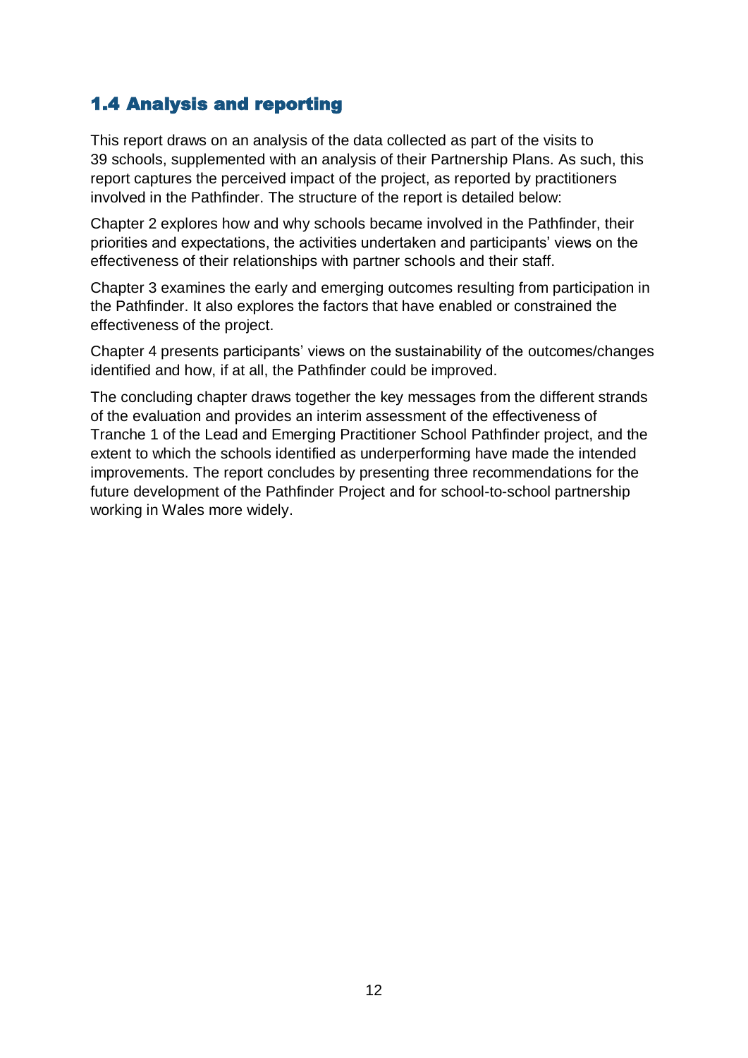## 1.4 Analysis and reporting

This report draws on an analysis of the data collected as part of the visits to 39 schools, supplemented with an analysis of their Partnership Plans. As such, this report captures the perceived impact of the project, as reported by practitioners involved in the Pathfinder. The structure of the report is detailed below:

Chapter 2 explores how and why schools became involved in the Pathfinder, their priorities and expectations, the activities undertaken and participants' views on the effectiveness of their relationships with partner schools and their staff.

Chapter 3 examines the early and emerging outcomes resulting from participation in the Pathfinder. It also explores the factors that have enabled or constrained the effectiveness of the project.

Chapter 4 presents participants' views on the sustainability of the outcomes/changes identified and how, if at all, the Pathfinder could be improved.

The concluding chapter draws together the key messages from the different strands of the evaluation and provides an interim assessment of the effectiveness of Tranche 1 of the Lead and Emerging Practitioner School Pathfinder project, and the extent to which the schools identified as underperforming have made the intended improvements. The report concludes by presenting three recommendations for the future development of the Pathfinder Project and for school-to-school partnership working in Wales more widely.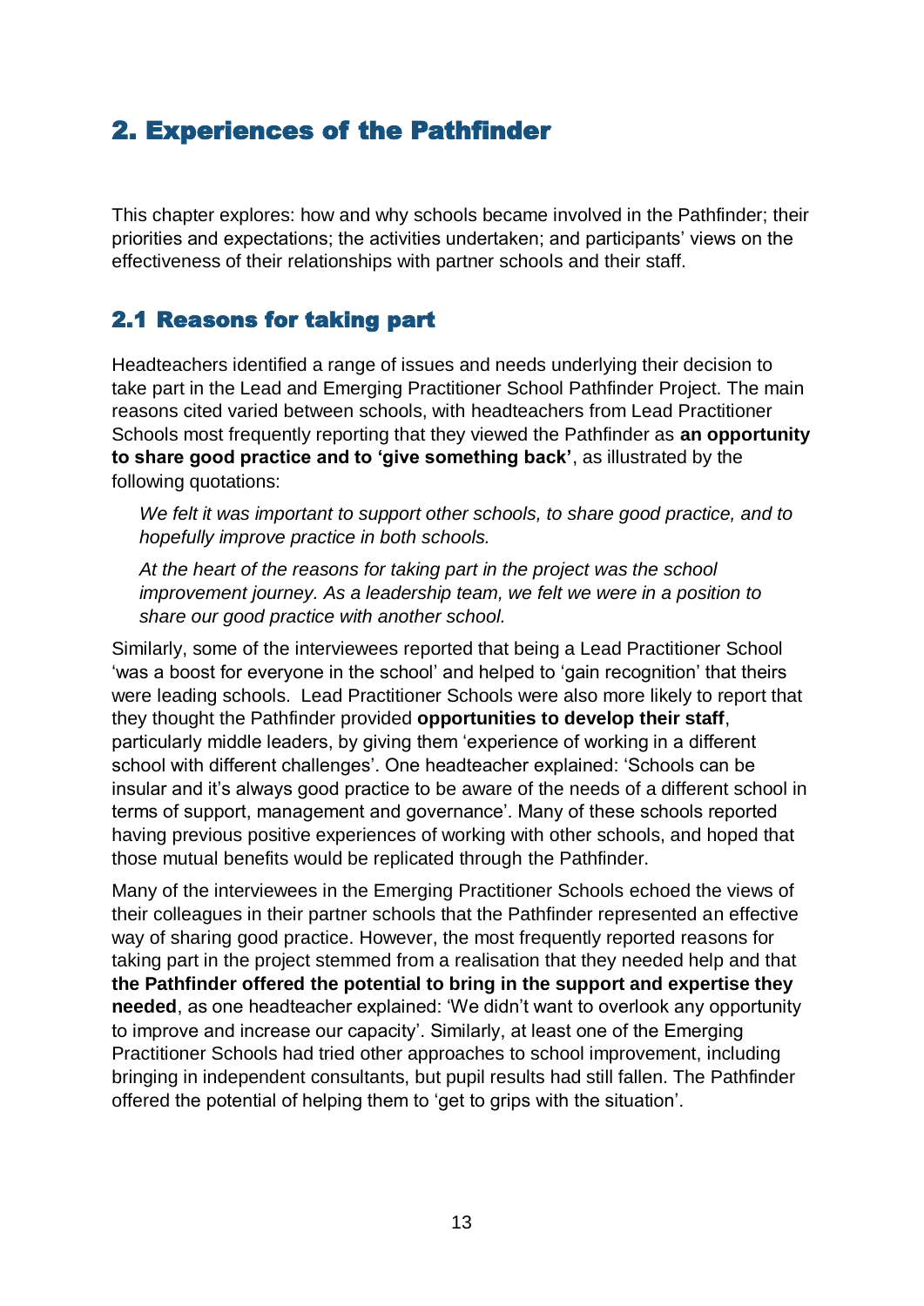# 2. Experiences of the Pathfinder

This chapter explores: how and why schools became involved in the Pathfinder; their priorities and expectations; the activities undertaken; and participants' views on the effectiveness of their relationships with partner schools and their staff.

## 2.1 Reasons for taking part

Headteachers identified a range of issues and needs underlying their decision to take part in the Lead and Emerging Practitioner School Pathfinder Project. The main reasons cited varied between schools, with headteachers from Lead Practitioner Schools most frequently reporting that they viewed the Pathfinder as **an opportunity to share good practice and to 'give something back'**, as illustrated by the following quotations:

> *We felt it was important to support other schools, to share good practice, and to hopefully improve practice in both schools.*
>
> *At the heart of the reasons for taking part in the project was the school improvement journey. As a leadership team, we felt we were in a position to share our good practice with another school.*

Similarly, some of the interviewees reported that being a Lead Practitioner School 'was a boost for everyone in the school' and helped to 'gain recognition' that theirs were leading schools. Lead Practitioner Schools were also more likely to report that they thought the Pathfinder provided **opportunities to develop their staff**, particularly middle leaders, by giving them 'experience of working in a different school with different challenges'. One headteacher explained: 'Schools can be insular and it's always good practice to be aware of the needs of a different school in terms of support, management and governance'. Many of these schools reported having previous positive experiences of working with other schools, and hoped that those mutual benefits would be replicated through the Pathfinder.

Many of the interviewees in the Emerging Practitioner Schools echoed the views of their colleagues in their partner schools that the Pathfinder represented an effective way of sharing good practice. However, the most frequently reported reasons for taking part in the project stemmed from a realisation that they needed help and that **the Pathfinder offered the potential to bring in the support and expertise they needed**, as one headteacher explained: 'We didn't want to overlook any opportunity to improve and increase our capacity'. Similarly, at least one of the Emerging Practitioner Schools had tried other approaches to school improvement, including bringing in independent consultants, but pupil results had still fallen. The Pathfinder offered the potential of helping them to 'get to grips with the situation'.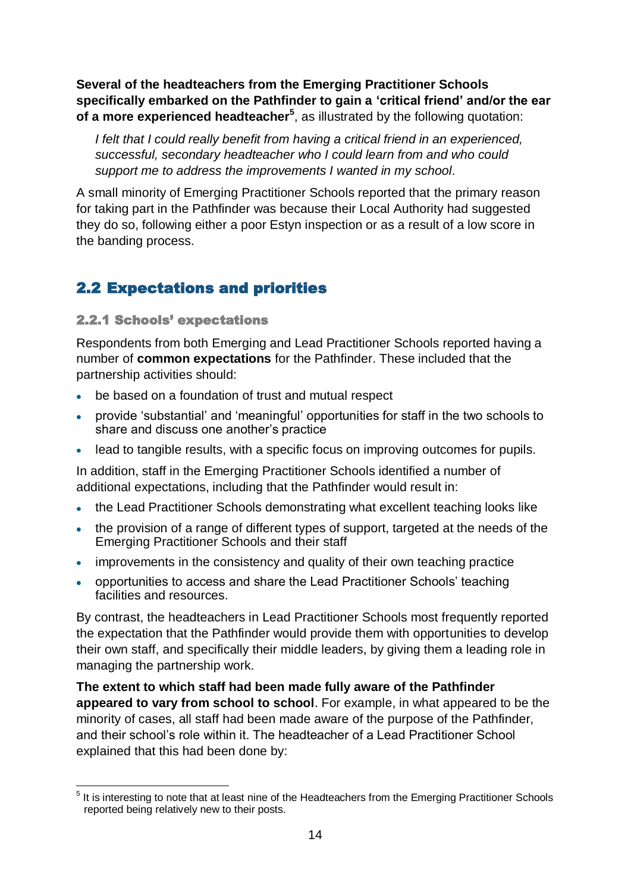**Several of the headteachers from the Emerging Practitioner Schools specifically embarked on the Pathfinder to gain a 'critical friend' and/or the ear of a more experienced headteacher**[5], as illustrated by the following quotation:

> *I felt that I could really benefit from having a critical friend in an experienced, successful, secondary headteacher who I could learn from and who could support me to address the improvements I wanted in my school.*

A small minority of Emerging Practitioner Schools reported that the primary reason for taking part in the Pathfinder was because their Local Authority had suggested they do so, following either a poor Estyn inspection or as a result of a low score in the banding process.

## 2.2 Expectations and priorities

### 2.2.1 Schools' expectations

Respondents from both Emerging and Lead Practitioner Schools reported having a number of **common expectations** for the Pathfinder. These included that the partnership activities should:

- be based on a foundation of trust and mutual respect
- provide 'substantial' and 'meaningful' opportunities for staff in the two schools to share and discuss one another's practice
- lead to tangible results, with a specific focus on improving outcomes for pupils.

In addition, staff in the Emerging Practitioner Schools identified a number of additional expectations, including that the Pathfinder would result in:

- the Lead Practitioner Schools demonstrating what excellent teaching looks like
- the provision of a range of different types of support, targeted at the needs of the Emerging Practitioner Schools and their staff
- improvements in the consistency and quality of their own teaching practice
- opportunities to access and share the Lead Practitioner Schools' teaching facilities and resources.

By contrast, the headteachers in Lead Practitioner Schools most frequently reported the expectation that the Pathfinder would provide them with opportunities to develop their own staff, and specifically their middle leaders, by giving them a leading role in managing the partnership work.

**The extent to which staff had been made fully aware of the Pathfinder appeared to vary from school to school**. For example, in what appeared to be the minority of cases, all staff had been made aware of the purpose of the Pathfinder, and their school's role within it. The headteacher of a Lead Practitioner School explained that this had been done by:

---

[5] It is interesting to note that at least nine of the Headteachers from the Emerging Practitioner Schools reported being relatively new to their posts.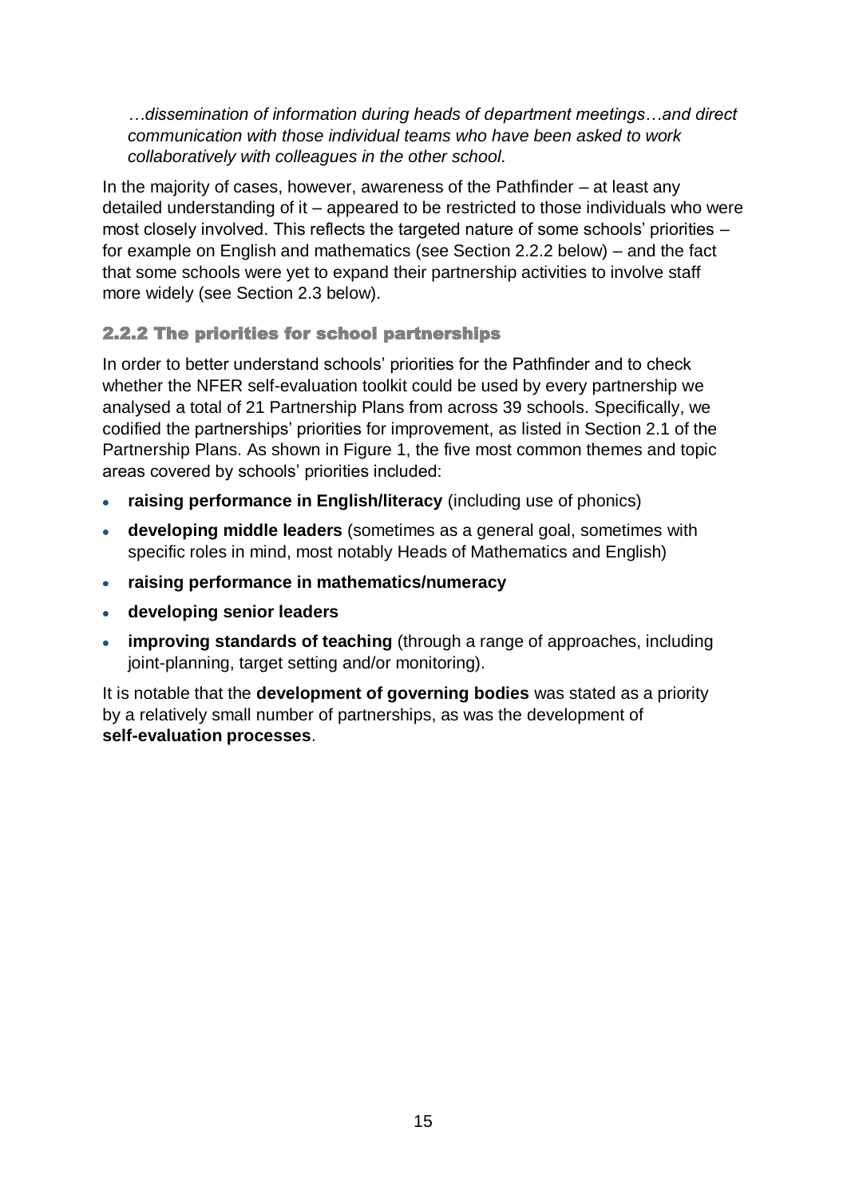*…dissemination of information during heads of department meetings…and direct communication with those individual teams who have been asked to work collaboratively with colleagues in the other school.*

In the majority of cases, however, awareness of the Pathfinder – at least any detailed understanding of it – appeared to be restricted to those individuals who were most closely involved. This reflects the targeted nature of some schools' priorities – for example on English and mathematics (see Section 2.2.2 below) – and the fact that some schools were yet to expand their partnership activities to involve staff more widely (see Section 2.3 below).

### 2.2.2 The priorities for school partnerships

In order to better understand schools' priorities for the Pathfinder and to check whether the NFER self-evaluation toolkit could be used by every partnership we analysed a total of 21 Partnership Plans from across 39 schools. Specifically, we codified the partnerships' priorities for improvement, as listed in Section 2.1 of the Partnership Plans. As shown in Figure 1, the five most common themes and topic areas covered by schools' priorities included:

- **raising performance in English/literacy** (including use of phonics)
- **developing middle leaders** (sometimes as a general goal, sometimes with specific roles in mind, most notably Heads of Mathematics and English)
- **raising performance in mathematics/numeracy**
- **developing senior leaders**
- **improving standards of teaching** (through a range of approaches, including joint-planning, target setting and/or monitoring).

It is notable that the **development of governing bodies** was stated as a priority by a relatively small number of partnerships, as was the development of **self-evaluation processes**.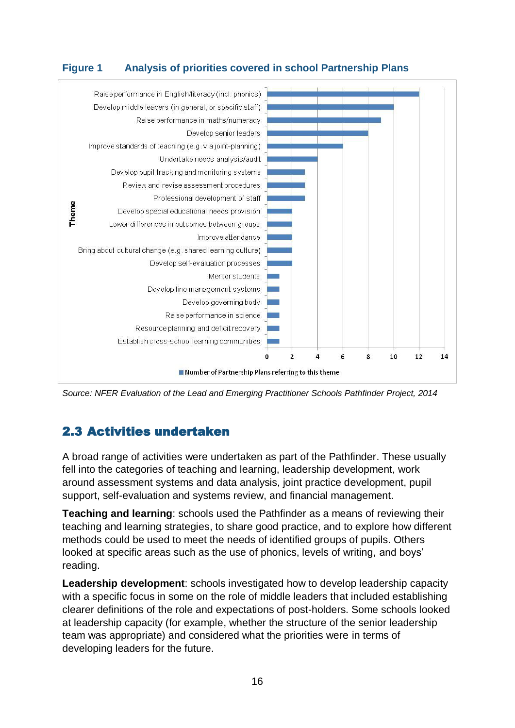**Figure 1 Analysis of priorities covered in school Partnership Plans**

| Theme | Number of Partnership Plans referring to this theme |
|---|---|
| Raise performance in English/literacy (incl. phonics) | 12 |
| Develop middle leaders (in general, or specific staff) | 10 |
| Raise performance in maths/numeracy | 9 |
| Develop senior leaders | 8 |
| Improve standards of teaching (e.g. via joint-planning) | 6 |
| Undertake needs analysis/audit | 4 |
| Develop pupil tracking and monitoring systems | 3 |
| Review and revise assessment procedures | 3 |
| Professional development of staff | 3 |
| Develop special educational needs provision | 2 |
| Lower differences in outcomes between groups | 2 |
| Improve attendance | 2 |
| Bring about cultural change (e.g. shared learning culture) | 2 |
| Develop self-evaluation processes | 2 |
| Mentor students | 1 |
| Develop line management systems | 1 |
| Develop governing body | 1 |
| Raise performance in science | 1 |
| Resource planning and deficit recovery | 1 |
| Establish cross-school learning communities | 1 |

*Source: NFER Evaluation of the Lead and Emerging Practitioner Schools Pathfinder Project, 2014*

## 2.3 Activities undertaken

A broad range of activities were undertaken as part of the Pathfinder. These usually fell into the categories of teaching and learning, leadership development, work around assessment systems and data analysis, joint practice development, pupil support, self-evaluation and systems review, and financial management.

**Teaching and learning**: schools used the Pathfinder as a means of reviewing their teaching and learning strategies, to share good practice, and to explore how different methods could be used to meet the needs of identified groups of pupils. Others looked at specific areas such as the use of phonics, levels of writing, and boys' reading.

**Leadership development**: schools investigated how to develop leadership capacity with a specific focus in some on the role of middle leaders that included establishing clearer definitions of the role and expectations of post-holders. Some schools looked at leadership capacity (for example, whether the structure of the senior leadership team was appropriate) and considered what the priorities were in terms of developing leaders for the future.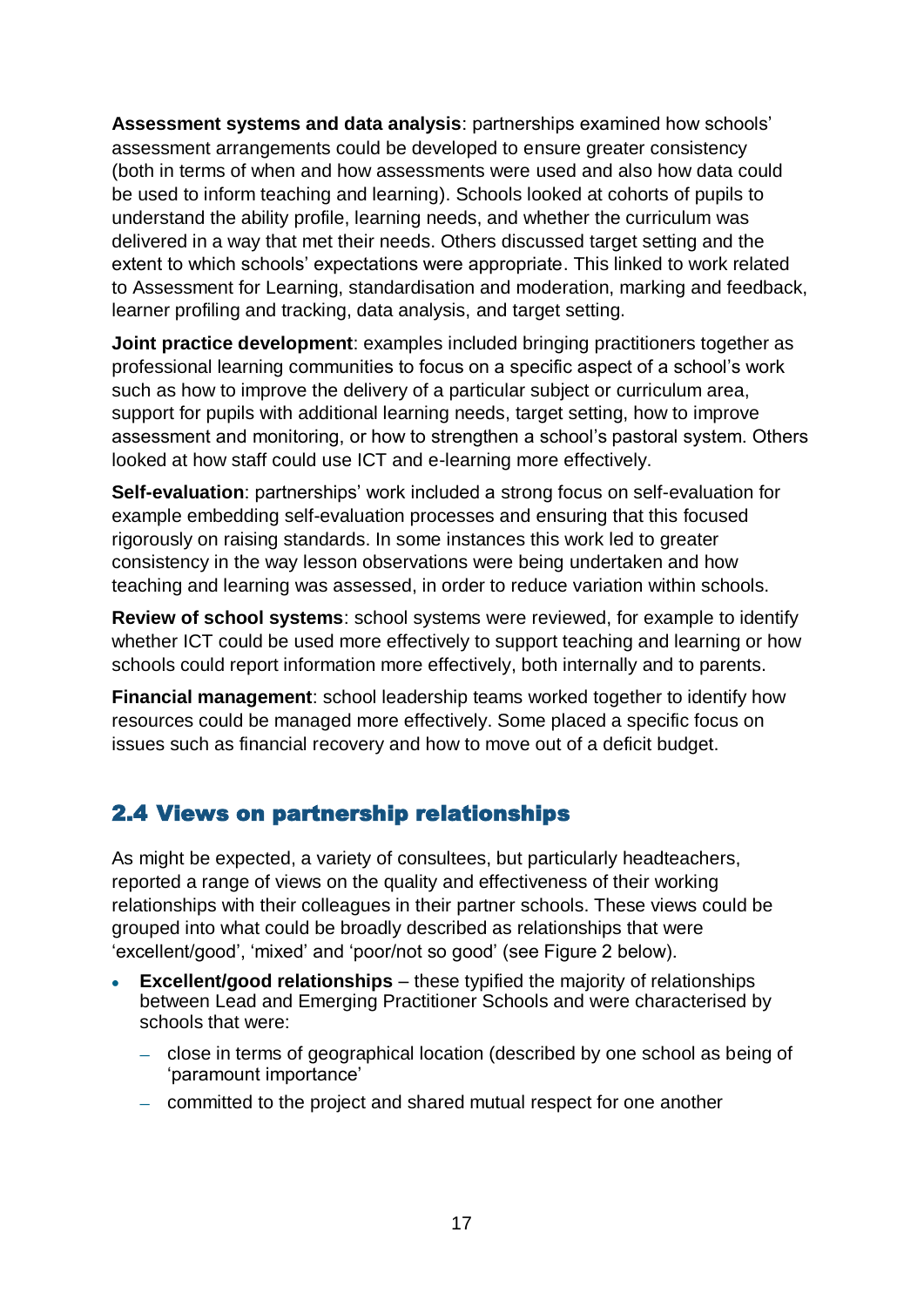**Assessment systems and data analysis**: partnerships examined how schools' assessment arrangements could be developed to ensure greater consistency (both in terms of when and how assessments were used and also how data could be used to inform teaching and learning). Schools looked at cohorts of pupils to understand the ability profile, learning needs, and whether the curriculum was delivered in a way that met their needs. Others discussed target setting and the extent to which schools' expectations were appropriate. This linked to work related to Assessment for Learning, standardisation and moderation, marking and feedback, learner profiling and tracking, data analysis, and target setting.

**Joint practice development**: examples included bringing practitioners together as professional learning communities to focus on a specific aspect of a school's work such as how to improve the delivery of a particular subject or curriculum area, support for pupils with additional learning needs, target setting, how to improve assessment and monitoring, or how to strengthen a school's pastoral system. Others looked at how staff could use ICT and e-learning more effectively.

**Self-evaluation**: partnerships' work included a strong focus on self-evaluation for example embedding self-evaluation processes and ensuring that this focused rigorously on raising standards. In some instances this work led to greater consistency in the way lesson observations were being undertaken and how teaching and learning was assessed, in order to reduce variation within schools.

**Review of school systems**: school systems were reviewed, for example to identify whether ICT could be used more effectively to support teaching and learning or how schools could report information more effectively, both internally and to parents.

**Financial management**: school leadership teams worked together to identify how resources could be managed more effectively. Some placed a specific focus on issues such as financial recovery and how to move out of a deficit budget.

## 2.4 Views on partnership relationships

As might be expected, a variety of consultees, but particularly headteachers, reported a range of views on the quality and effectiveness of their working relationships with their colleagues in their partner schools. These views could be grouped into what could be broadly described as relationships that were 'excellent/good', 'mixed' and 'poor/not so good' (see Figure 2 below).

- **Excellent/good relationships** – these typified the majority of relationships between Lead and Emerging Practitioner Schools and were characterised by schools that were:
  - close in terms of geographical location (described by one school as being of 'paramount importance'
  - committed to the project and shared mutual respect for one another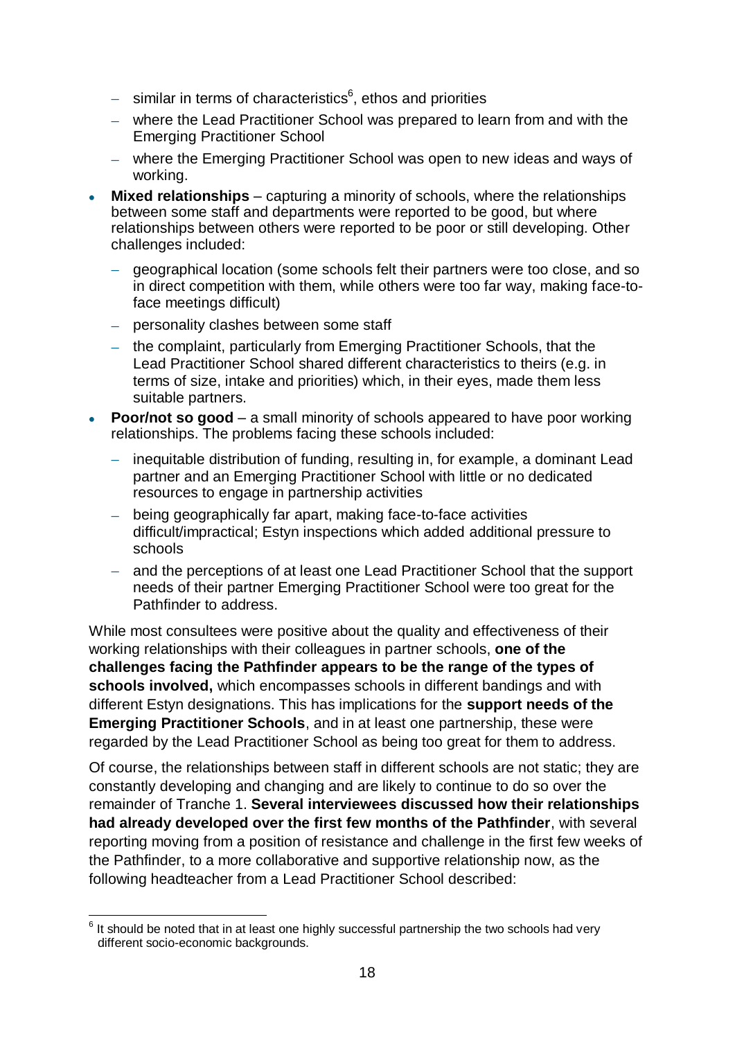- similar in terms of characteristics[6], ethos and priorities
  - where the Lead Practitioner School was prepared to learn from and with the Emerging Practitioner School
  - where the Emerging Practitioner School was open to new ideas and ways of working.
- **Mixed relationships** – capturing a minority of schools, where the relationships between some staff and departments were reported to be good, but where relationships between others were reported to be poor or still developing. Other challenges included:
  - geographical location (some schools felt their partners were too close, and so in direct competition with them, while others were too far way, making face-to-face meetings difficult)
  - personality clashes between some staff
  - the complaint, particularly from Emerging Practitioner Schools, that the Lead Practitioner School shared different characteristics to theirs (e.g. in terms of size, intake and priorities) which, in their eyes, made them less suitable partners.
- **Poor/not so good** – a small minority of schools appeared to have poor working relationships. The problems facing these schools included:
  - inequitable distribution of funding, resulting in, for example, a dominant Lead partner and an Emerging Practitioner School with little or no dedicated resources to engage in partnership activities
  - being geographically far apart, making face-to-face activities difficult/impractical; Estyn inspections which added additional pressure to schools
  - and the perceptions of at least one Lead Practitioner School that the support needs of their partner Emerging Practitioner School were too great for the Pathfinder to address.

While most consultees were positive about the quality and effectiveness of their working relationships with their colleagues in partner schools, **one of the challenges facing the Pathfinder appears to be the range of the types of schools involved,** which encompasses schools in different bandings and with different Estyn designations. This has implications for the **support needs of the Emerging Practitioner Schools**, and in at least one partnership, these were regarded by the Lead Practitioner School as being too great for them to address.

Of course, the relationships between staff in different schools are not static; they are constantly developing and changing and are likely to continue to do so over the remainder of Tranche 1. **Several interviewees discussed how their relationships had already developed over the first few months of the Pathfinder**, with several reporting moving from a position of resistance and challenge in the first few weeks of the Pathfinder, to a more collaborative and supportive relationship now, as the following headteacher from a Lead Practitioner School described:

[6] It should be noted that in at least one highly successful partnership the two schools had very different socio-economic backgrounds.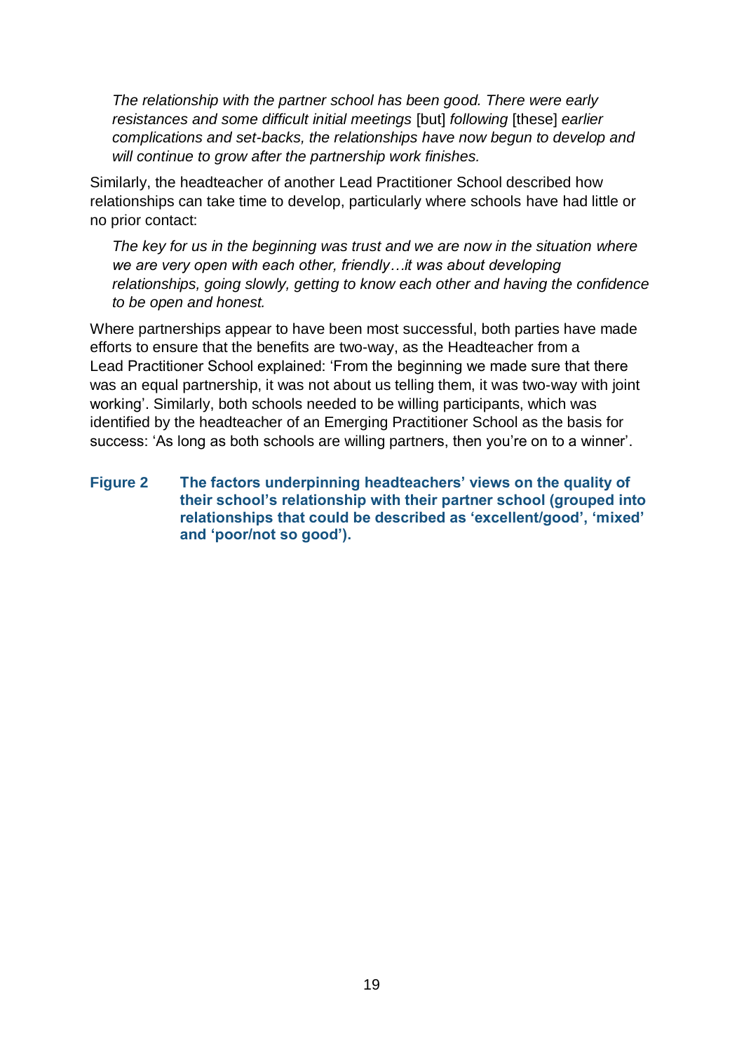> *The relationship with the partner school has been good. There were early resistances and some difficult initial meetings* [but] *following* [these] *earlier complications and set-backs, the relationships have now begun to develop and will continue to grow after the partnership work finishes.*

Similarly, the headteacher of another Lead Practitioner School described how relationships can take time to develop, particularly where schools have had little or no prior contact:

> *The key for us in the beginning was trust and we are now in the situation where we are very open with each other, friendly…it was about developing relationships, going slowly, getting to know each other and having the confidence to be open and honest.*

Where partnerships appear to have been most successful, both parties have made efforts to ensure that the benefits are two-way, as the Headteacher from a Lead Practitioner School explained: 'From the beginning we made sure that there was an equal partnership, it was not about us telling them, it was two-way with joint working'. Similarly, both schools needed to be willing participants, which was identified by the headteacher of an Emerging Practitioner School as the basis for success: 'As long as both schools are willing partners, then you're on to a winner'.

**Figure 2 The factors underpinning headteachers' views on the quality of their school's relationship with their partner school (grouped into relationships that could be described as 'excellent/good', 'mixed' and 'poor/not so good').**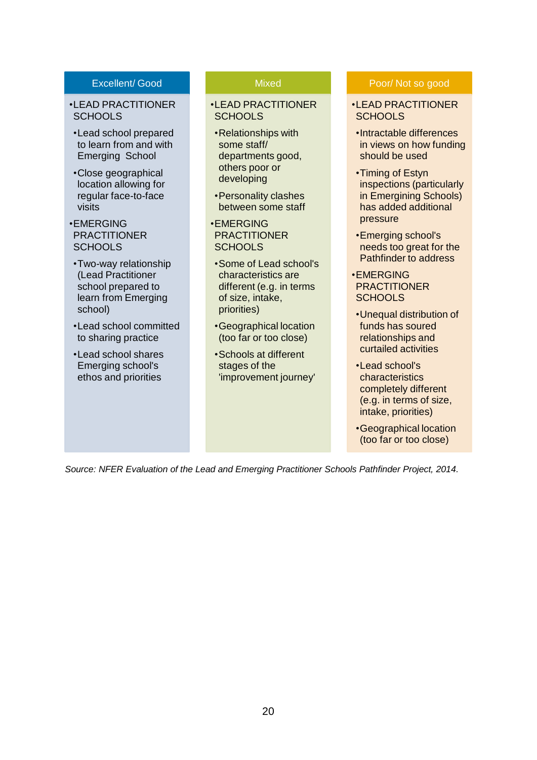| Excellent/ Good | Mixed | Poor/ Not so good |
|---|---|---|
| • LEAD PRACTITIONER SCHOOLS<br>  • Lead school prepared to learn from and with Emerging School<br>  • Close geographical location allowing for regular face-to-face visits<br>• EMERGING PRACTITIONER SCHOOLS<br>  • Two-way relationship (Lead Practitioner school prepared to learn from Emerging school)<br>  • Lead school committed to sharing practice<br>  • Lead school shares Emerging school's ethos and priorities | • LEAD PRACTITIONER SCHOOLS<br>  • Relationships with some staff/ departments good, others poor or developing<br>  • Personality clashes between some staff<br>• EMERGING PRACTITIONER SCHOOLS<br>  • Some of Lead school's characteristics are different (e.g. in terms of size, intake, priorities)<br>  • Geographical location (too far or too close)<br>  • Schools at different stages of the 'improvement journey' | • LEAD PRACTITIONER SCHOOLS<br>  • Intractable differences in views on how funding should be used<br>  • Timing of Estyn inspections (particularly in Emergining Schools) has added additional pressure<br>  • Emerging school's needs too great for the Pathfinder to address<br>• EMERGING PRACTITIONER SCHOOLS<br>  • Unequal distribution of funds has soured relationships and curtailed activities<br>  • Lead school's characteristics completely different (e.g. in terms of size, intake, priorities)<br>  • Geographical location (too far or too close) |

*Source: NFER Evaluation of the Lead and Emerging Practitioner Schools Pathfinder Project, 2014.*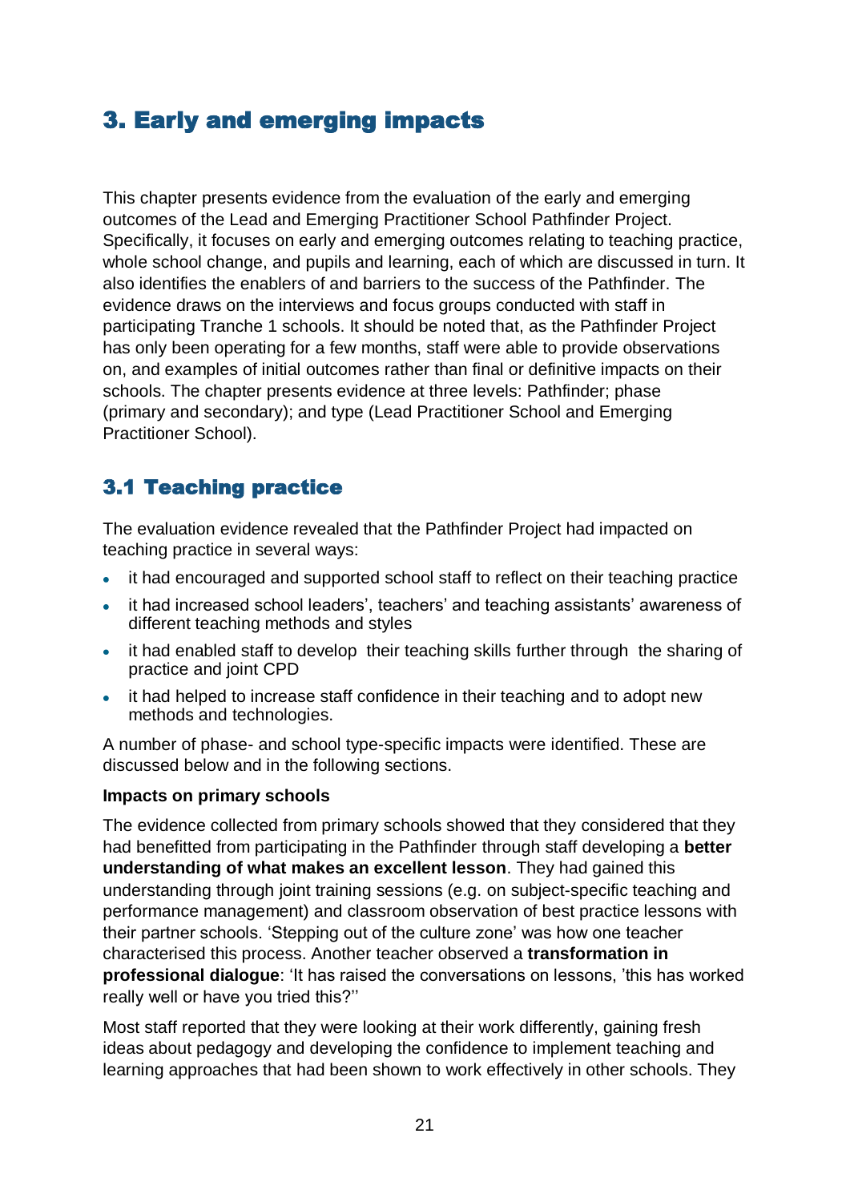# 3. Early and emerging impacts

This chapter presents evidence from the evaluation of the early and emerging outcomes of the Lead and Emerging Practitioner School Pathfinder Project. Specifically, it focuses on early and emerging outcomes relating to teaching practice, whole school change, and pupils and learning, each of which are discussed in turn. It also identifies the enablers of and barriers to the success of the Pathfinder. The evidence draws on the interviews and focus groups conducted with staff in participating Tranche 1 schools. It should be noted that, as the Pathfinder Project has only been operating for a few months, staff were able to provide observations on, and examples of initial outcomes rather than final or definitive impacts on their schools. The chapter presents evidence at three levels: Pathfinder; phase (primary and secondary); and type (Lead Practitioner School and Emerging Practitioner School).

## 3.1 Teaching practice

The evaluation evidence revealed that the Pathfinder Project had impacted on teaching practice in several ways:

- it had encouraged and supported school staff to reflect on their teaching practice
- it had increased school leaders', teachers' and teaching assistants' awareness of different teaching methods and styles
- it had enabled staff to develop their teaching skills further through the sharing of practice and joint CPD
- it had helped to increase staff confidence in their teaching and to adopt new methods and technologies.

A number of phase- and school type-specific impacts were identified. These are discussed below and in the following sections.

**Impacts on primary schools**

The evidence collected from primary schools showed that they considered that they had benefitted from participating in the Pathfinder through staff developing a **better understanding of what makes an excellent lesson**. They had gained this understanding through joint training sessions (e.g. on subject-specific teaching and performance management) and classroom observation of best practice lessons with their partner schools. 'Stepping out of the culture zone' was how one teacher characterised this process. Another teacher observed a **transformation in professional dialogue**: 'It has raised the conversations on lessons, 'this has worked really well or have you tried this?''

Most staff reported that they were looking at their work differently, gaining fresh ideas about pedagogy and developing the confidence to implement teaching and learning approaches that had been shown to work effectively in other schools. They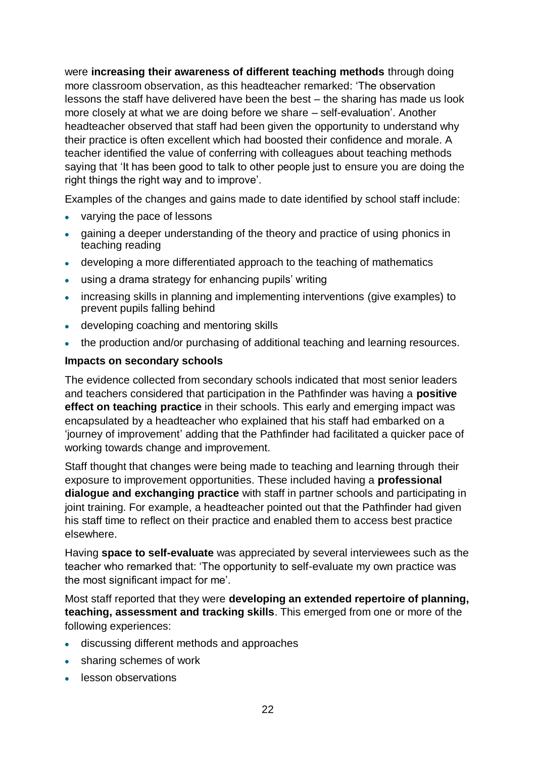were **increasing their awareness of different teaching methods** through doing more classroom observation, as this headteacher remarked: 'The observation lessons the staff have delivered have been the best – the sharing has made us look more closely at what we are doing before we share – self-evaluation'. Another headteacher observed that staff had been given the opportunity to understand why their practice is often excellent which had boosted their confidence and morale. A teacher identified the value of conferring with colleagues about teaching methods saying that 'It has been good to talk to other people just to ensure you are doing the right things the right way and to improve'.

Examples of the changes and gains made to date identified by school staff include:

- varying the pace of lessons
- gaining a deeper understanding of the theory and practice of using phonics in teaching reading
- developing a more differentiated approach to the teaching of mathematics
- using a drama strategy for enhancing pupils' writing
- increasing skills in planning and implementing interventions (give examples) to prevent pupils falling behind
- developing coaching and mentoring skills
- the production and/or purchasing of additional teaching and learning resources.

**Impacts on secondary schools**

The evidence collected from secondary schools indicated that most senior leaders and teachers considered that participation in the Pathfinder was having a **positive effect on teaching practice** in their schools. This early and emerging impact was encapsulated by a headteacher who explained that his staff had embarked on a 'journey of improvement' adding that the Pathfinder had facilitated a quicker pace of working towards change and improvement.

Staff thought that changes were being made to teaching and learning through their exposure to improvement opportunities. These included having a **professional dialogue and exchanging practice** with staff in partner schools and participating in joint training. For example, a headteacher pointed out that the Pathfinder had given his staff time to reflect on their practice and enabled them to access best practice elsewhere.

Having **space to self-evaluate** was appreciated by several interviewees such as the teacher who remarked that: 'The opportunity to self-evaluate my own practice was the most significant impact for me'.

Most staff reported that they were **developing an extended repertoire of planning, teaching, assessment and tracking skills**. This emerged from one or more of the following experiences:

- discussing different methods and approaches
- sharing schemes of work
- lesson observations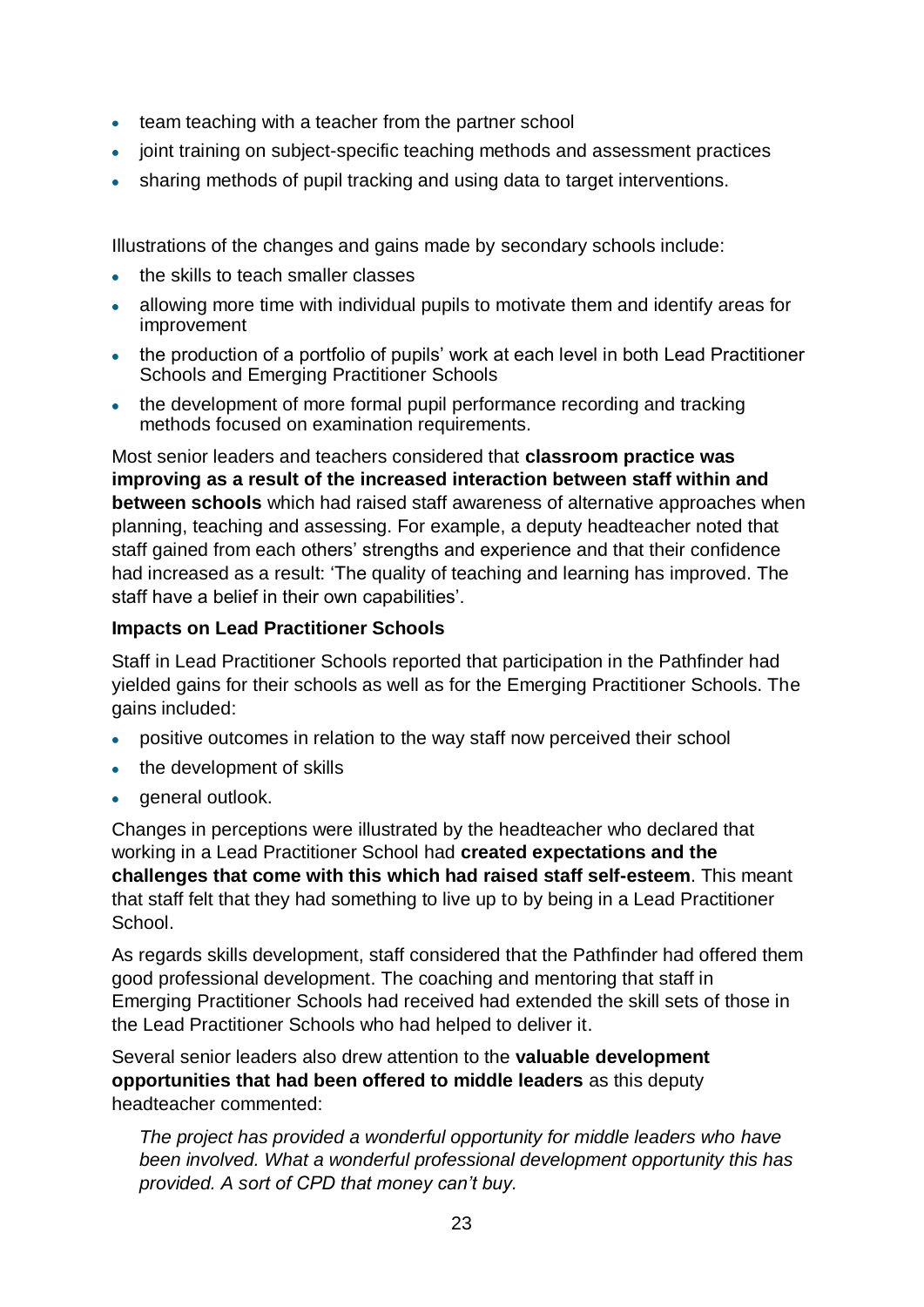- team teaching with a teacher from the partner school
- joint training on subject-specific teaching methods and assessment practices
- sharing methods of pupil tracking and using data to target interventions.

Illustrations of the changes and gains made by secondary schools include:

- the skills to teach smaller classes
- allowing more time with individual pupils to motivate them and identify areas for improvement
- the production of a portfolio of pupils' work at each level in both Lead Practitioner Schools and Emerging Practitioner Schools
- the development of more formal pupil performance recording and tracking methods focused on examination requirements.

Most senior leaders and teachers considered that **classroom practice was improving as a result of the increased interaction between staff within and between schools** which had raised staff awareness of alternative approaches when planning, teaching and assessing. For example, a deputy headteacher noted that staff gained from each others' strengths and experience and that their confidence had increased as a result: 'The quality of teaching and learning has improved. The staff have a belief in their own capabilities'.

**Impacts on Lead Practitioner Schools**

Staff in Lead Practitioner Schools reported that participation in the Pathfinder had yielded gains for their schools as well as for the Emerging Practitioner Schools. The gains included:

- positive outcomes in relation to the way staff now perceived their school
- the development of skills
- general outlook.

Changes in perceptions were illustrated by the headteacher who declared that working in a Lead Practitioner School had **created expectations and the challenges that come with this which had raised staff self-esteem**. This meant that staff felt that they had something to live up to by being in a Lead Practitioner School.

As regards skills development, staff considered that the Pathfinder had offered them good professional development. The coaching and mentoring that staff in Emerging Practitioner Schools had received had extended the skill sets of those in the Lead Practitioner Schools who had helped to deliver it.

Several senior leaders also drew attention to the **valuable development opportunities that had been offered to middle leaders** as this deputy headteacher commented:

> *The project has provided a wonderful opportunity for middle leaders who have been involved. What a wonderful professional development opportunity this has provided. A sort of CPD that money can't buy.*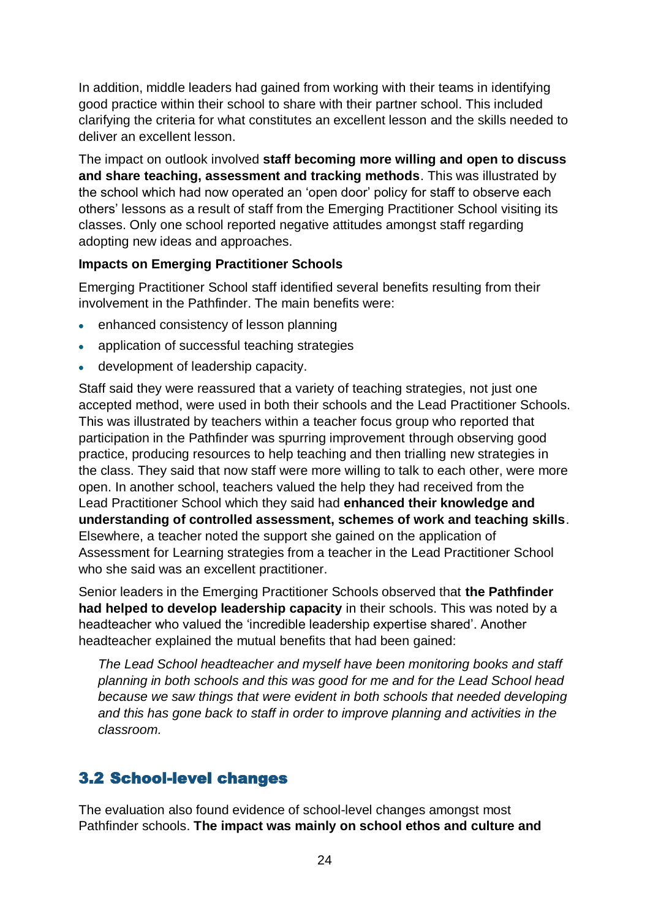In addition, middle leaders had gained from working with their teams in identifying good practice within their school to share with their partner school. This included clarifying the criteria for what constitutes an excellent lesson and the skills needed to deliver an excellent lesson.

The impact on outlook involved **staff becoming more willing and open to discuss and share teaching, assessment and tracking methods**. This was illustrated by the school which had now operated an 'open door' policy for staff to observe each others' lessons as a result of staff from the Emerging Practitioner School visiting its classes. Only one school reported negative attitudes amongst staff regarding adopting new ideas and approaches.

**Impacts on Emerging Practitioner Schools**

Emerging Practitioner School staff identified several benefits resulting from their involvement in the Pathfinder. The main benefits were:

- enhanced consistency of lesson planning
- application of successful teaching strategies
- development of leadership capacity.

Staff said they were reassured that a variety of teaching strategies, not just one accepted method, were used in both their schools and the Lead Practitioner Schools. This was illustrated by teachers within a teacher focus group who reported that participation in the Pathfinder was spurring improvement through observing good practice, producing resources to help teaching and then trialling new strategies in the class. They said that now staff were more willing to talk to each other, were more open. In another school, teachers valued the help they had received from the Lead Practitioner School which they said had **enhanced their knowledge and understanding of controlled assessment, schemes of work and teaching skills**. Elsewhere, a teacher noted the support she gained on the application of Assessment for Learning strategies from a teacher in the Lead Practitioner School who she said was an excellent practitioner.

Senior leaders in the Emerging Practitioner Schools observed that **the Pathfinder had helped to develop leadership capacity** in their schools. This was noted by a headteacher who valued the 'incredible leadership expertise shared'. Another headteacher explained the mutual benefits that had been gained:

> *The Lead School headteacher and myself have been monitoring books and staff planning in both schools and this was good for me and for the Lead School head because we saw things that were evident in both schools that needed developing and this has gone back to staff in order to improve planning and activities in the classroom.*

## 3.2 School-level changes

The evaluation also found evidence of school-level changes amongst most Pathfinder schools. **The impact was mainly on school ethos and culture and**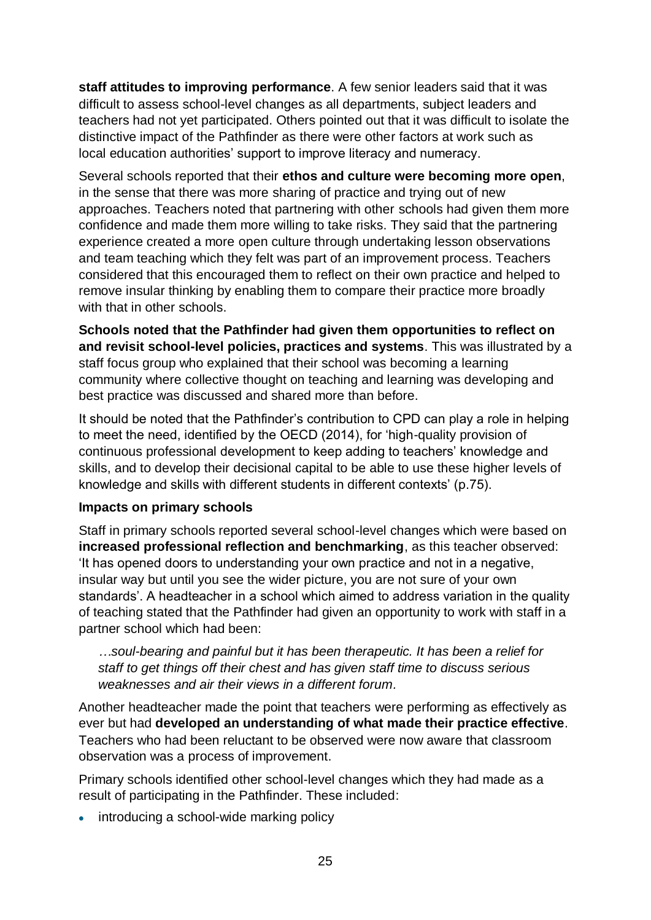**staff attitudes to improving performance**. A few senior leaders said that it was difficult to assess school-level changes as all departments, subject leaders and teachers had not yet participated. Others pointed out that it was difficult to isolate the distinctive impact of the Pathfinder as there were other factors at work such as local education authorities' support to improve literacy and numeracy.

Several schools reported that their **ethos and culture were becoming more open**, in the sense that there was more sharing of practice and trying out of new approaches. Teachers noted that partnering with other schools had given them more confidence and made them more willing to take risks. They said that the partnering experience created a more open culture through undertaking lesson observations and team teaching which they felt was part of an improvement process. Teachers considered that this encouraged them to reflect on their own practice and helped to remove insular thinking by enabling them to compare their practice more broadly with that in other schools.

**Schools noted that the Pathfinder had given them opportunities to reflect on and revisit school-level policies, practices and systems**. This was illustrated by a staff focus group who explained that their school was becoming a learning community where collective thought on teaching and learning was developing and best practice was discussed and shared more than before.

It should be noted that the Pathfinder's contribution to CPD can play a role in helping to meet the need, identified by the OECD (2014), for 'high-quality provision of continuous professional development to keep adding to teachers' knowledge and skills, and to develop their decisional capital to be able to use these higher levels of knowledge and skills with different students in different contexts' (p.75).

**Impacts on primary schools**

Staff in primary schools reported several school-level changes which were based on **increased professional reflection and benchmarking**, as this teacher observed: 'It has opened doors to understanding your own practice and not in a negative, insular way but until you see the wider picture, you are not sure of your own standards'. A headteacher in a school which aimed to address variation in the quality of teaching stated that the Pathfinder had given an opportunity to work with staff in a partner school which had been:

> *…soul-bearing and painful but it has been therapeutic. It has been a relief for staff to get things off their chest and has given staff time to discuss serious weaknesses and air their views in a different forum*.

Another headteacher made the point that teachers were performing as effectively as ever but had **developed an understanding of what made their practice effective**. Teachers who had been reluctant to be observed were now aware that classroom observation was a process of improvement.

Primary schools identified other school-level changes which they had made as a result of participating in the Pathfinder. These included:

- introducing a school-wide marking policy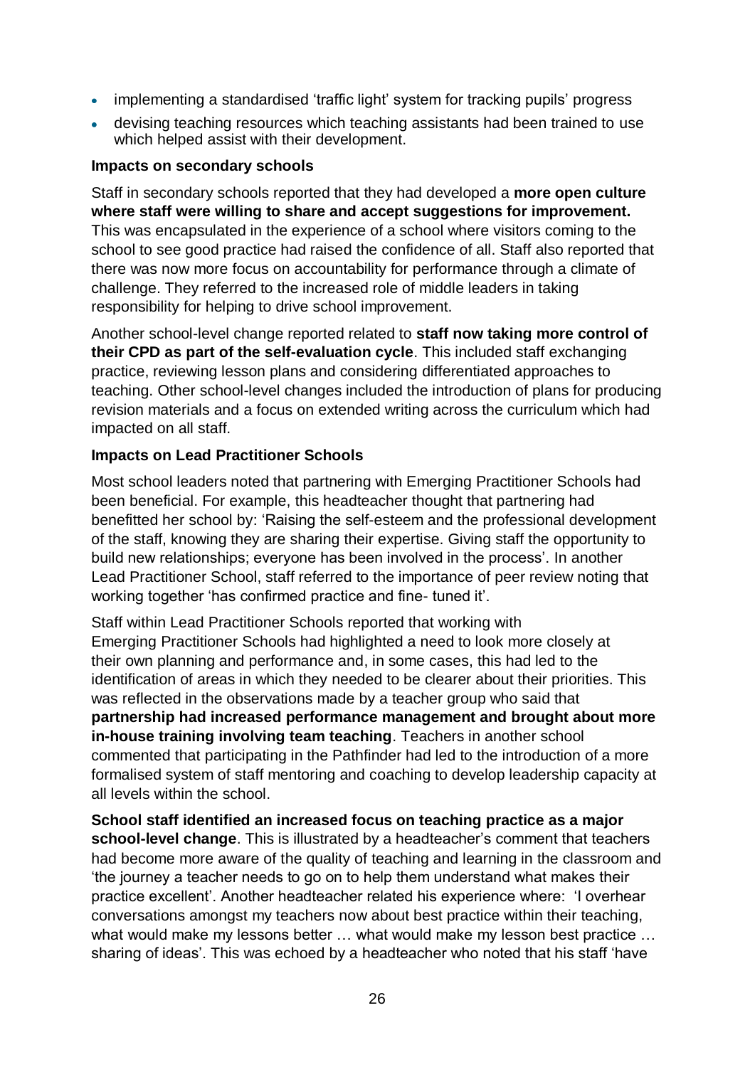- implementing a standardised 'traffic light' system for tracking pupils' progress
- devising teaching resources which teaching assistants had been trained to use which helped assist with their development.

**Impacts on secondary schools**

Staff in secondary schools reported that they had developed a **more open culture where staff were willing to share and accept suggestions for improvement.** This was encapsulated in the experience of a school where visitors coming to the school to see good practice had raised the confidence of all. Staff also reported that there was now more focus on accountability for performance through a climate of challenge. They referred to the increased role of middle leaders in taking responsibility for helping to drive school improvement.

Another school-level change reported related to **staff now taking more control of their CPD as part of the self-evaluation cycle**. This included staff exchanging practice, reviewing lesson plans and considering differentiated approaches to teaching. Other school-level changes included the introduction of plans for producing revision materials and a focus on extended writing across the curriculum which had impacted on all staff.

**Impacts on Lead Practitioner Schools**

Most school leaders noted that partnering with Emerging Practitioner Schools had been beneficial. For example, this headteacher thought that partnering had benefitted her school by: 'Raising the self-esteem and the professional development of the staff, knowing they are sharing their expertise. Giving staff the opportunity to build new relationships; everyone has been involved in the process'. In another Lead Practitioner School, staff referred to the importance of peer review noting that working together 'has confirmed practice and fine- tuned it'.

Staff within Lead Practitioner Schools reported that working with Emerging Practitioner Schools had highlighted a need to look more closely at their own planning and performance and, in some cases, this had led to the identification of areas in which they needed to be clearer about their priorities. This was reflected in the observations made by a teacher group who said that **partnership had increased performance management and brought about more in-house training involving team teaching**. Teachers in another school commented that participating in the Pathfinder had led to the introduction of a more formalised system of staff mentoring and coaching to develop leadership capacity at all levels within the school.

**School staff identified an increased focus on teaching practice as a major school-level change**. This is illustrated by a headteacher's comment that teachers had become more aware of the quality of teaching and learning in the classroom and 'the journey a teacher needs to go on to help them understand what makes their practice excellent'. Another headteacher related his experience where: 'I overhear conversations amongst my teachers now about best practice within their teaching, what would make my lessons better … what would make my lesson best practice … sharing of ideas'. This was echoed by a headteacher who noted that his staff 'have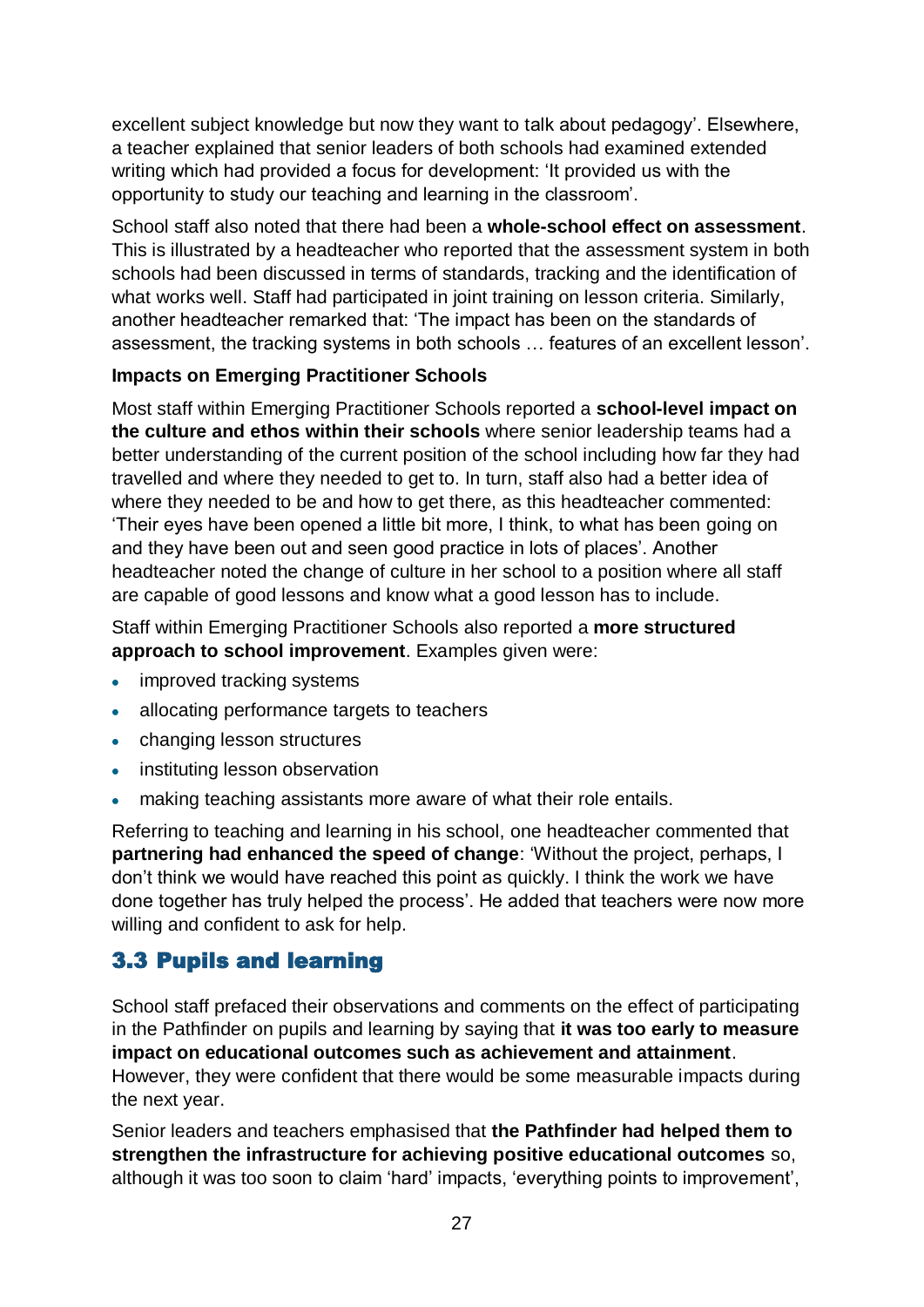excellent subject knowledge but now they want to talk about pedagogy'. Elsewhere, a teacher explained that senior leaders of both schools had examined extended writing which had provided a focus for development: 'It provided us with the opportunity to study our teaching and learning in the classroom'.

School staff also noted that there had been a **whole-school effect on assessment**. This is illustrated by a headteacher who reported that the assessment system in both schools had been discussed in terms of standards, tracking and the identification of what works well. Staff had participated in joint training on lesson criteria. Similarly, another headteacher remarked that: 'The impact has been on the standards of assessment, the tracking systems in both schools … features of an excellent lesson'.

#### Impacts on Emerging Practitioner Schools

Most staff within Emerging Practitioner Schools reported a **school-level impact on the culture and ethos within their schools** where senior leadership teams had a better understanding of the current position of the school including how far they had travelled and where they needed to get to. In turn, staff also had a better idea of where they needed to be and how to get there, as this headteacher commented: 'Their eyes have been opened a little bit more, I think, to what has been going on and they have been out and seen good practice in lots of places'. Another headteacher noted the change of culture in her school to a position where all staff are capable of good lessons and know what a good lesson has to include.

Staff within Emerging Practitioner Schools also reported a **more structured approach to school improvement**. Examples given were:

- improved tracking systems
- allocating performance targets to teachers
- changing lesson structures
- instituting lesson observation
- making teaching assistants more aware of what their role entails.

Referring to teaching and learning in his school, one headteacher commented that **partnering had enhanced the speed of change**: 'Without the project, perhaps, I don't think we would have reached this point as quickly. I think the work we have done together has truly helped the process'. He added that teachers were now more willing and confident to ask for help.

### 3.3 Pupils and learning

School staff prefaced their observations and comments on the effect of participating in the Pathfinder on pupils and learning by saying that **it was too early to measure impact on educational outcomes such as achievement and attainment**. However, they were confident that there would be some measurable impacts during the next year.

Senior leaders and teachers emphasised that **the Pathfinder had helped them to strengthen the infrastructure for achieving positive educational outcomes** so, although it was too soon to claim 'hard' impacts, 'everything points to improvement',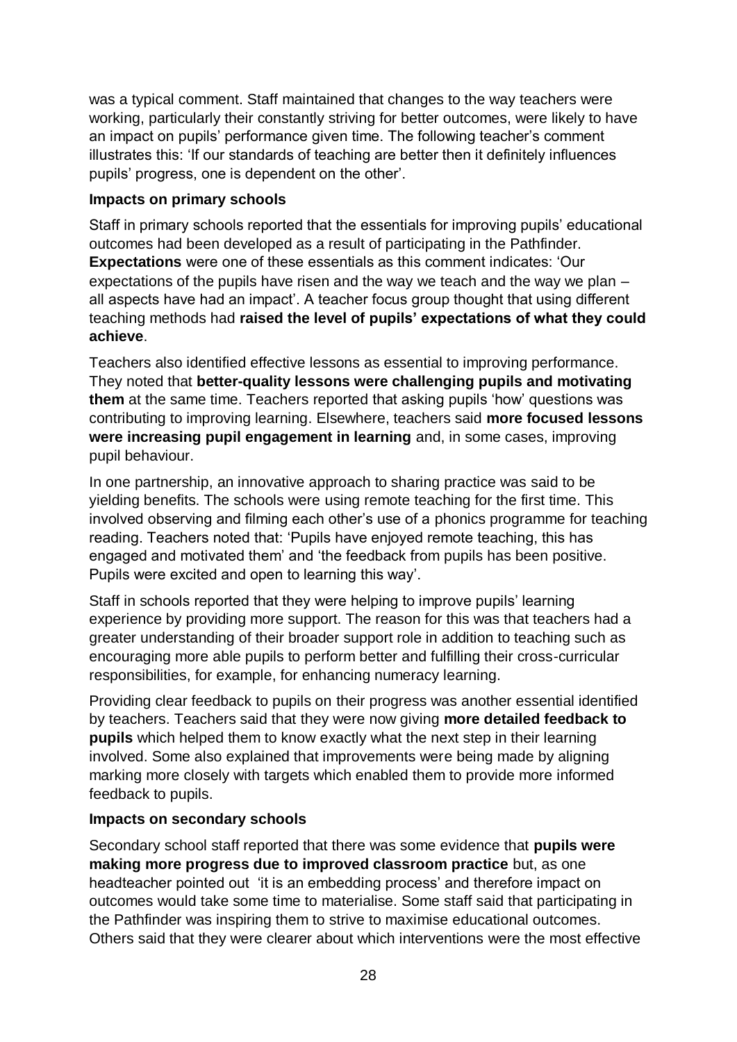was a typical comment. Staff maintained that changes to the way teachers were working, particularly their constantly striving for better outcomes, were likely to have an impact on pupils' performance given time. The following teacher's comment illustrates this: 'If our standards of teaching are better then it definitely influences pupils' progress, one is dependent on the other'.

#### Impacts on primary schools

Staff in primary schools reported that the essentials for improving pupils' educational outcomes had been developed as a result of participating in the Pathfinder. **Expectations** were one of these essentials as this comment indicates: 'Our expectations of the pupils have risen and the way we teach and the way we plan – all aspects have had an impact'. A teacher focus group thought that using different teaching methods had **raised the level of pupils' expectations of what they could achieve**.

Teachers also identified effective lessons as essential to improving performance. They noted that **better-quality lessons were challenging pupils and motivating them** at the same time. Teachers reported that asking pupils 'how' questions was contributing to improving learning. Elsewhere, teachers said **more focused lessons were increasing pupil engagement in learning** and, in some cases, improving pupil behaviour.

In one partnership, an innovative approach to sharing practice was said to be yielding benefits. The schools were using remote teaching for the first time. This involved observing and filming each other's use of a phonics programme for teaching reading. Teachers noted that: 'Pupils have enjoyed remote teaching, this has engaged and motivated them' and 'the feedback from pupils has been positive. Pupils were excited and open to learning this way'.

Staff in schools reported that they were helping to improve pupils' learning experience by providing more support. The reason for this was that teachers had a greater understanding of their broader support role in addition to teaching such as encouraging more able pupils to perform better and fulfilling their cross-curricular responsibilities, for example, for enhancing numeracy learning.

Providing clear feedback to pupils on their progress was another essential identified by teachers. Teachers said that they were now giving **more detailed feedback to pupils** which helped them to know exactly what the next step in their learning involved. Some also explained that improvements were being made by aligning marking more closely with targets which enabled them to provide more informed feedback to pupils.

#### Impacts on secondary schools

Secondary school staff reported that there was some evidence that **pupils were making more progress due to improved classroom practice** but, as one headteacher pointed out 'it is an embedding process' and therefore impact on outcomes would take some time to materialise. Some staff said that participating in the Pathfinder was inspiring them to strive to maximise educational outcomes. Others said that they were clearer about which interventions were the most effective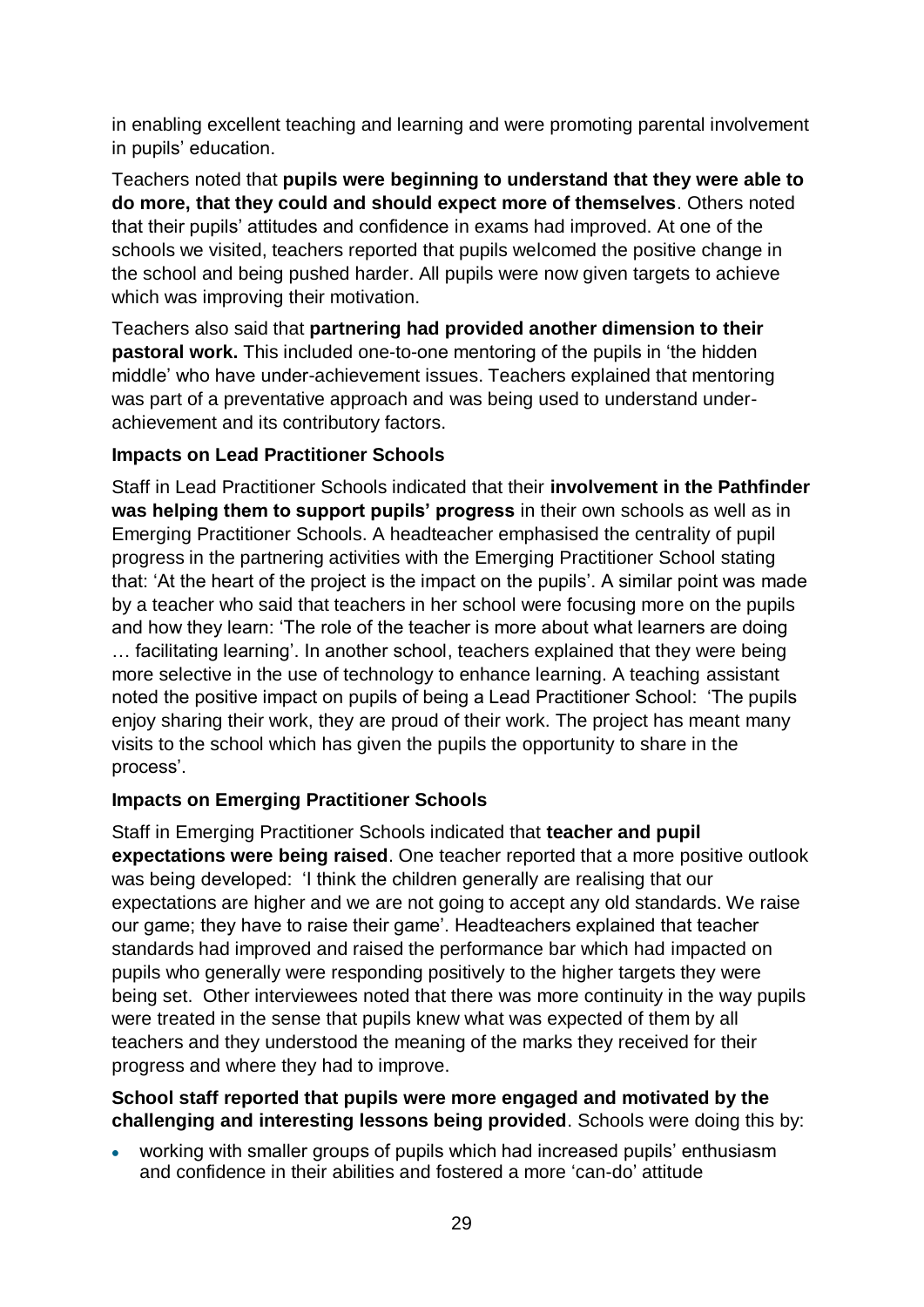in enabling excellent teaching and learning and were promoting parental involvement in pupils' education.

Teachers noted that **pupils were beginning to understand that they were able to do more, that they could and should expect more of themselves**. Others noted that their pupils' attitudes and confidence in exams had improved. At one of the schools we visited, teachers reported that pupils welcomed the positive change in the school and being pushed harder. All pupils were now given targets to achieve which was improving their motivation.

Teachers also said that **partnering had provided another dimension to their pastoral work.** This included one-to-one mentoring of the pupils in 'the hidden middle' who have under-achievement issues. Teachers explained that mentoring was part of a preventative approach and was being used to understand under-achievement and its contributory factors.

**Impacts on Lead Practitioner Schools**

Staff in Lead Practitioner Schools indicated that their **involvement in the Pathfinder was helping them to support pupils' progress** in their own schools as well as in Emerging Practitioner Schools. A headteacher emphasised the centrality of pupil progress in the partnering activities with the Emerging Practitioner School stating that: 'At the heart of the project is the impact on the pupils'. A similar point was made by a teacher who said that teachers in her school were focusing more on the pupils and how they learn: 'The role of the teacher is more about what learners are doing … facilitating learning'. In another school, teachers explained that they were being more selective in the use of technology to enhance learning. A teaching assistant noted the positive impact on pupils of being a Lead Practitioner School: 'The pupils enjoy sharing their work, they are proud of their work. The project has meant many visits to the school which has given the pupils the opportunity to share in the process'.

**Impacts on Emerging Practitioner Schools**

Staff in Emerging Practitioner Schools indicated that **teacher and pupil expectations were being raised**. One teacher reported that a more positive outlook was being developed: 'I think the children generally are realising that our expectations are higher and we are not going to accept any old standards. We raise our game; they have to raise their game'. Headteachers explained that teacher standards had improved and raised the performance bar which had impacted on pupils who generally were responding positively to the higher targets they were being set. Other interviewees noted that there was more continuity in the way pupils were treated in the sense that pupils knew what was expected of them by all teachers and they understood the meaning of the marks they received for their progress and where they had to improve.

**School staff reported that pupils were more engaged and motivated by the challenging and interesting lessons being provided**. Schools were doing this by:

- working with smaller groups of pupils which had increased pupils' enthusiasm and confidence in their abilities and fostered a more 'can-do' attitude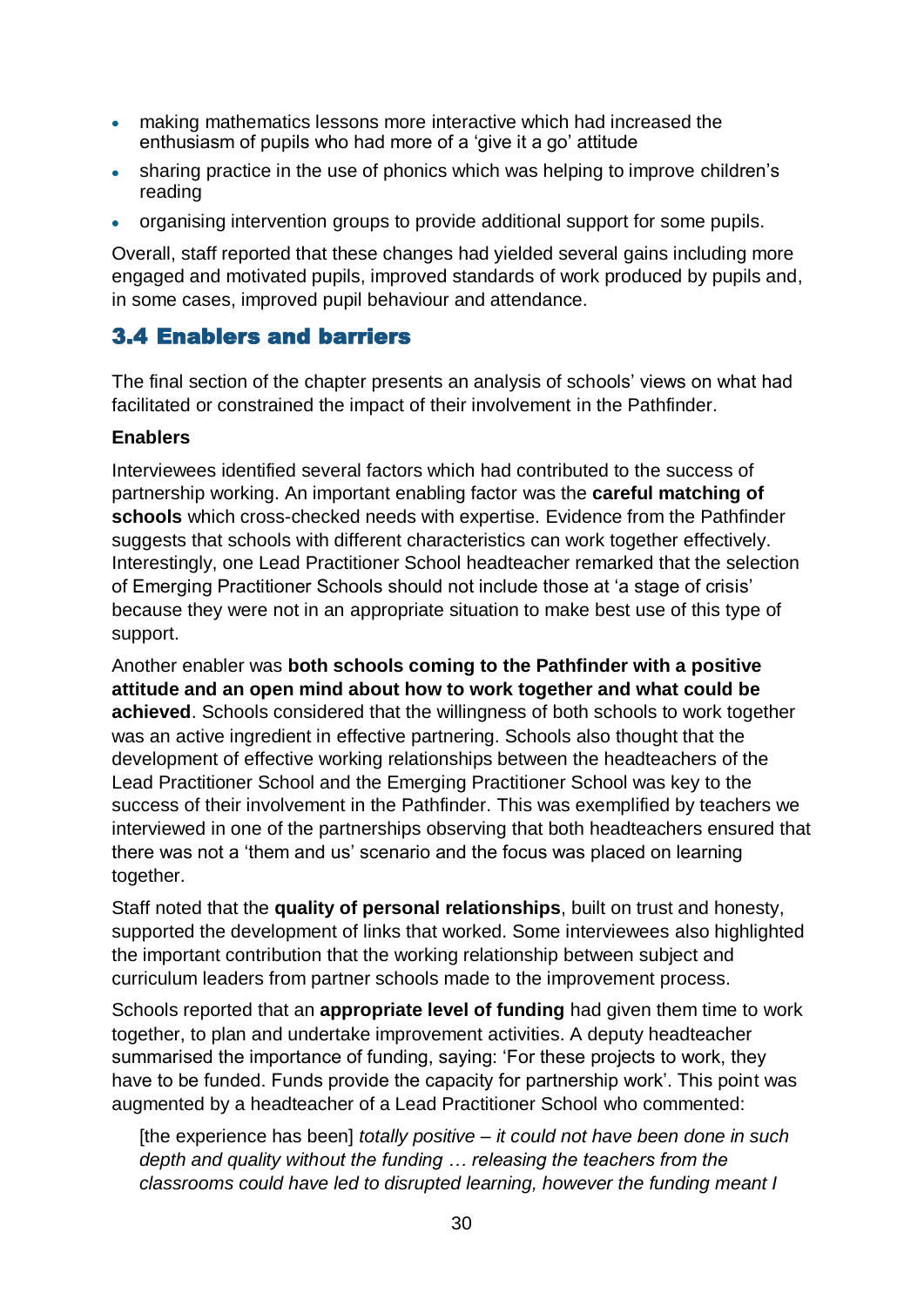- making mathematics lessons more interactive which had increased the enthusiasm of pupils who had more of a 'give it a go' attitude
- sharing practice in the use of phonics which was helping to improve children's reading
- organising intervention groups to provide additional support for some pupils.

Overall, staff reported that these changes had yielded several gains including more engaged and motivated pupils, improved standards of work produced by pupils and, in some cases, improved pupil behaviour and attendance.

## 3.4 Enablers and barriers

The final section of the chapter presents an analysis of schools' views on what had facilitated or constrained the impact of their involvement in the Pathfinder.

**Enablers**

Interviewees identified several factors which had contributed to the success of partnership working. An important enabling factor was the **careful matching of schools** which cross-checked needs with expertise. Evidence from the Pathfinder suggests that schools with different characteristics can work together effectively. Interestingly, one Lead Practitioner School headteacher remarked that the selection of Emerging Practitioner Schools should not include those at 'a stage of crisis' because they were not in an appropriate situation to make best use of this type of support.

Another enabler was **both schools coming to the Pathfinder with a positive attitude and an open mind about how to work together and what could be achieved**. Schools considered that the willingness of both schools to work together was an active ingredient in effective partnering. Schools also thought that the development of effective working relationships between the headteachers of the Lead Practitioner School and the Emerging Practitioner School was key to the success of their involvement in the Pathfinder. This was exemplified by teachers we interviewed in one of the partnerships observing that both headteachers ensured that there was not a 'them and us' scenario and the focus was placed on learning together.

Staff noted that the **quality of personal relationships**, built on trust and honesty, supported the development of links that worked. Some interviewees also highlighted the important contribution that the working relationship between subject and curriculum leaders from partner schools made to the improvement process.

Schools reported that an **appropriate level of funding** had given them time to work together, to plan and undertake improvement activities. A deputy headteacher summarised the importance of funding, saying: 'For these projects to work, they have to be funded. Funds provide the capacity for partnership work'. This point was augmented by a headteacher of a Lead Practitioner School who commented:

> [the experience has been] *totally positive – it could not have been done in such depth and quality without the funding … releasing the teachers from the classrooms could have led to disrupted learning, however the funding meant I*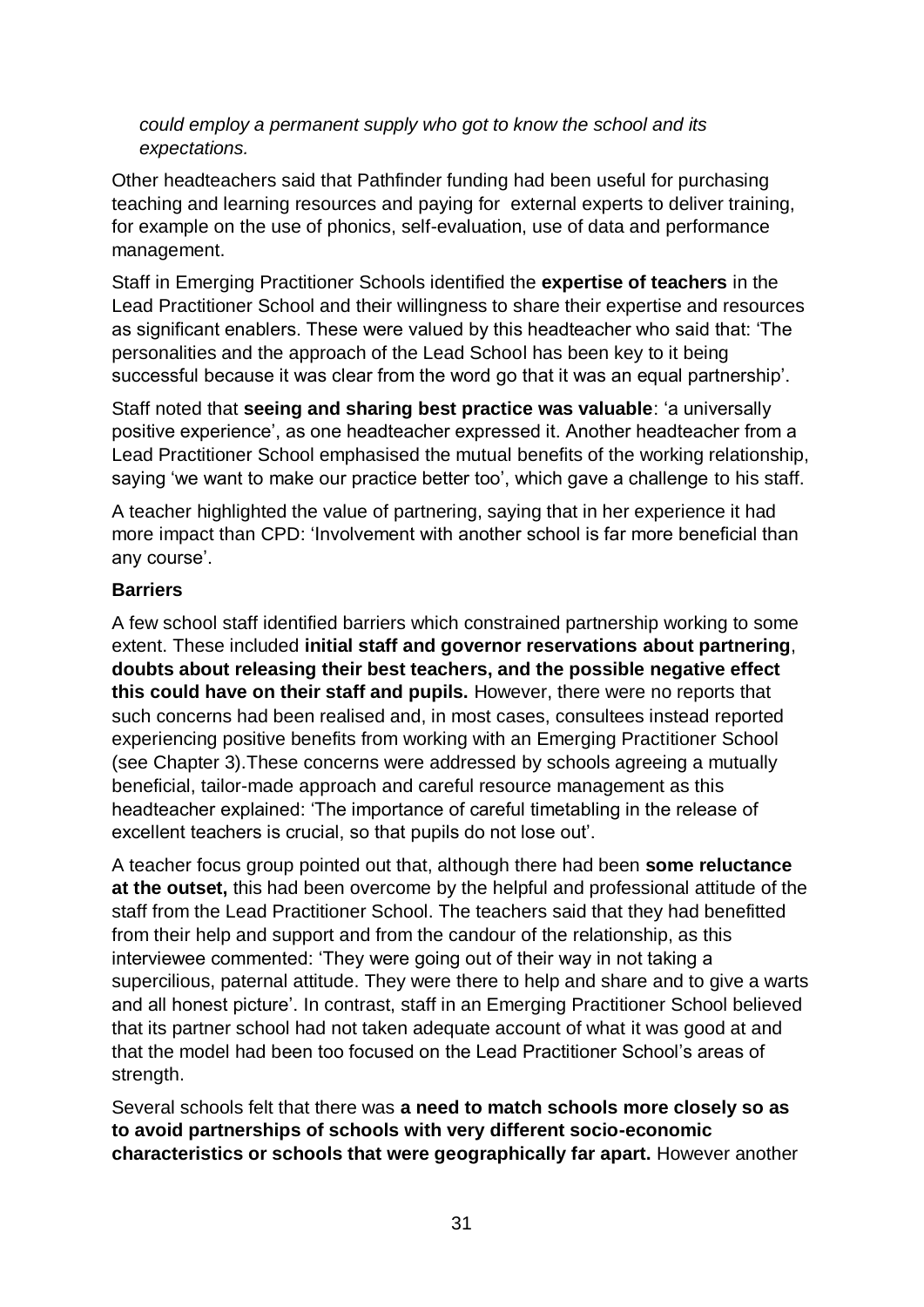*could employ a permanent supply who got to know the school and its expectations.*

Other headteachers said that Pathfinder funding had been useful for purchasing teaching and learning resources and paying for external experts to deliver training, for example on the use of phonics, self-evaluation, use of data and performance management.

Staff in Emerging Practitioner Schools identified the **expertise of teachers** in the Lead Practitioner School and their willingness to share their expertise and resources as significant enablers. These were valued by this headteacher who said that: 'The personalities and the approach of the Lead School has been key to it being successful because it was clear from the word go that it was an equal partnership'.

Staff noted that **seeing and sharing best practice was valuable**: 'a universally positive experience', as one headteacher expressed it. Another headteacher from a Lead Practitioner School emphasised the mutual benefits of the working relationship, saying 'we want to make our practice better too', which gave a challenge to his staff.

A teacher highlighted the value of partnering, saying that in her experience it had more impact than CPD: 'Involvement with another school is far more beneficial than any course'.

**Barriers**

A few school staff identified barriers which constrained partnership working to some extent. These included **initial staff and governor reservations about partnering**, **doubts about releasing their best teachers, and the possible negative effect this could have on their staff and pupils.** However, there were no reports that such concerns had been realised and, in most cases, consultees instead reported experiencing positive benefits from working with an Emerging Practitioner School (see Chapter 3).These concerns were addressed by schools agreeing a mutually beneficial, tailor-made approach and careful resource management as this headteacher explained: 'The importance of careful timetabling in the release of excellent teachers is crucial, so that pupils do not lose out'.

A teacher focus group pointed out that, although there had been **some reluctance at the outset,** this had been overcome by the helpful and professional attitude of the staff from the Lead Practitioner School. The teachers said that they had benefitted from their help and support and from the candour of the relationship, as this interviewee commented: 'They were going out of their way in not taking a supercilious, paternal attitude. They were there to help and share and to give a warts and all honest picture'. In contrast, staff in an Emerging Practitioner School believed that its partner school had not taken adequate account of what it was good at and that the model had been too focused on the Lead Practitioner School's areas of strength.

Several schools felt that there was **a need to match schools more closely so as to avoid partnerships of schools with very different socio-economic characteristics or schools that were geographically far apart.** However another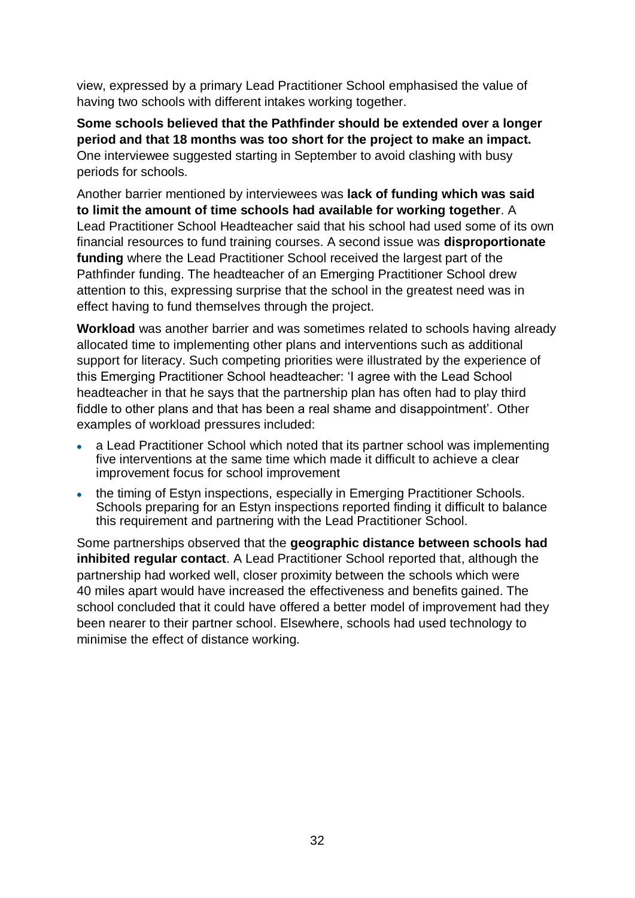view, expressed by a primary Lead Practitioner School emphasised the value of having two schools with different intakes working together.

**Some schools believed that the Pathfinder should be extended over a longer period and that 18 months was too short for the project to make an impact.** One interviewee suggested starting in September to avoid clashing with busy periods for schools.

Another barrier mentioned by interviewees was **lack of funding which was said to limit the amount of time schools had available for working together**. A Lead Practitioner School Headteacher said that his school had used some of its own financial resources to fund training courses. A second issue was **disproportionate funding** where the Lead Practitioner School received the largest part of the Pathfinder funding. The headteacher of an Emerging Practitioner School drew attention to this, expressing surprise that the school in the greatest need was in effect having to fund themselves through the project.

**Workload** was another barrier and was sometimes related to schools having already allocated time to implementing other plans and interventions such as additional support for literacy. Such competing priorities were illustrated by the experience of this Emerging Practitioner School headteacher: 'I agree with the Lead School headteacher in that he says that the partnership plan has often had to play third fiddle to other plans and that has been a real shame and disappointment'. Other examples of workload pressures included:

- a Lead Practitioner School which noted that its partner school was implementing five interventions at the same time which made it difficult to achieve a clear improvement focus for school improvement
- the timing of Estyn inspections, especially in Emerging Practitioner Schools. Schools preparing for an Estyn inspections reported finding it difficult to balance this requirement and partnering with the Lead Practitioner School.

Some partnerships observed that the **geographic distance between schools had inhibited regular contact**. A Lead Practitioner School reported that, although the partnership had worked well, closer proximity between the schools which were 40 miles apart would have increased the effectiveness and benefits gained. The school concluded that it could have offered a better model of improvement had they been nearer to their partner school. Elsewhere, schools had used technology to minimise the effect of distance working.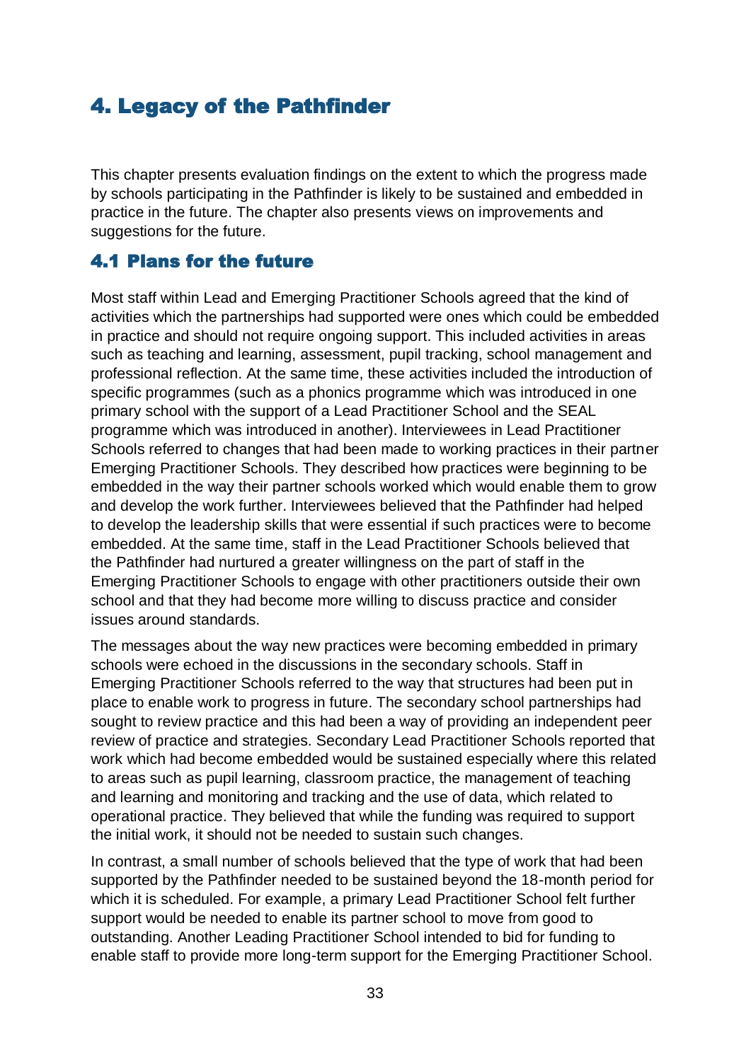# 4. Legacy of the Pathfinder

This chapter presents evaluation findings on the extent to which the progress made by schools participating in the Pathfinder is likely to be sustained and embedded in practice in the future. The chapter also presents views on improvements and suggestions for the future.

## 4.1 Plans for the future

Most staff within Lead and Emerging Practitioner Schools agreed that the kind of activities which the partnerships had supported were ones which could be embedded in practice and should not require ongoing support. This included activities in areas such as teaching and learning, assessment, pupil tracking, school management and professional reflection. At the same time, these activities included the introduction of specific programmes (such as a phonics programme which was introduced in one primary school with the support of a Lead Practitioner School and the SEAL programme which was introduced in another). Interviewees in Lead Practitioner Schools referred to changes that had been made to working practices in their partner Emerging Practitioner Schools. They described how practices were beginning to be embedded in the way their partner schools worked which would enable them to grow and develop the work further. Interviewees believed that the Pathfinder had helped to develop the leadership skills that were essential if such practices were to become embedded. At the same time, staff in the Lead Practitioner Schools believed that the Pathfinder had nurtured a greater willingness on the part of staff in the Emerging Practitioner Schools to engage with other practitioners outside their own school and that they had become more willing to discuss practice and consider issues around standards.

The messages about the way new practices were becoming embedded in primary schools were echoed in the discussions in the secondary schools. Staff in Emerging Practitioner Schools referred to the way that structures had been put in place to enable work to progress in future. The secondary school partnerships had sought to review practice and this had been a way of providing an independent peer review of practice and strategies. Secondary Lead Practitioner Schools reported that work which had become embedded would be sustained especially where this related to areas such as pupil learning, classroom practice, the management of teaching and learning and monitoring and tracking and the use of data, which related to operational practice. They believed that while the funding was required to support the initial work, it should not be needed to sustain such changes.

In contrast, a small number of schools believed that the type of work that had been supported by the Pathfinder needed to be sustained beyond the 18-month period for which it is scheduled. For example, a primary Lead Practitioner School felt further support would be needed to enable its partner school to move from good to outstanding. Another Leading Practitioner School intended to bid for funding to enable staff to provide more long-term support for the Emerging Practitioner School.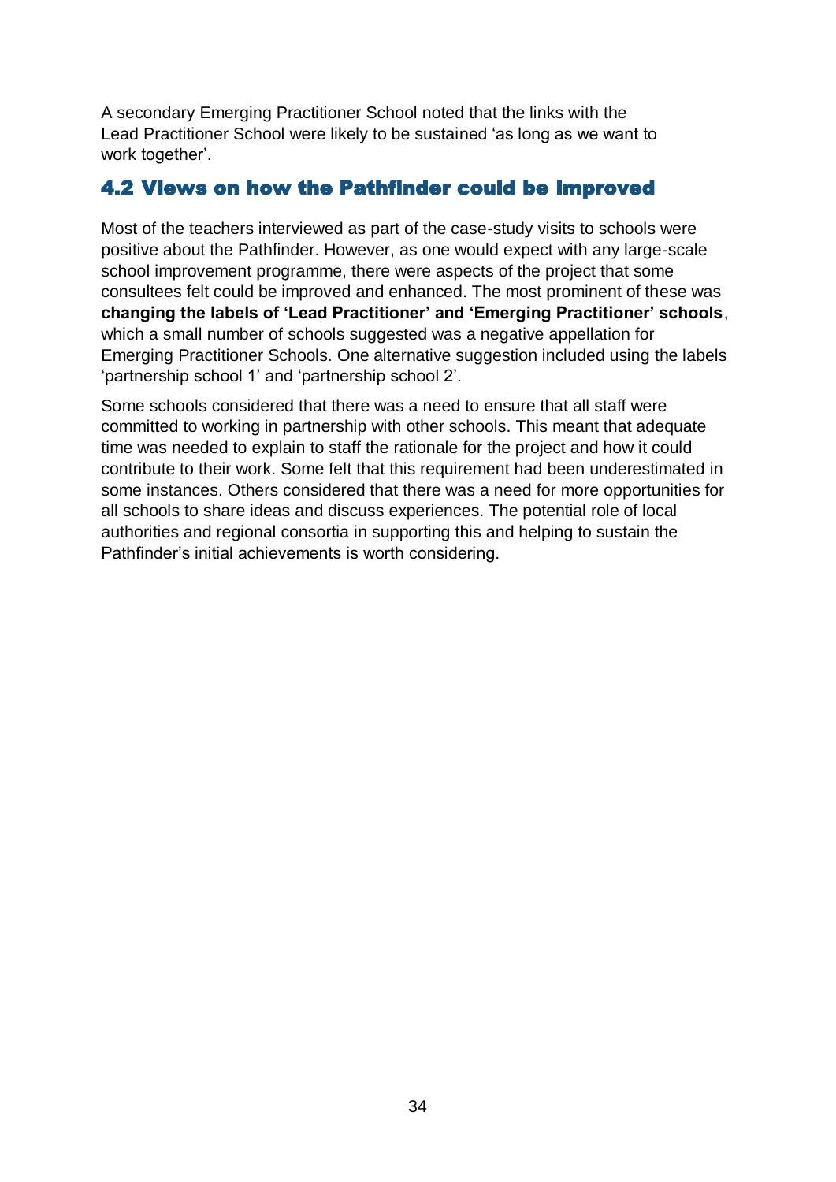A secondary Emerging Practitioner School noted that the links with the Lead Practitioner School were likely to be sustained 'as long as we want to work together'.

## 4.2 Views on how the Pathfinder could be improved

Most of the teachers interviewed as part of the case-study visits to schools were positive about the Pathfinder. However, as one would expect with any large-scale school improvement programme, there were aspects of the project that some consultees felt could be improved and enhanced. The most prominent of these was **changing the labels of 'Lead Practitioner' and 'Emerging Practitioner' schools**, which a small number of schools suggested was a negative appellation for Emerging Practitioner Schools. One alternative suggestion included using the labels 'partnership school 1' and 'partnership school 2'.

Some schools considered that there was a need to ensure that all staff were committed to working in partnership with other schools. This meant that adequate time was needed to explain to staff the rationale for the project and how it could contribute to their work. Some felt that this requirement had been underestimated in some instances. Others considered that there was a need for more opportunities for all schools to share ideas and discuss experiences. The potential role of local authorities and regional consortia in supporting this and helping to sustain the Pathfinder's initial achievements is worth considering.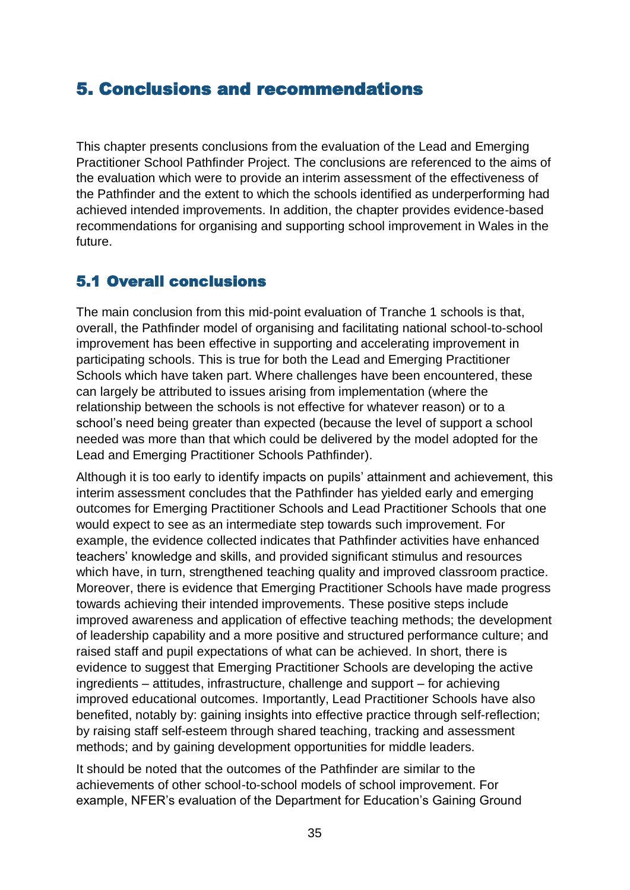# 5. Conclusions and recommendations

This chapter presents conclusions from the evaluation of the Lead and Emerging Practitioner School Pathfinder Project. The conclusions are referenced to the aims of the evaluation which were to provide an interim assessment of the effectiveness of the Pathfinder and the extent to which the schools identified as underperforming had achieved intended improvements. In addition, the chapter provides evidence-based recommendations for organising and supporting school improvement in Wales in the future.

## 5.1 Overall conclusions

The main conclusion from this mid-point evaluation of Tranche 1 schools is that, overall, the Pathfinder model of organising and facilitating national school-to-school improvement has been effective in supporting and accelerating improvement in participating schools. This is true for both the Lead and Emerging Practitioner Schools which have taken part. Where challenges have been encountered, these can largely be attributed to issues arising from implementation (where the relationship between the schools is not effective for whatever reason) or to a school's need being greater than expected (because the level of support a school needed was more than that which could be delivered by the model adopted for the Lead and Emerging Practitioner Schools Pathfinder).

Although it is too early to identify impacts on pupils' attainment and achievement, this interim assessment concludes that the Pathfinder has yielded early and emerging outcomes for Emerging Practitioner Schools and Lead Practitioner Schools that one would expect to see as an intermediate step towards such improvement. For example, the evidence collected indicates that Pathfinder activities have enhanced teachers' knowledge and skills, and provided significant stimulus and resources which have, in turn, strengthened teaching quality and improved classroom practice. Moreover, there is evidence that Emerging Practitioner Schools have made progress towards achieving their intended improvements. These positive steps include improved awareness and application of effective teaching methods; the development of leadership capability and a more positive and structured performance culture; and raised staff and pupil expectations of what can be achieved. In short, there is evidence to suggest that Emerging Practitioner Schools are developing the active ingredients – attitudes, infrastructure, challenge and support – for achieving improved educational outcomes. Importantly, Lead Practitioner Schools have also benefited, notably by: gaining insights into effective practice through self-reflection; by raising staff self-esteem through shared teaching, tracking and assessment methods; and by gaining development opportunities for middle leaders.

It should be noted that the outcomes of the Pathfinder are similar to the achievements of other school-to-school models of school improvement. For example, NFER's evaluation of the Department for Education's Gaining Ground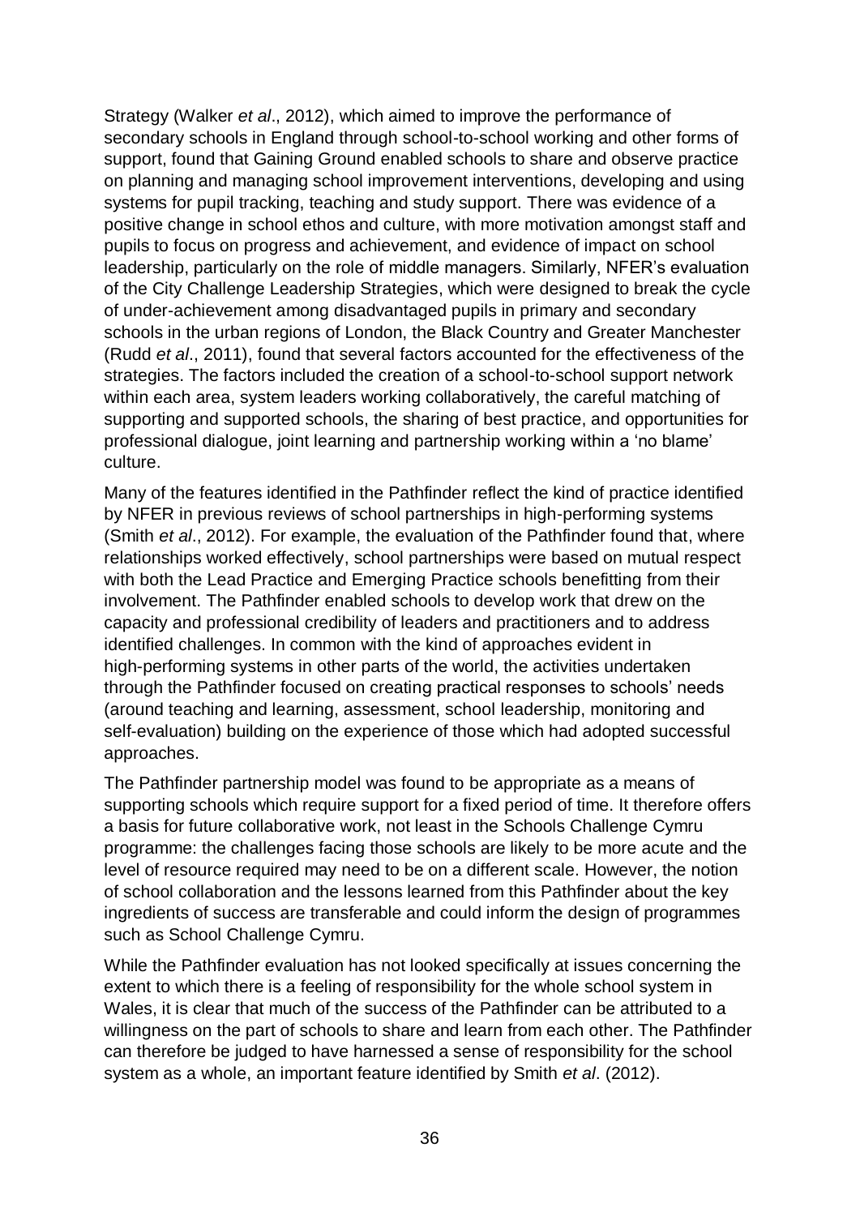Strategy (Walker *et al*., 2012), which aimed to improve the performance of secondary schools in England through school-to-school working and other forms of support, found that Gaining Ground enabled schools to share and observe practice on planning and managing school improvement interventions, developing and using systems for pupil tracking, teaching and study support. There was evidence of a positive change in school ethos and culture, with more motivation amongst staff and pupils to focus on progress and achievement, and evidence of impact on school leadership, particularly on the role of middle managers. Similarly, NFER's evaluation of the City Challenge Leadership Strategies, which were designed to break the cycle of under-achievement among disadvantaged pupils in primary and secondary schools in the urban regions of London, the Black Country and Greater Manchester (Rudd *et al*., 2011), found that several factors accounted for the effectiveness of the strategies. The factors included the creation of a school-to-school support network within each area, system leaders working collaboratively, the careful matching of supporting and supported schools, the sharing of best practice, and opportunities for professional dialogue, joint learning and partnership working within a 'no blame' culture.

Many of the features identified in the Pathfinder reflect the kind of practice identified by NFER in previous reviews of school partnerships in high-performing systems (Smith *et al*., 2012). For example, the evaluation of the Pathfinder found that, where relationships worked effectively, school partnerships were based on mutual respect with both the Lead Practice and Emerging Practice schools benefitting from their involvement. The Pathfinder enabled schools to develop work that drew on the capacity and professional credibility of leaders and practitioners and to address identified challenges. In common with the kind of approaches evident in high-performing systems in other parts of the world, the activities undertaken through the Pathfinder focused on creating practical responses to schools' needs (around teaching and learning, assessment, school leadership, monitoring and self-evaluation) building on the experience of those which had adopted successful approaches.

The Pathfinder partnership model was found to be appropriate as a means of supporting schools which require support for a fixed period of time. It therefore offers a basis for future collaborative work, not least in the Schools Challenge Cymru programme: the challenges facing those schools are likely to be more acute and the level of resource required may need to be on a different scale. However, the notion of school collaboration and the lessons learned from this Pathfinder about the key ingredients of success are transferable and could inform the design of programmes such as School Challenge Cymru.

While the Pathfinder evaluation has not looked specifically at issues concerning the extent to which there is a feeling of responsibility for the whole school system in Wales, it is clear that much of the success of the Pathfinder can be attributed to a willingness on the part of schools to share and learn from each other. The Pathfinder can therefore be judged to have harnessed a sense of responsibility for the school system as a whole, an important feature identified by Smith *et al*. (2012).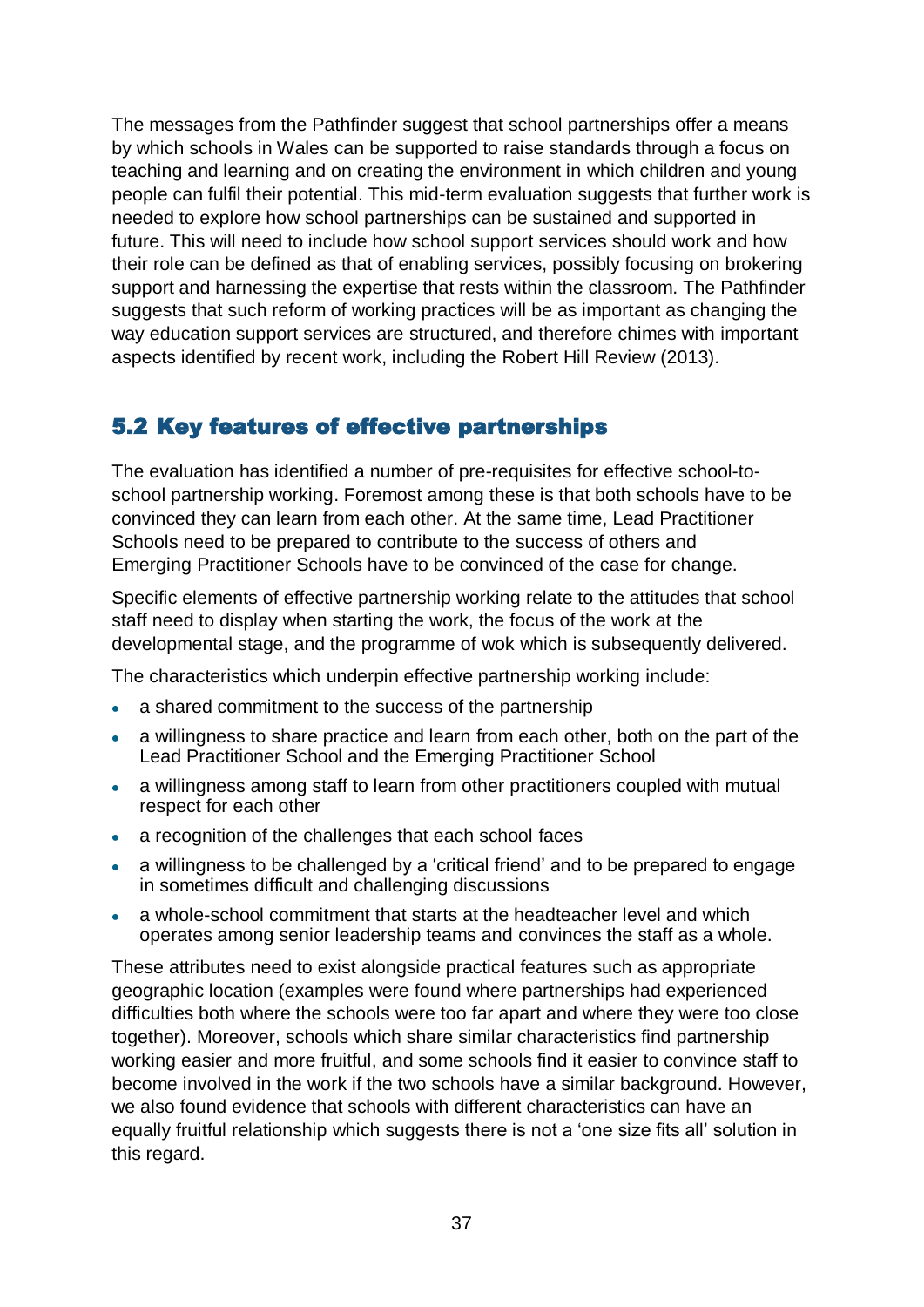The messages from the Pathfinder suggest that school partnerships offer a means by which schools in Wales can be supported to raise standards through a focus on teaching and learning and on creating the environment in which children and young people can fulfil their potential. This mid-term evaluation suggests that further work is needed to explore how school partnerships can be sustained and supported in future. This will need to include how school support services should work and how their role can be defined as that of enabling services, possibly focusing on brokering support and harnessing the expertise that rests within the classroom. The Pathfinder suggests that such reform of working practices will be as important as changing the way education support services are structured, and therefore chimes with important aspects identified by recent work, including the Robert Hill Review (2013).

## 5.2 Key features of effective partnerships

The evaluation has identified a number of pre-requisites for effective school-to-school partnership working. Foremost among these is that both schools have to be convinced they can learn from each other. At the same time, Lead Practitioner Schools need to be prepared to contribute to the success of others and Emerging Practitioner Schools have to be convinced of the case for change.

Specific elements of effective partnership working relate to the attitudes that school staff need to display when starting the work, the focus of the work at the developmental stage, and the programme of wok which is subsequently delivered.

The characteristics which underpin effective partnership working include:

- a shared commitment to the success of the partnership
- a willingness to share practice and learn from each other, both on the part of the Lead Practitioner School and the Emerging Practitioner School
- a willingness among staff to learn from other practitioners coupled with mutual respect for each other
- a recognition of the challenges that each school faces
- a willingness to be challenged by a 'critical friend' and to be prepared to engage in sometimes difficult and challenging discussions
- a whole-school commitment that starts at the headteacher level and which operates among senior leadership teams and convinces the staff as a whole.

These attributes need to exist alongside practical features such as appropriate geographic location (examples were found where partnerships had experienced difficulties both where the schools were too far apart and where they were too close together). Moreover, schools which share similar characteristics find partnership working easier and more fruitful, and some schools find it easier to convince staff to become involved in the work if the two schools have a similar background. However, we also found evidence that schools with different characteristics can have an equally fruitful relationship which suggests there is not a 'one size fits all' solution in this regard.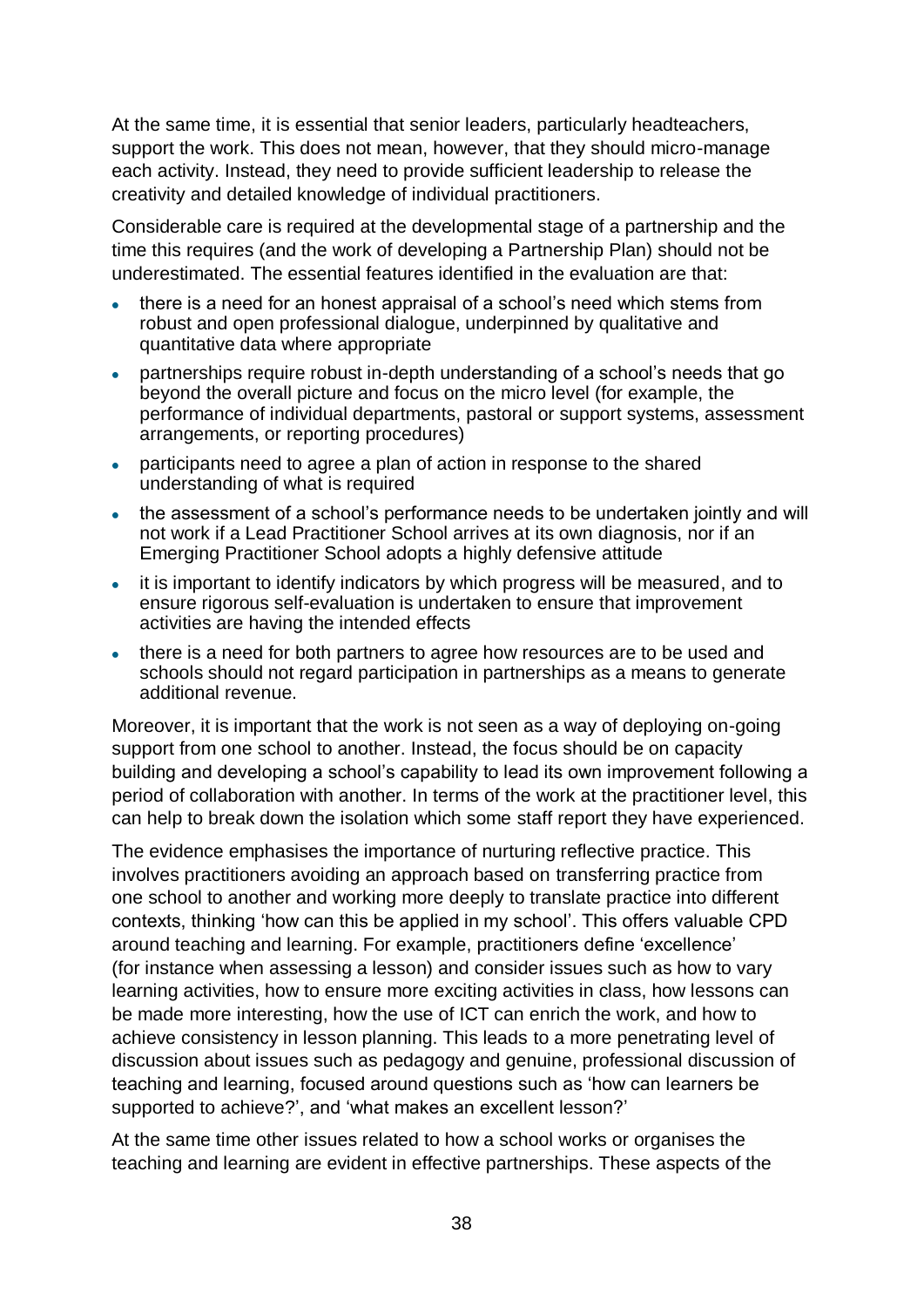At the same time, it is essential that senior leaders, particularly headteachers, support the work. This does not mean, however, that they should micro-manage each activity. Instead, they need to provide sufficient leadership to release the creativity and detailed knowledge of individual practitioners.

Considerable care is required at the developmental stage of a partnership and the time this requires (and the work of developing a Partnership Plan) should not be underestimated. The essential features identified in the evaluation are that:

- there is a need for an honest appraisal of a school's need which stems from robust and open professional dialogue, underpinned by qualitative and quantitative data where appropriate
- partnerships require robust in-depth understanding of a school's needs that go beyond the overall picture and focus on the micro level (for example, the performance of individual departments, pastoral or support systems, assessment arrangements, or reporting procedures)
- participants need to agree a plan of action in response to the shared understanding of what is required
- the assessment of a school's performance needs to be undertaken jointly and will not work if a Lead Practitioner School arrives at its own diagnosis, nor if an Emerging Practitioner School adopts a highly defensive attitude
- it is important to identify indicators by which progress will be measured, and to ensure rigorous self-evaluation is undertaken to ensure that improvement activities are having the intended effects
- there is a need for both partners to agree how resources are to be used and schools should not regard participation in partnerships as a means to generate additional revenue.

Moreover, it is important that the work is not seen as a way of deploying on-going support from one school to another. Instead, the focus should be on capacity building and developing a school's capability to lead its own improvement following a period of collaboration with another. In terms of the work at the practitioner level, this can help to break down the isolation which some staff report they have experienced.

The evidence emphasises the importance of nurturing reflective practice. This involves practitioners avoiding an approach based on transferring practice from one school to another and working more deeply to translate practice into different contexts, thinking 'how can this be applied in my school'. This offers valuable CPD around teaching and learning. For example, practitioners define 'excellence' (for instance when assessing a lesson) and consider issues such as how to vary learning activities, how to ensure more exciting activities in class, how lessons can be made more interesting, how the use of ICT can enrich the work, and how to achieve consistency in lesson planning. This leads to a more penetrating level of discussion about issues such as pedagogy and genuine, professional discussion of teaching and learning, focused around questions such as 'how can learners be supported to achieve?', and 'what makes an excellent lesson?'

At the same time other issues related to how a school works or organises the teaching and learning are evident in effective partnerships. These aspects of the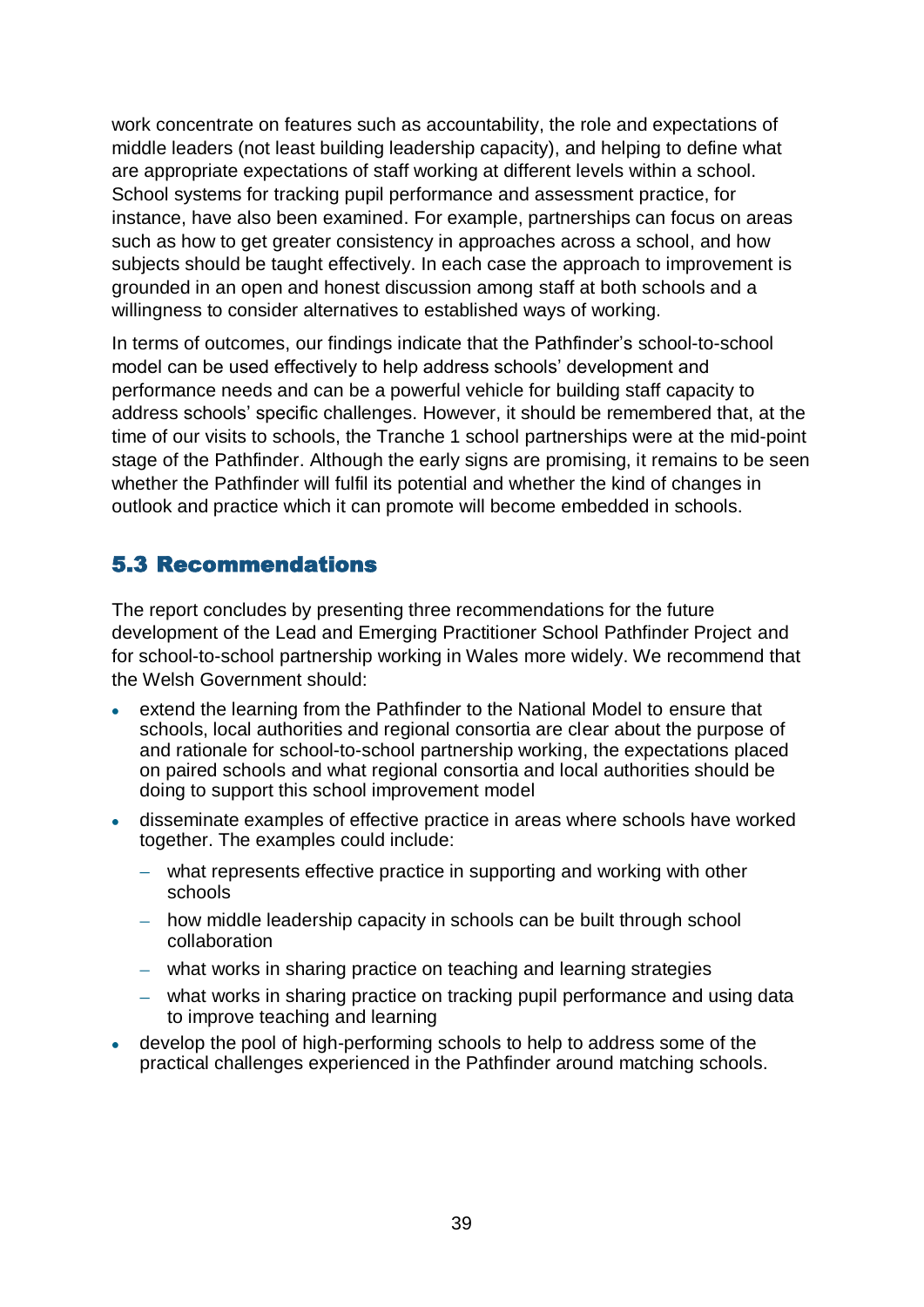work concentrate on features such as accountability, the role and expectations of middle leaders (not least building leadership capacity), and helping to define what are appropriate expectations of staff working at different levels within a school. School systems for tracking pupil performance and assessment practice, for instance, have also been examined. For example, partnerships can focus on areas such as how to get greater consistency in approaches across a school, and how subjects should be taught effectively. In each case the approach to improvement is grounded in an open and honest discussion among staff at both schools and a willingness to consider alternatives to established ways of working.

In terms of outcomes, our findings indicate that the Pathfinder's school-to-school model can be used effectively to help address schools' development and performance needs and can be a powerful vehicle for building staff capacity to address schools' specific challenges. However, it should be remembered that, at the time of our visits to schools, the Tranche 1 school partnerships were at the mid-point stage of the Pathfinder. Although the early signs are promising, it remains to be seen whether the Pathfinder will fulfil its potential and whether the kind of changes in outlook and practice which it can promote will become embedded in schools.

## 5.3 Recommendations

The report concludes by presenting three recommendations for the future development of the Lead and Emerging Practitioner School Pathfinder Project and for school-to-school partnership working in Wales more widely. We recommend that the Welsh Government should:

- extend the learning from the Pathfinder to the National Model to ensure that schools, local authorities and regional consortia are clear about the purpose of and rationale for school-to-school partnership working, the expectations placed on paired schools and what regional consortia and local authorities should be doing to support this school improvement model
- disseminate examples of effective practice in areas where schools have worked together. The examples could include:
  - what represents effective practice in supporting and working with other schools
  - how middle leadership capacity in schools can be built through school collaboration
  - what works in sharing practice on teaching and learning strategies
  - what works in sharing practice on tracking pupil performance and using data to improve teaching and learning
- develop the pool of high-performing schools to help to address some of the practical challenges experienced in the Pathfinder around matching schools.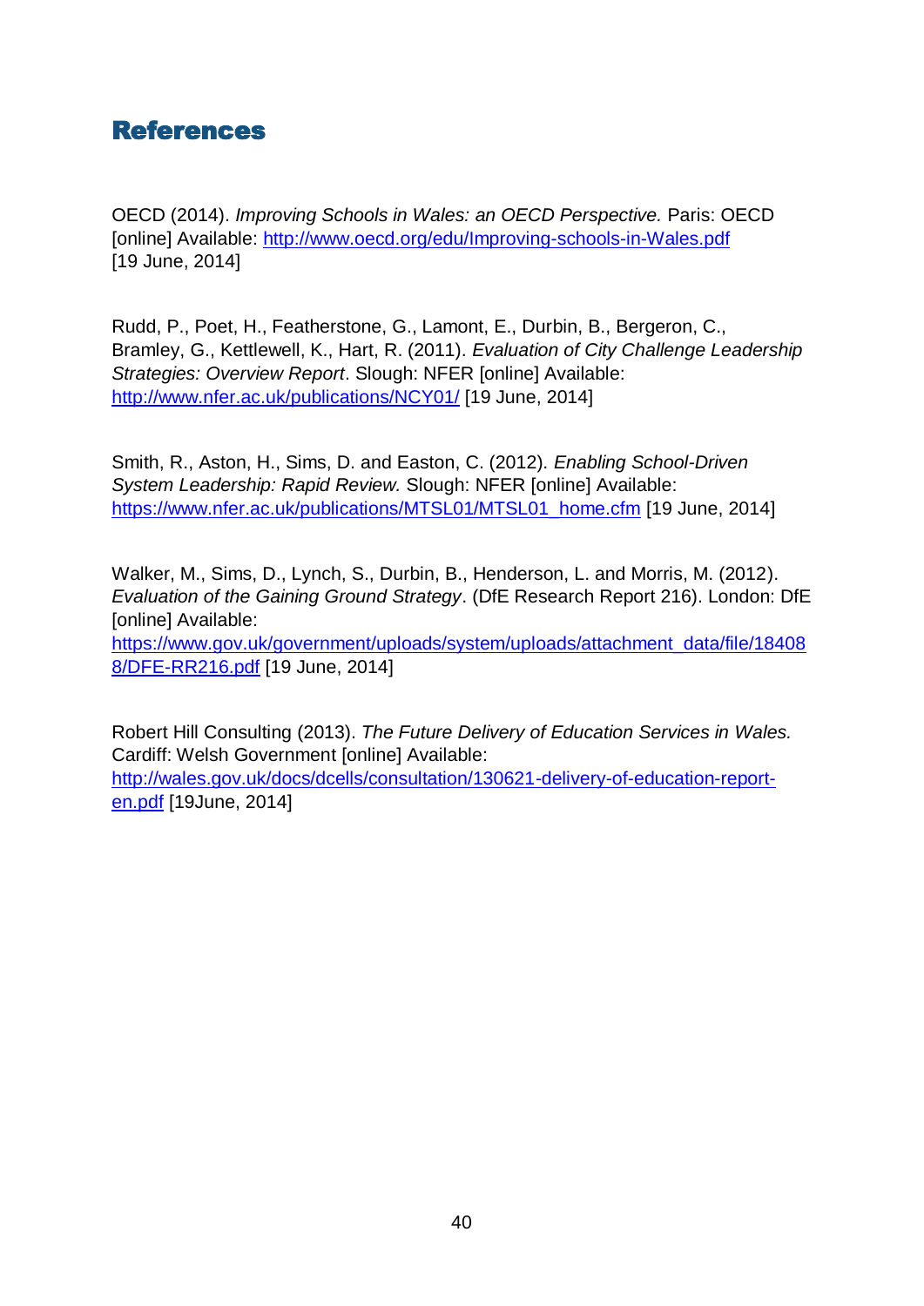## References

OECD (2014). *Improving Schools in Wales: an OECD Perspective.* Paris: OECD [online] Available: http://www.oecd.org/edu/Improving-schools-in-Wales.pdf [19 June, 2014]

Rudd, P., Poet, H., Featherstone, G., Lamont, E., Durbin, B., Bergeron, C., Bramley, G., Kettlewell, K., Hart, R. (2011). *Evaluation of City Challenge Leadership Strategies: Overview Report*. Slough: NFER [online] Available: http://www.nfer.ac.uk/publications/NCY01/ [19 June, 2014]

Smith, R., Aston, H., Sims, D. and Easton, C. (2012). *Enabling School-Driven System Leadership: Rapid Review.* Slough: NFER [online] Available: https://www.nfer.ac.uk/publications/MTSL01/MTSL01_home.cfm [19 June, 2014]

Walker, M., Sims, D., Lynch, S., Durbin, B., Henderson, L. and Morris, M. (2012). *Evaluation of the Gaining Ground Strategy*. (DfE Research Report 216). London: DfE [online] Available: https://www.gov.uk/government/uploads/system/uploads/attachment_data/file/184088/DFE-RR216.pdf [19 June, 2014]

Robert Hill Consulting (2013). *The Future Delivery of Education Services in Wales.* Cardiff: Welsh Government [online] Available: http://wales.gov.uk/docs/dcells/consultation/130621-delivery-of-education-report-en.pdf [19June, 2014]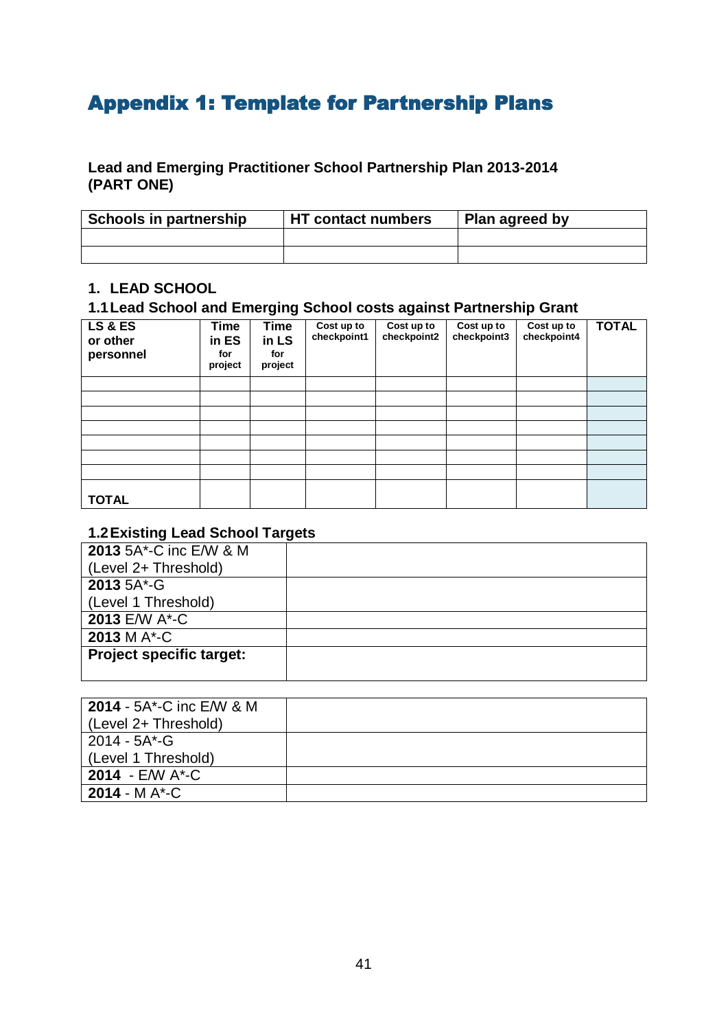# Appendix 1: Template for Partnership Plans

**Lead and Emerging Practitioner School Partnership Plan 2013-2014 (PART ONE)**

| Schools in partnership | HT contact numbers | Plan agreed by |
|---|---|---|
| | | |
| | | |

## 1. LEAD SCHOOL

### 1.1 Lead School and Emerging School costs against Partnership Grant

| LS & ES or other personnel | Time in ES for project | Time in LS for project | Cost up to checkpoint1 | Cost up to checkpoint2 | Cost up to checkpoint3 | Cost up to checkpoint4 | TOTAL |
|---|---|---|---|---|---|---|---|
| | | | | | | | |
| | | | | | | | |
| | | | | | | | |
| | | | | | | | |
| | | | | | | | |
| | | | | | | | |
| | | | | | | | |
| **TOTAL** | | | | | | | |

### 1.2 Existing Lead School Targets

| | |
|---|---|
| **2013** 5A*-C inc E/W & M (Level 2+ Threshold) | |
| **2013** 5A*-G (Level 1 Threshold) | |
| **2013** E/W A*-C | |
| **2013** M A*-C | |
| **Project specific target:** | |

| | |
|---|---|
| **2014** - 5A*-C inc E/W & M (Level 2+ Threshold) | |
| 2014 - 5A*-G (Level 1 Threshold) | |
| **2014** - E/W A*-C | |
| **2014** - M A*-C | |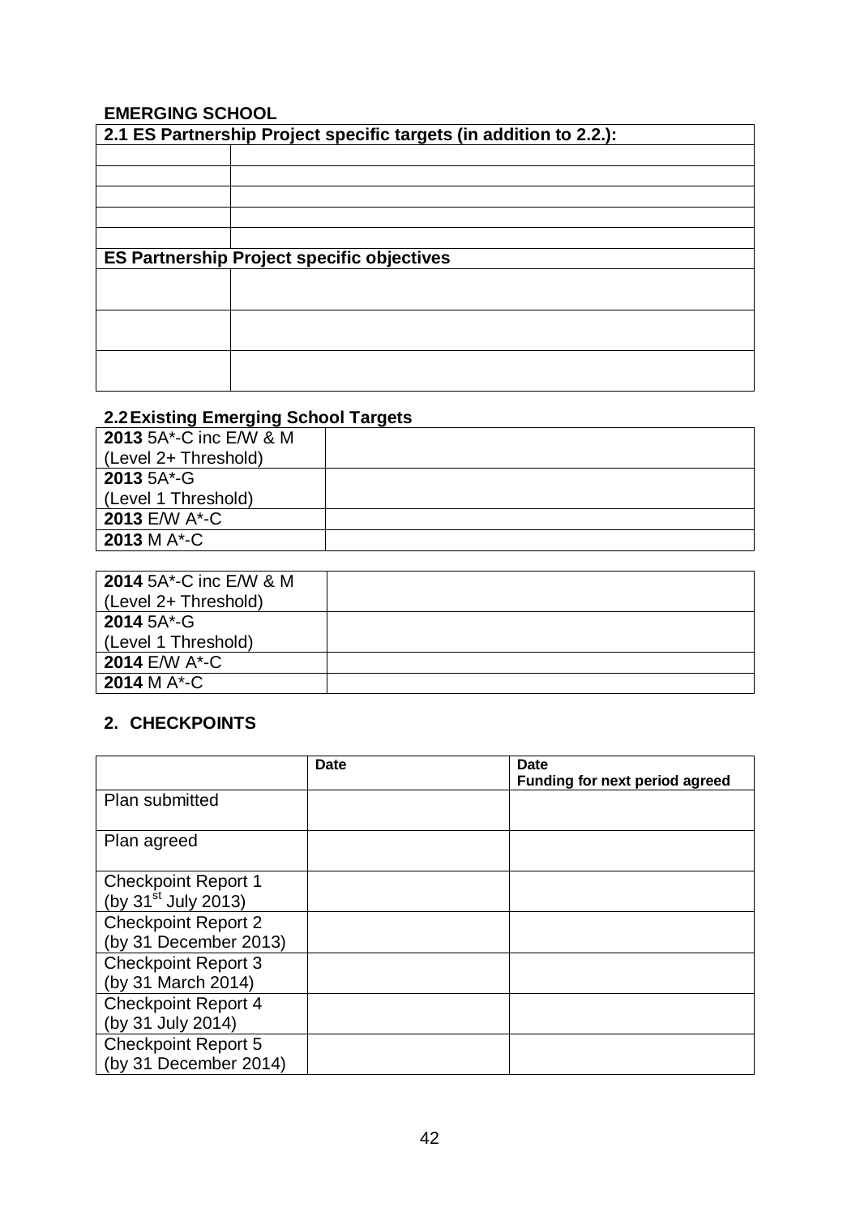**EMERGING SCHOOL**

| 2.1 ES Partnership Project specific targets (in addition to 2.2.): | |
|---|---|
| | |
| | |
| | |
| | |
| | |
| **ES Partnership Project specific objectives** | |
| | |
| | |
| | |

## 2.2 Existing Emerging School Targets

| | |
|---|---|
| **2013** 5A*-C inc E/W & M (Level 2+ Threshold) | |
| **2013** 5A*-G (Level 1 Threshold) | |
| **2013** E/W A*-C | |
| **2013** M A*-C | |

| | |
|---|---|
| **2014** 5A*-C inc E/W & M (Level 2+ Threshold) | |
| **2014** 5A*-G (Level 1 Threshold) | |
| **2014** E/W A*-C | |
| **2014** M A*-C | |

## 2. CHECKPOINTS

| | Date | Date Funding for next period agreed |
|---|---|---|
| Plan submitted | | |
| Plan agreed | | |
| Checkpoint Report 1 (by 31st July 2013) | | |
| Checkpoint Report 2 (by 31 December 2013) | | |
| Checkpoint Report 3 (by 31 March 2014) | | |
| Checkpoint Report 4 (by 31 July 2014) | | |
| Checkpoint Report 5 (by 31 December 2014) | | |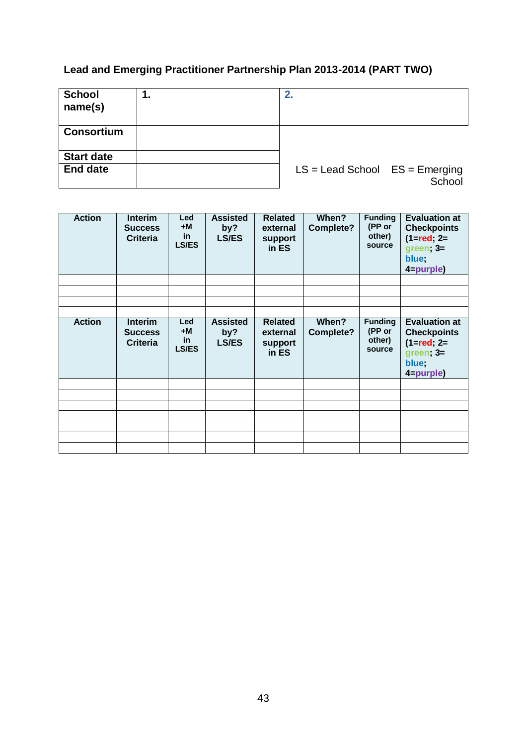**Lead and Emerging Practitioner Partnership Plan 2013-2014 (PART TWO)**

| **School name(s)** | **1.** | **2.** |
|---|---|---|
| **Consortium** | | |
| **Start date** | | LS = Lead School ES = Emerging School |
| **End date** | | |

| Action | Interim Success Criteria | Led +M in LS/ES | Assisted by? LS/ES | Related external support in ES | When? Complete? | Funding (PP or other) source | Evaluation at Checkpoints (1=red; 2= green; 3= blue; 4=purple) |
|---|---|---|---|---|---|---|---|
| | | | | | | | |
| | | | | | | | |
| | | | | | | | |
| | | | | | | | |
| **Action** | **Interim Success Criteria** | **Led +M in LS/ES** | **Assisted by? LS/ES** | **Related external support in ES** | **When? Complete?** | **Funding (PP or other) source** | **Evaluation at Checkpoints (1=red; 2= green; 3= blue; 4=purple)** |
| | | | | | | | |
| | | | | | | | |
| | | | | | | | |
| | | | | | | | |
| | | | | | | | |
| | | | | | | | |
| | | | | | | | |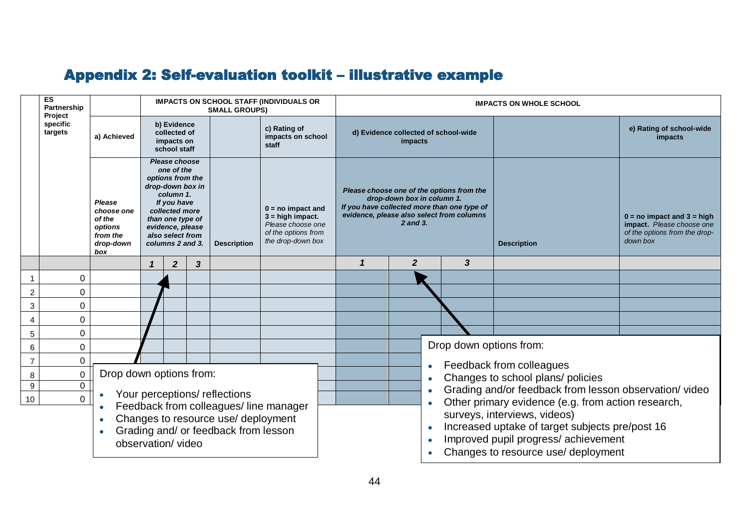## Appendix 2: Self-evaluation toolkit – illustrative example

| | ES Partnership Project specific targets | | IMPACTS ON SCHOOL STAFF (INDIVIDUALS OR SMALL GROUPS) | | | | | IMPACTS ON WHOLE SCHOOL | | | | |
|---|---|---|---|---|---|---|---|---|---|---|---|---|
| | | a) Achieved | b) Evidence collected of impacts on school staff | | | | c) Rating of impacts on school staff | d) Evidence collected of school-wide impacts | | | | e) Rating of school-wide impacts |
| | | *Please choose one of the options from the drop-down box* | *Please choose one of the options from the drop-down box in column 1. If you have collected more than one type of evidence, please also select from columns 2 and 3.* | | | Description | 0 = no impact and 3 = high impact. *Please choose one of the options from the drop-down box* | *Please choose one of the options from the drop-down box in column 1. If you have collected more than one type of evidence, please also select from columns 2 and 3.* | | | Description | 0 = no impact and 3 = high impact. *Please choose one of the options from the drop-down box* |
| | | | *1* | *2* | *3* | | | *1* | *2* | *3* | | |
| 1 | 0 | | | | | | | | | | | |
| 2 | 0 | | | | | | | | | | | |
| 3 | 0 | | | | | | | | | | | |
| 4 | 0 | | | | | | | | | | | |
| 5 | 0 | | | | | | | | | | | |
| 6 | 0 | | | | | | | | | | | |
| 7 | 0 | | | | | | | | | | | |
| 8 | 0 | | | | | | | | | | | |
| 9 | 0 | | | | | | | | | | | |
| 10 | 0 | | | | | | | | | | | |

Drop down options from:

- Your perceptions/ reflections
- Feedback from colleagues/ line manager
- Changes to resource use/ deployment
- Grading and/ or feedback from lesson observation/ video

Drop down options from:

- Feedback from colleagues
- Changes to school plans/ policies
- Grading and/or feedback from lesson observation/ video
- Other primary evidence (e.g. from action research, surveys, interviews, videos)
- Increased uptake of target subjects pre/post 16
- Improved pupil progress/ achievement
- Changes to resource use/ deployment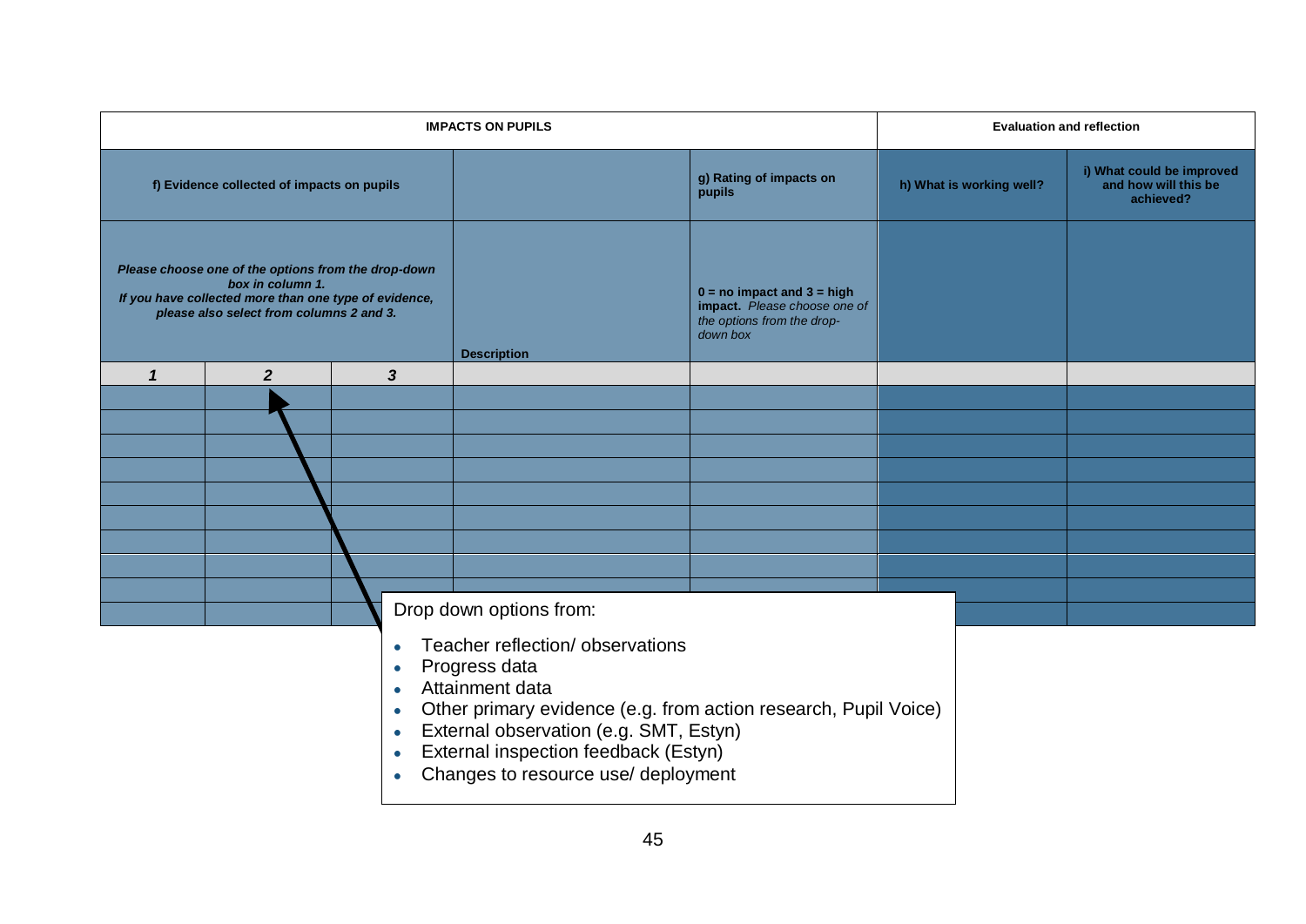| IMPACTS ON PUPILS | | | | | Evaluation and reflection | |
|---|---|---|---|---|---|---|
| f) Evidence collected of impacts on pupils | | | | g) Rating of impacts on pupils | h) What is working well? | i) What could be improved and how will this be achieved? |
| *Please choose one of the options from the drop-down box in column 1. If you have collected more than one type of evidence, please also select from columns 2 and 3.* | | | Description | **0 = no impact and 3 = high impact.** *Please choose one of the options from the drop-down box* | | |
| ***1*** | ***2*** | ***3*** | | | | |
| | | | | | | |
| | | | | | | |
| | | | | | | |
| | | | | | | |
| | | | | | | |
| | | | | | | |
| | | | | | | |
| | | | | | | |
| | | | | | | |
| | | | | | | |

Drop down options from:

- Teacher reflection/ observations
- Progress data
- Attainment data
- Other primary evidence (e.g. from action research, Pupil Voice)
- External observation (e.g. SMT, Estyn)
- External inspection feedback (Estyn)
- Changes to resource use/ deployment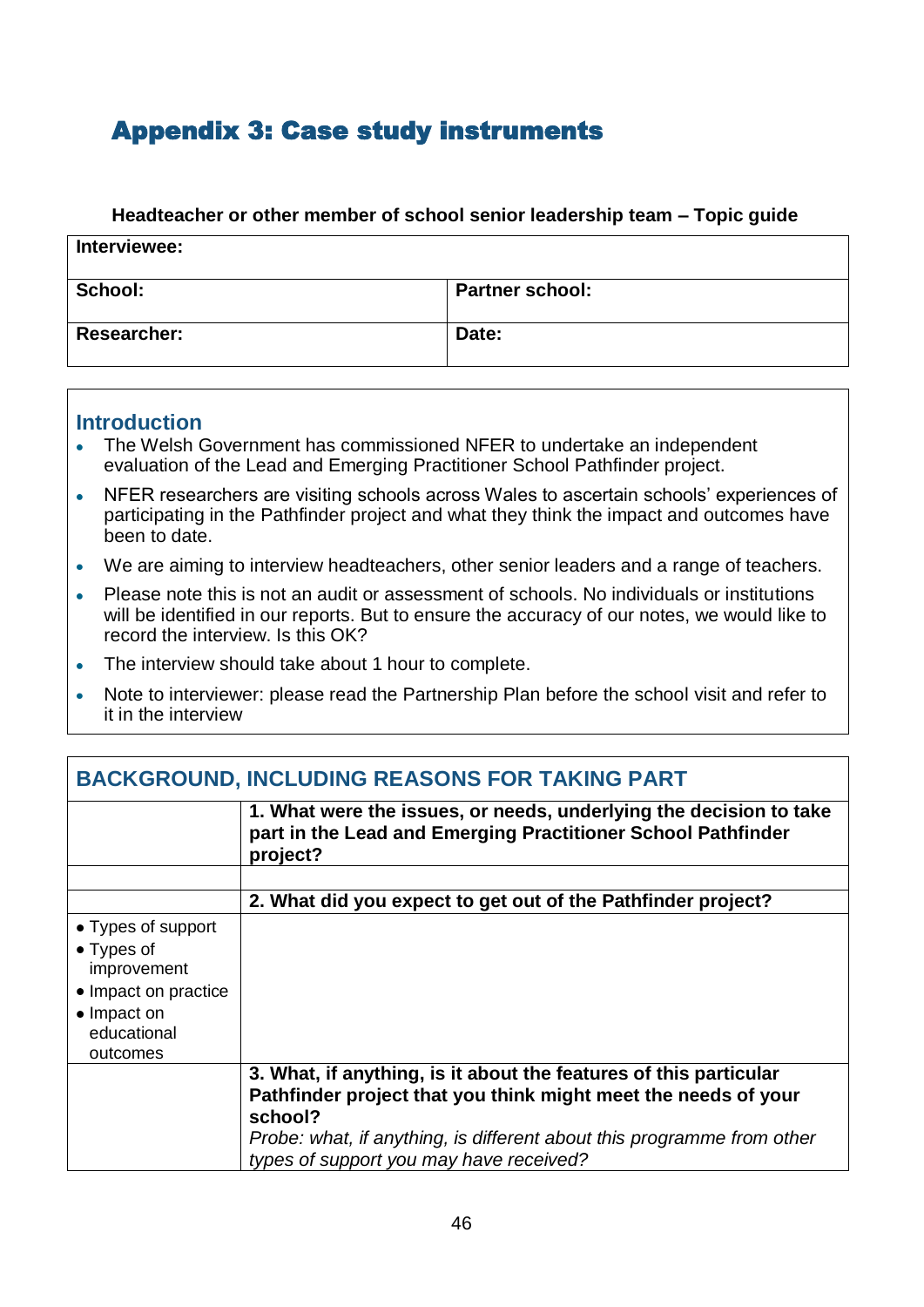# Appendix 3: Case study instruments

**Headteacher or other member of school senior leadership team – Topic guide**

| **Interviewee:** | |
|---|---|
| **School:** | **Partner school:** |
| **Researcher:** | **Date:** |

## Introduction

- The Welsh Government has commissioned NFER to undertake an independent evaluation of the Lead and Emerging Practitioner School Pathfinder project.
- NFER researchers are visiting schools across Wales to ascertain schools' experiences of participating in the Pathfinder project and what they think the impact and outcomes have been to date.
- We are aiming to interview headteachers, other senior leaders and a range of teachers.
- Please note this is not an audit or assessment of schools. No individuals or institutions will be identified in our reports. But to ensure the accuracy of our notes, we would like to record the interview. Is this OK?
- The interview should take about 1 hour to complete.
- Note to interviewer: please read the Partnership Plan before the school visit and refer to it in the interview

| **BACKGROUND, INCLUDING REASONS FOR TAKING PART** | |
|---|---|
| | **1. What were the issues, or needs, underlying the decision to take part in the Lead and Emerging Practitioner School Pathfinder project?** |
| | |
| | **2. What did you expect to get out of the Pathfinder project?** |
| • Types of support<br>• Types of improvement<br>• Impact on practice<br>• Impact on educational outcomes | |
| | **3. What, if anything, is it about the features of this particular Pathfinder project that you think might meet the needs of your school?**<br>*Probe: what, if anything, is different about this programme from other types of support you may have received?* |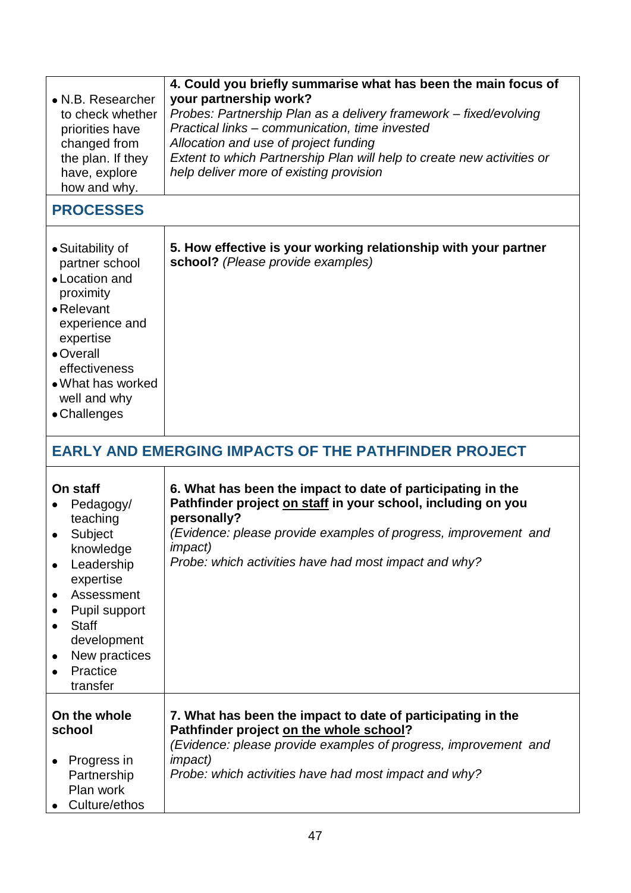| | |
|---|---|
| • N.B. Researcher to check whether priorities have changed from the plan. If they have, explore how and why. | **4. Could you briefly summarise what has been the main focus of your partnership work?**<br>*Probes: Partnership Plan as a delivery framework – fixed/evolving*<br>*Practical links – communication, time invested*<br>*Allocation and use of project funding*<br>*Extent to which Partnership Plan will help to create new activities or help deliver more of existing provision* |
| **PROCESSES** | |
| • Suitability of partner school<br>• Location and proximity<br>• Relevant experience and expertise<br>• Overall effectiveness<br>• What has worked well and why<br>• Challenges | **5. How effective is your working relationship with your partner school?** *(Please provide examples)* |
| **EARLY AND EMERGING IMPACTS OF THE PATHFINDER PROJECT** | |
| **On staff**<br>• Pedagogy/ teaching<br>• Subject knowledge<br>• Leadership expertise<br>• Assessment<br>• Pupil support<br>• Staff development<br>• New practices<br>• Practice transfer | **6. What has been the impact to date of participating in the Pathfinder project <u>on staff</u> in your school, including on you personally?**<br>*(Evidence: please provide examples of progress, improvement and impact)*<br>*Probe: which activities have had most impact and why?* |
| **On the whole school**<br>• Progress in Partnership Plan work<br>• Culture/ethos | **7. What has been the impact to date of participating in the Pathfinder project <u>on the whole school</u>?**<br>*(Evidence: please provide examples of progress, improvement and impact)*<br>*Probe: which activities have had most impact and why?* |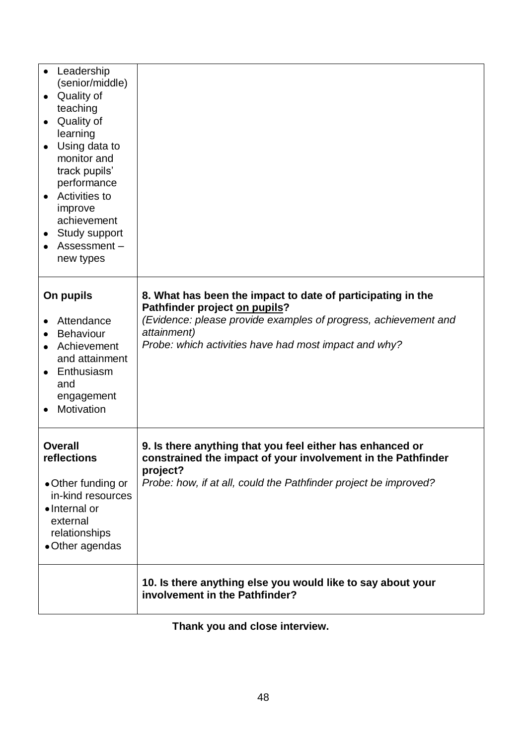| | |
|---|---|
| • Leadership (senior/middle)<br>• Quality of teaching<br>• Quality of learning<br>• Using data to monitor and track pupils' performance<br>• Activities to improve achievement<br>• Study support<br>• Assessment – new types | |
| **On pupils**<br><br>• Attendance<br>• Behaviour<br>• Achievement and attainment<br>• Enthusiasm and engagement<br>• Motivation | **8. What has been the impact to date of participating in the Pathfinder project <u>on pupils</u>?**<br>*(Evidence: please provide examples of progress, achievement and attainment)*<br>*Probe: which activities have had most impact and why?* |
| **Overall reflections**<br><br>• Other funding or in-kind resources<br>• Internal or external relationships<br>• Other agendas | **9. Is there anything that you feel either has enhanced or constrained the impact of your involvement in the Pathfinder project?**<br>*Probe: how, if at all, could the Pathfinder project be improved?* |
| | **10. Is there anything else you would like to say about your involvement in the Pathfinder?** |

**Thank you and close interview.**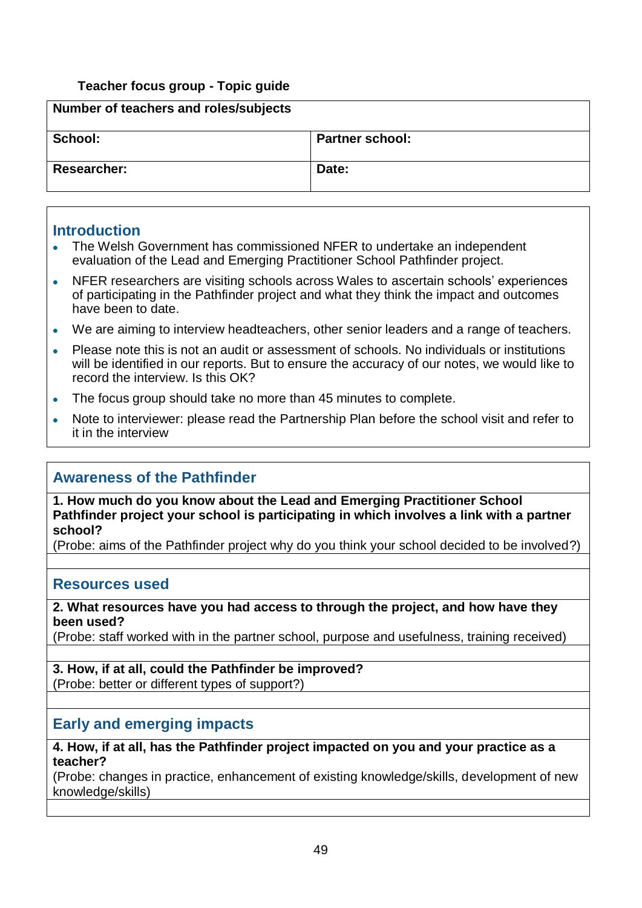**Teacher focus group - Topic guide**

| Number of teachers and roles/subjects | |
|---|---|
| **School:** | **Partner school:** |
| **Researcher:** | **Date:** |

## Introduction

- The Welsh Government has commissioned NFER to undertake an independent evaluation of the Lead and Emerging Practitioner School Pathfinder project.
- NFER researchers are visiting schools across Wales to ascertain schools' experiences of participating in the Pathfinder project and what they think the impact and outcomes have been to date.
- We are aiming to interview headteachers, other senior leaders and a range of teachers.
- Please note this is not an audit or assessment of schools. No individuals or institutions will be identified in our reports. But to ensure the accuracy of our notes, we would like to record the interview. Is this OK?
- The focus group should take no more than 45 minutes to complete.
- Note to interviewer: please read the Partnership Plan before the school visit and refer to it in the interview

## Awareness of the Pathfinder

**1. How much do you know about the Lead and Emerging Practitioner School Pathfinder project your school is participating in which involves a link with a partner school?**
(Probe: aims of the Pathfinder project why do you think your school decided to be involved?)

## Resources used

**2. What resources have you had access to through the project, and how have they been used?**
(Probe: staff worked with in the partner school, purpose and usefulness, training received)

**3. How, if at all, could the Pathfinder be improved?**
(Probe: better or different types of support?)

## Early and emerging impacts

**4. How, if at all, has the Pathfinder project impacted on you and your practice as a teacher?**
(Probe: changes in practice, enhancement of existing knowledge/skills, development of new knowledge/skills)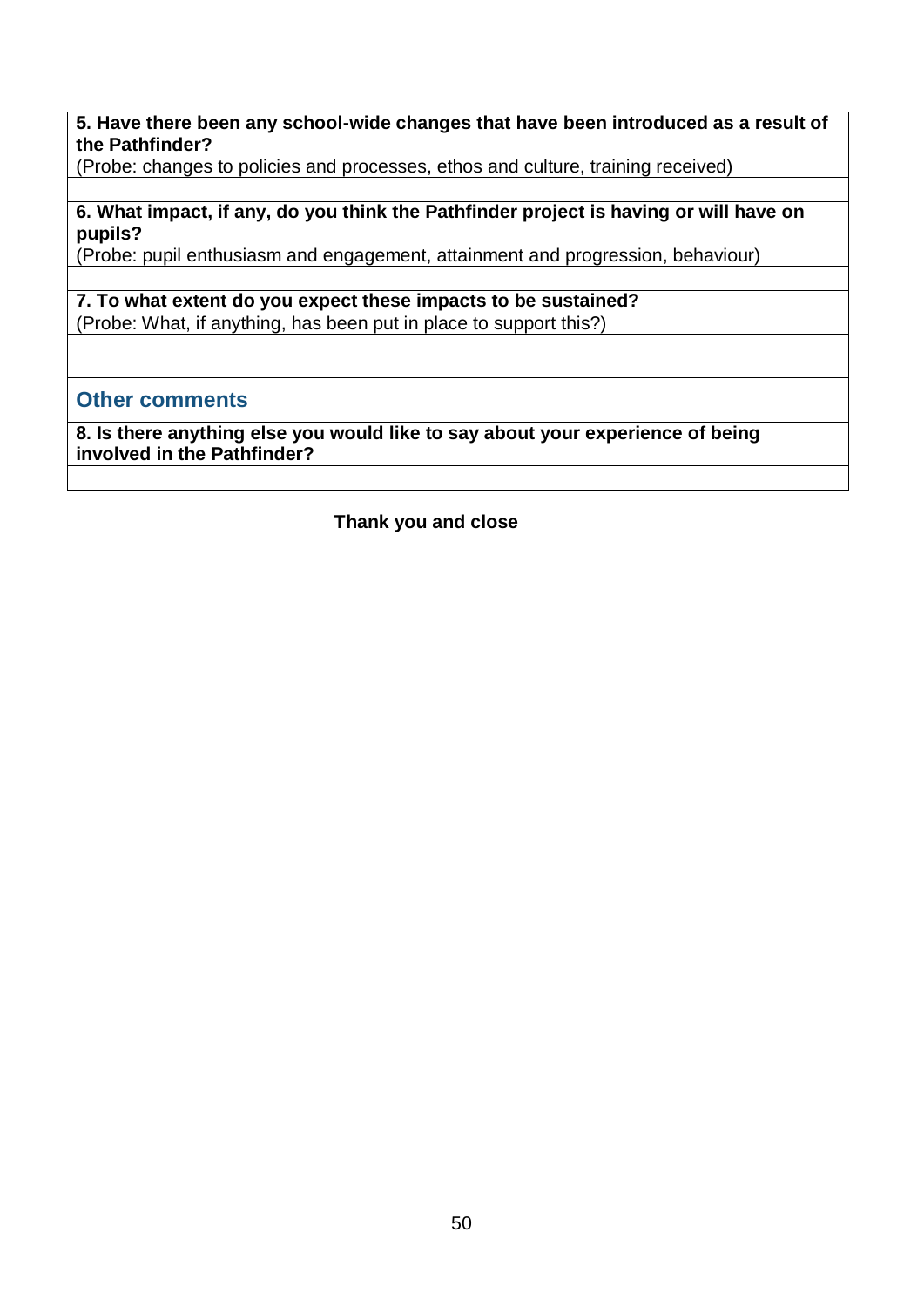**5. Have there been any school-wide changes that have been introduced as a result of the Pathfinder?**
(Probe: changes to policies and processes, ethos and culture, training received)

**6. What impact, if any, do you think the Pathfinder project is having or will have on pupils?**
(Probe: pupil enthusiasm and engagement, attainment and progression, behaviour)

**7. To what extent do you expect these impacts to be sustained?**
(Probe: What, if anything, has been put in place to support this?)

## Other comments

**8. Is there anything else you would like to say about your experience of being involved in the Pathfinder?**

**Thank you and close**